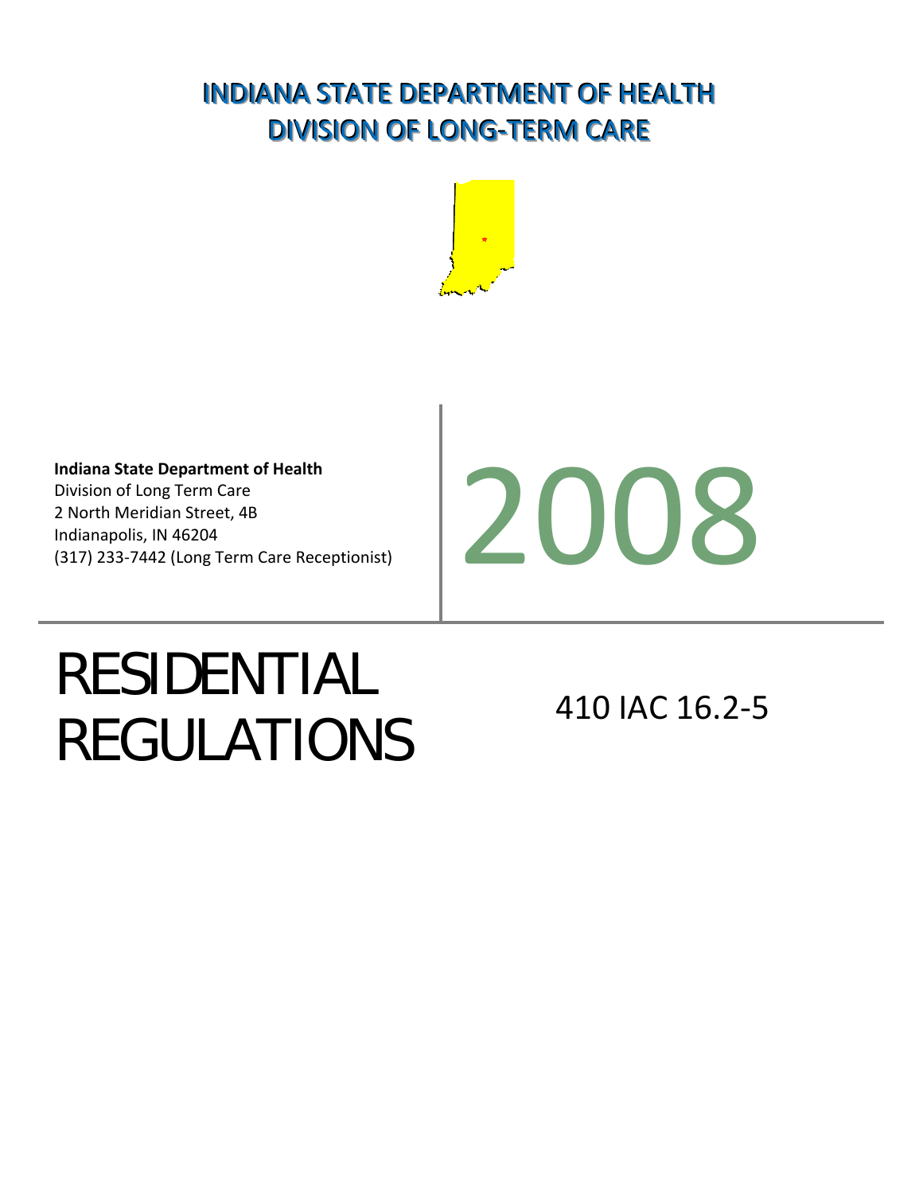# INDIANA STATE DEPARTMENT OF HEALTH
# DIVISION OF LONG-TERM CARE

**Indiana State Department of Health**
Division of Long Term Care
2 North Meridian Street, 4B
Indianapolis, IN 46204
(317) 233-7442 (Long Term Care Receptionist)

2008

# RESIDENTIAL REGULATIONS

410 IAC 16.2-5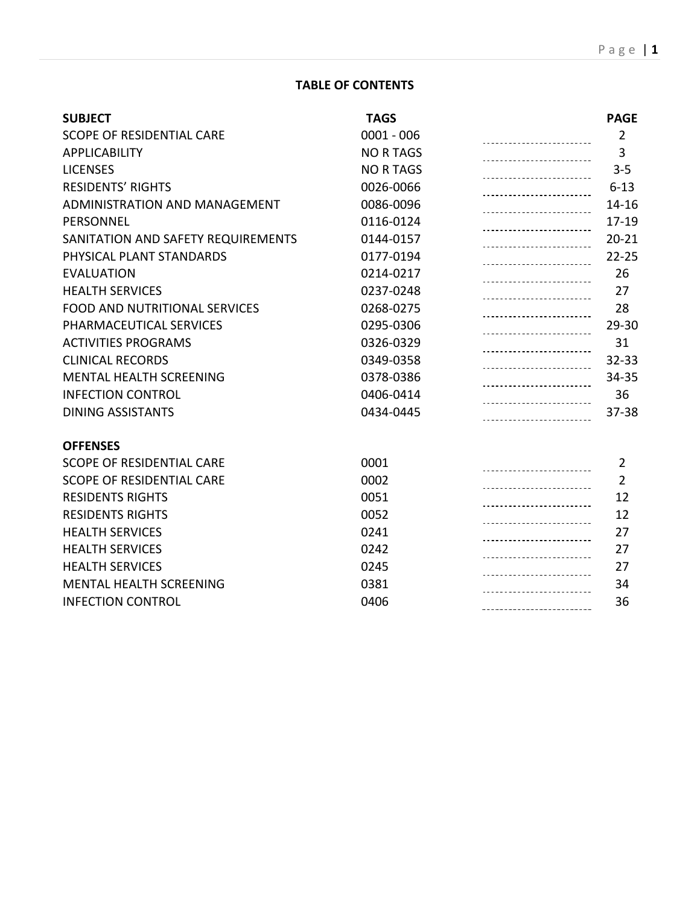## TABLE OF CONTENTS

| SUBJECT | TAGS | PAGE |
|---|---|---|
| SCOPE OF RESIDENTIAL CARE | 0001 - 006 | 2 |
| APPLICABILITY | NO R TAGS | 3 |
| LICENSES | NO R TAGS | 3-5 |
| RESIDENTS' RIGHTS | 0026-0066 | 6-13 |
| ADMINISTRATION AND MANAGEMENT | 0086-0096 | 14-16 |
| PERSONNEL | 0116-0124 | 17-19 |
| SANITATION AND SAFETY REQUIREMENTS | 0144-0157 | 20-21 |
| PHYSICAL PLANT STANDARDS | 0177-0194 | 22-25 |
| EVALUATION | 0214-0217 | 26 |
| HEALTH SERVICES | 0237-0248 | 27 |
| FOOD AND NUTRITIONAL SERVICES | 0268-0275 | 28 |
| PHARMACEUTICAL SERVICES | 0295-0306 | 29-30 |
| ACTIVITIES PROGRAMS | 0326-0329 | 31 |
| CLINICAL RECORDS | 0349-0358 | 32-33 |
| MENTAL HEALTH SCREENING | 0378-0386 | 34-35 |
| INFECTION CONTROL | 0406-0414 | 36 |
| DINING ASSISTANTS | 0434-0445 | 37-38 |

| OFFENSES | | |
|---|---|---|
| SCOPE OF RESIDENTIAL CARE | 0001 | 2 |
| SCOPE OF RESIDENTIAL CARE | 0002 | 2 |
| RESIDENTS RIGHTS | 0051 | 12 |
| RESIDENTS RIGHTS | 0052 | 12 |
| HEALTH SERVICES | 0241 | 27 |
| HEALTH SERVICES | 0242 | 27 |
| HEALTH SERVICES | 0245 | 27 |
| MENTAL HEALTH SCREENING | 0381 | 34 |
| INFECTION CONTROL | 0406 | 36 |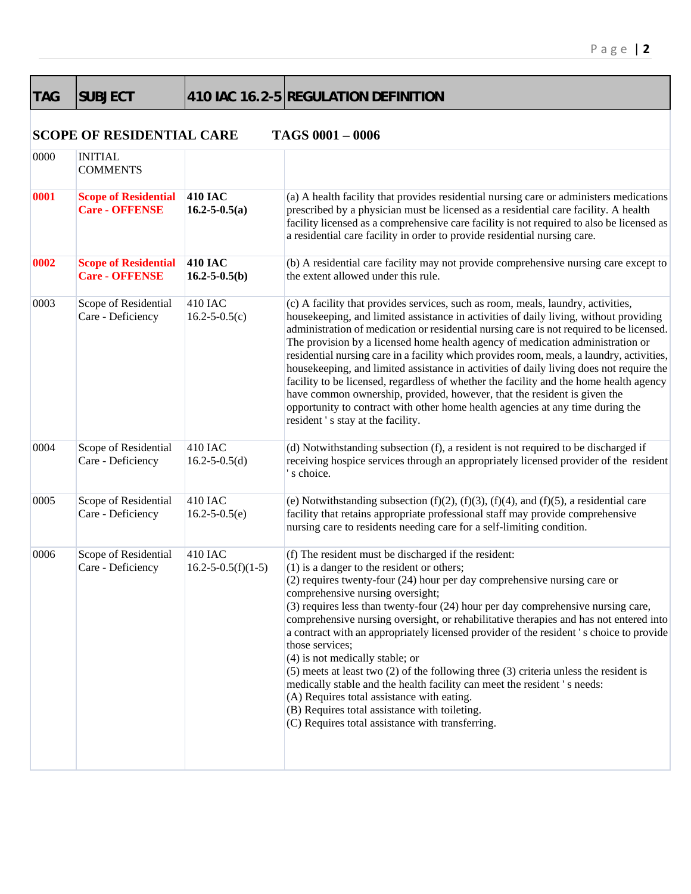| TAG | SUBJECT | 410 IAC 16.2-5 | REGULATION DEFINITION |
|---|---|---|---|
| **SCOPE OF RESIDENTIAL CARE** | | **TAGS 0001 – 0006** | |
| 0000 | INITIAL COMMENTS | | |
| **0001** | **Scope of Residential Care - OFFENSE** | **410 IAC 16.2-5-0.5(a)** | (a) A health facility that provides residential nursing care or administers medications prescribed by a physician must be licensed as a residential care facility. A health facility licensed as a comprehensive care facility is not required to also be licensed as a residential care facility in order to provide residential nursing care. |
| **0002** | **Scope of Residential Care - OFFENSE** | **410 IAC 16.2-5-0.5(b)** | (b) A residential care facility may not provide comprehensive nursing care except to the extent allowed under this rule. |
| 0003 | Scope of Residential Care - Deficiency | 410 IAC 16.2-5-0.5(c) | (c) A facility that provides services, such as room, meals, laundry, activities, housekeeping, and limited assistance in activities of daily living, without providing administration of medication or residential nursing care is not required to be licensed. The provision by a licensed home health agency of medication administration or residential nursing care in a facility which provides room, meals, a laundry, activities, housekeeping, and limited assistance in activities of daily living does not require the facility to be licensed, regardless of whether the facility and the home health agency have common ownership, provided, however, that the resident is given the opportunity to contract with other home health agencies at any time during the resident ' s stay at the facility. |
| 0004 | Scope of Residential Care - Deficiency | 410 IAC 16.2-5-0.5(d) | (d) Notwithstanding subsection (f), a resident is not required to be discharged if receiving hospice services through an appropriately licensed provider of the resident ' s choice. |
| 0005 | Scope of Residential Care - Deficiency | 410 IAC 16.2-5-0.5(e) | (e) Notwithstanding subsection (f)(2), (f)(3), (f)(4), and (f)(5), a residential care facility that retains appropriate professional staff may provide comprehensive nursing care to residents needing care for a self-limiting condition. |
| 0006 | Scope of Residential Care - Deficiency | 410 IAC 16.2-5-0.5(f)(1-5) | (f) The resident must be discharged if the resident:<br>(1) is a danger to the resident or others;<br>(2) requires twenty-four (24) hour per day comprehensive nursing care or comprehensive nursing oversight;<br>(3) requires less than twenty-four (24) hour per day comprehensive nursing care, comprehensive nursing oversight, or rehabilitative therapies and has not entered into a contract with an appropriately licensed provider of the resident ' s choice to provide those services;<br>(4) is not medically stable; or<br>(5) meets at least two (2) of the following three (3) criteria unless the resident is medically stable and the health facility can meet the resident ' s needs:<br>(A) Requires total assistance with eating.<br>(B) Requires total assistance with toileting.<br>(C) Requires total assistance with transferring. |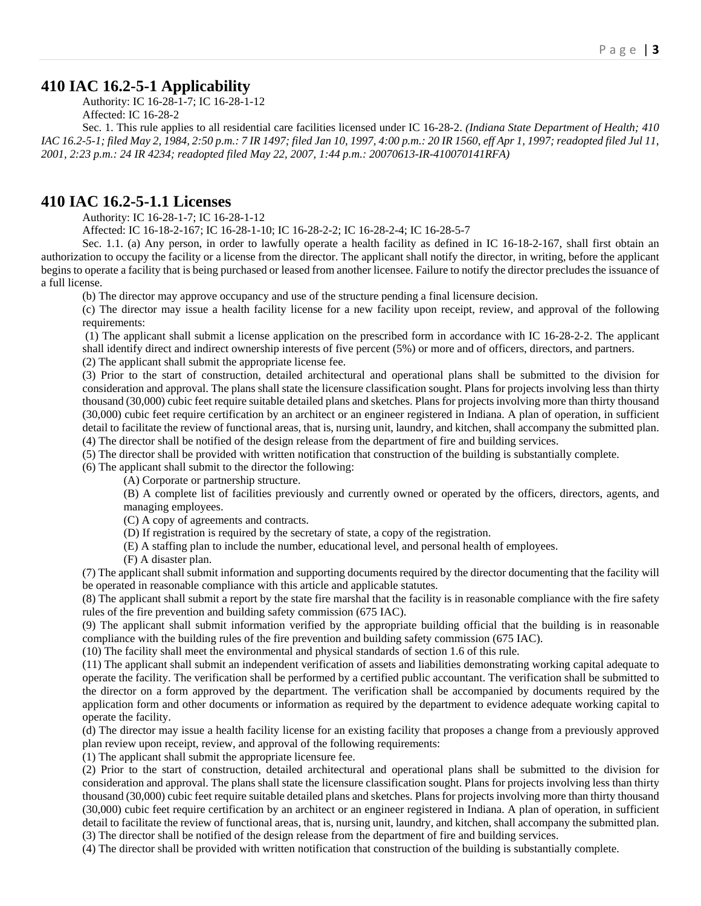## 410 IAC 16.2-5-1 Applicability

Authority: IC 16-28-1-7; IC 16-28-1-12

Affected: IC 16-28-2

Sec. 1. This rule applies to all residential care facilities licensed under IC 16-28-2. *(Indiana State Department of Health; 410 IAC 16.2-5-1; filed May 2, 1984, 2:50 p.m.: 7 IR 1497; filed Jan 10, 1997, 4:00 p.m.: 20 IR 1560, eff Apr 1, 1997; readopted filed Jul 11, 2001, 2:23 p.m.: 24 IR 4234; readopted filed May 22, 2007, 1:44 p.m.: 20070613-IR-410070141RFA)*

## 410 IAC 16.2-5-1.1 Licenses

Authority: IC 16-28-1-7; IC 16-28-1-12

Affected: IC 16-18-2-167; IC 16-28-1-10; IC 16-28-2-2; IC 16-28-2-4; IC 16-28-5-7

Sec. 1.1. (a) Any person, in order to lawfully operate a health facility as defined in IC 16-18-2-167, shall first obtain an authorization to occupy the facility or a license from the director. The applicant shall notify the director, in writing, before the applicant begins to operate a facility that is being purchased or leased from another licensee. Failure to notify the director precludes the issuance of a full license.

(b) The director may approve occupancy and use of the structure pending a final licensure decision.

(c) The director may issue a health facility license for a new facility upon receipt, review, and approval of the following requirements:

(1) The applicant shall submit a license application on the prescribed form in accordance with IC 16-28-2-2. The applicant shall identify direct and indirect ownership interests of five percent (5%) or more and of officers, directors, and partners.

(2) The applicant shall submit the appropriate license fee.

(3) Prior to the start of construction, detailed architectural and operational plans shall be submitted to the division for consideration and approval. The plans shall state the licensure classification sought. Plans for projects involving less than thirty thousand (30,000) cubic feet require suitable detailed plans and sketches. Plans for projects involving more than thirty thousand (30,000) cubic feet require certification by an architect or an engineer registered in Indiana. A plan of operation, in sufficient detail to facilitate the review of functional areas, that is, nursing unit, laundry, and kitchen, shall accompany the submitted plan.

(4) The director shall be notified of the design release from the department of fire and building services.

(5) The director shall be provided with written notification that construction of the building is substantially complete.

(6) The applicant shall submit to the director the following:

(A) Corporate or partnership structure.

(B) A complete list of facilities previously and currently owned or operated by the officers, directors, agents, and managing employees.

(C) A copy of agreements and contracts.

(D) If registration is required by the secretary of state, a copy of the registration.

(E) A staffing plan to include the number, educational level, and personal health of employees.

(F) A disaster plan.

(7) The applicant shall submit information and supporting documents required by the director documenting that the facility will be operated in reasonable compliance with this article and applicable statutes.

(8) The applicant shall submit a report by the state fire marshal that the facility is in reasonable compliance with the fire safety rules of the fire prevention and building safety commission (675 IAC).

(9) The applicant shall submit information verified by the appropriate building official that the building is in reasonable compliance with the building rules of the fire prevention and building safety commission (675 IAC).

(10) The facility shall meet the environmental and physical standards of section 1.6 of this rule.

(11) The applicant shall submit an independent verification of assets and liabilities demonstrating working capital adequate to operate the facility. The verification shall be performed by a certified public accountant. The verification shall be submitted to the director on a form approved by the department. The verification shall be accompanied by documents required by the application form and other documents or information as required by the department to evidence adequate working capital to operate the facility.

(d) The director may issue a health facility license for an existing facility that proposes a change from a previously approved plan review upon receipt, review, and approval of the following requirements:

(1) The applicant shall submit the appropriate licensure fee.

(2) Prior to the start of construction, detailed architectural and operational plans shall be submitted to the division for consideration and approval. The plans shall state the licensure classification sought. Plans for projects involving less than thirty thousand (30,000) cubic feet require suitable detailed plans and sketches. Plans for projects involving more than thirty thousand (30,000) cubic feet require certification by an architect or an engineer registered in Indiana. A plan of operation, in sufficient detail to facilitate the review of functional areas, that is, nursing unit, laundry, and kitchen, shall accompany the submitted plan.

(3) The director shall be notified of the design release from the department of fire and building services.

(4) The director shall be provided with written notification that construction of the building is substantially complete.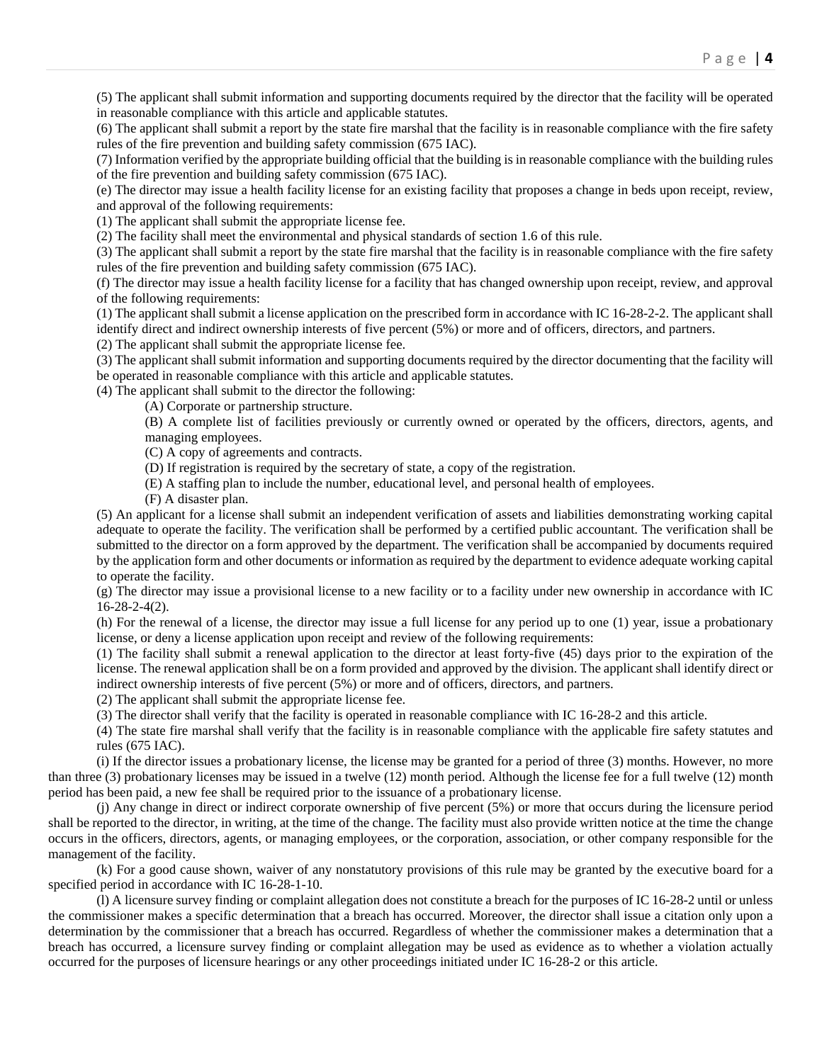(5) The applicant shall submit information and supporting documents required by the director that the facility will be operated in reasonable compliance with this article and applicable statutes.

(6) The applicant shall submit a report by the state fire marshal that the facility is in reasonable compliance with the fire safety rules of the fire prevention and building safety commission (675 IAC).

(7) Information verified by the appropriate building official that the building is in reasonable compliance with the building rules of the fire prevention and building safety commission (675 IAC).

(e) The director may issue a health facility license for an existing facility that proposes a change in beds upon receipt, review, and approval of the following requirements:

(1) The applicant shall submit the appropriate license fee.

(2) The facility shall meet the environmental and physical standards of section 1.6 of this rule.

(3) The applicant shall submit a report by the state fire marshal that the facility is in reasonable compliance with the fire safety rules of the fire prevention and building safety commission (675 IAC).

(f) The director may issue a health facility license for a facility that has changed ownership upon receipt, review, and approval of the following requirements:

(1) The applicant shall submit a license application on the prescribed form in accordance with IC 16-28-2-2. The applicant shall identify direct and indirect ownership interests of five percent (5%) or more and of officers, directors, and partners.

(2) The applicant shall submit the appropriate license fee.

(3) The applicant shall submit information and supporting documents required by the director documenting that the facility will be operated in reasonable compliance with this article and applicable statutes.

(4) The applicant shall submit to the director the following:

- (A) Corporate or partnership structure.
- (B) A complete list of facilities previously or currently owned or operated by the officers, directors, agents, and managing employees.
- (C) A copy of agreements and contracts.
- (D) If registration is required by the secretary of state, a copy of the registration.
- (E) A staffing plan to include the number, educational level, and personal health of employees.
- (F) A disaster plan.

(5) An applicant for a license shall submit an independent verification of assets and liabilities demonstrating working capital adequate to operate the facility. The verification shall be performed by a certified public accountant. The verification shall be submitted to the director on a form approved by the department. The verification shall be accompanied by documents required by the application form and other documents or information as required by the department to evidence adequate working capital to operate the facility.

(g) The director may issue a provisional license to a new facility or to a facility under new ownership in accordance with IC 16-28-2-4(2).

(h) For the renewal of a license, the director may issue a full license for any period up to one (1) year, issue a probationary license, or deny a license application upon receipt and review of the following requirements:

(1) The facility shall submit a renewal application to the director at least forty-five (45) days prior to the expiration of the license. The renewal application shall be on a form provided and approved by the division. The applicant shall identify direct or indirect ownership interests of five percent (5%) or more and of officers, directors, and partners.

(2) The applicant shall submit the appropriate license fee.

(3) The director shall verify that the facility is operated in reasonable compliance with IC 16-28-2 and this article.

(4) The state fire marshal shall verify that the facility is in reasonable compliance with the applicable fire safety statutes and rules (675 IAC).

(i) If the director issues a probationary license, the license may be granted for a period of three (3) months. However, no more than three (3) probationary licenses may be issued in a twelve (12) month period. Although the license fee for a full twelve (12) month period has been paid, a new fee shall be required prior to the issuance of a probationary license.

(j) Any change in direct or indirect corporate ownership of five percent (5%) or more that occurs during the licensure period shall be reported to the director, in writing, at the time of the change. The facility must also provide written notice at the time the change occurs in the officers, directors, agents, or managing employees, or the corporation, association, or other company responsible for the management of the facility.

(k) For a good cause shown, waiver of any nonstatutory provisions of this rule may be granted by the executive board for a specified period in accordance with IC 16-28-1-10.

(l) A licensure survey finding or complaint allegation does not constitute a breach for the purposes of IC 16-28-2 until or unless the commissioner makes a specific determination that a breach has occurred. Moreover, the director shall issue a citation only upon a determination by the commissioner that a breach has occurred. Regardless of whether the commissioner makes a determination that a breach has occurred, a licensure survey finding or complaint allegation may be used as evidence as to whether a violation actually occurred for the purposes of licensure hearings or any other proceedings initiated under IC 16-28-2 or this article.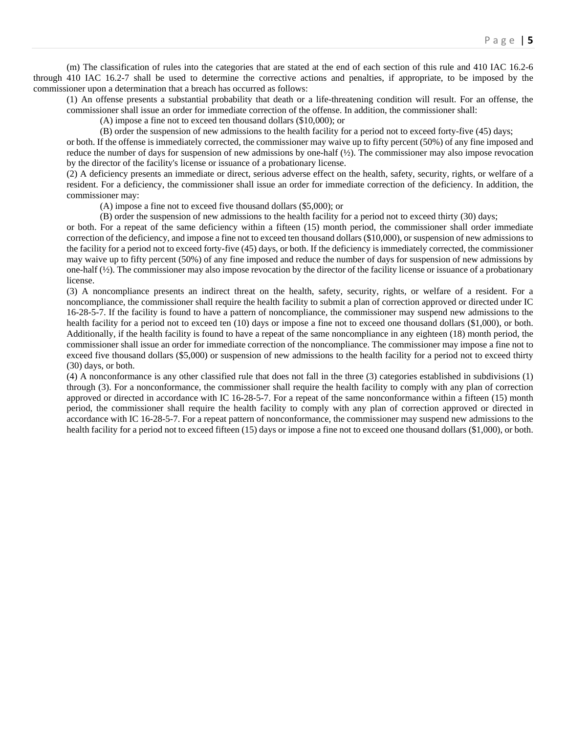(m) The classification of rules into the categories that are stated at the end of each section of this rule and 410 IAC 16.2-6 through 410 IAC 16.2-7 shall be used to determine the corrective actions and penalties, if appropriate, to be imposed by the commissioner upon a determination that a breach has occurred as follows:

(1) An offense presents a substantial probability that death or a life-threatening condition will result. For an offense, the commissioner shall issue an order for immediate correction of the offense. In addition, the commissioner shall:

(A) impose a fine not to exceed ten thousand dollars ($10,000); or

(B) order the suspension of new admissions to the health facility for a period not to exceed forty-five (45) days;

or both. If the offense is immediately corrected, the commissioner may waive up to fifty percent (50%) of any fine imposed and reduce the number of days for suspension of new admissions by one-half (½). The commissioner may also impose revocation by the director of the facility's license or issuance of a probationary license.

(2) A deficiency presents an immediate or direct, serious adverse effect on the health, safety, security, rights, or welfare of a resident. For a deficiency, the commissioner shall issue an order for immediate correction of the deficiency. In addition, the commissioner may:

(A) impose a fine not to exceed five thousand dollars ($5,000); or

(B) order the suspension of new admissions to the health facility for a period not to exceed thirty (30) days;

or both. For a repeat of the same deficiency within a fifteen (15) month period, the commissioner shall order immediate correction of the deficiency, and impose a fine not to exceed ten thousand dollars ($10,000), or suspension of new admissions to the facility for a period not to exceed forty-five (45) days, or both. If the deficiency is immediately corrected, the commissioner may waive up to fifty percent (50%) of any fine imposed and reduce the number of days for suspension of new admissions by one-half (½). The commissioner may also impose revocation by the director of the facility license or issuance of a probationary license.

(3) A noncompliance presents an indirect threat on the health, safety, security, rights, or welfare of a resident. For a noncompliance, the commissioner shall require the health facility to submit a plan of correction approved or directed under IC 16-28-5-7. If the facility is found to have a pattern of noncompliance, the commissioner may suspend new admissions to the health facility for a period not to exceed ten (10) days or impose a fine not to exceed one thousand dollars ($1,000), or both. Additionally, if the health facility is found to have a repeat of the same noncompliance in any eighteen (18) month period, the commissioner shall issue an order for immediate correction of the noncompliance. The commissioner may impose a fine not to exceed five thousand dollars ($5,000) or suspension of new admissions to the health facility for a period not to exceed thirty (30) days, or both.

(4) A nonconformance is any other classified rule that does not fall in the three (3) categories established in subdivisions (1) through (3). For a nonconformance, the commissioner shall require the health facility to comply with any plan of correction approved or directed in accordance with IC 16-28-5-7. For a repeat of the same nonconformance within a fifteen (15) month period, the commissioner shall require the health facility to comply with any plan of correction approved or directed in accordance with IC 16-28-5-7. For a repeat pattern of nonconformance, the commissioner may suspend new admissions to the health facility for a period not to exceed fifteen (15) days or impose a fine not to exceed one thousand dollars ($1,000), or both.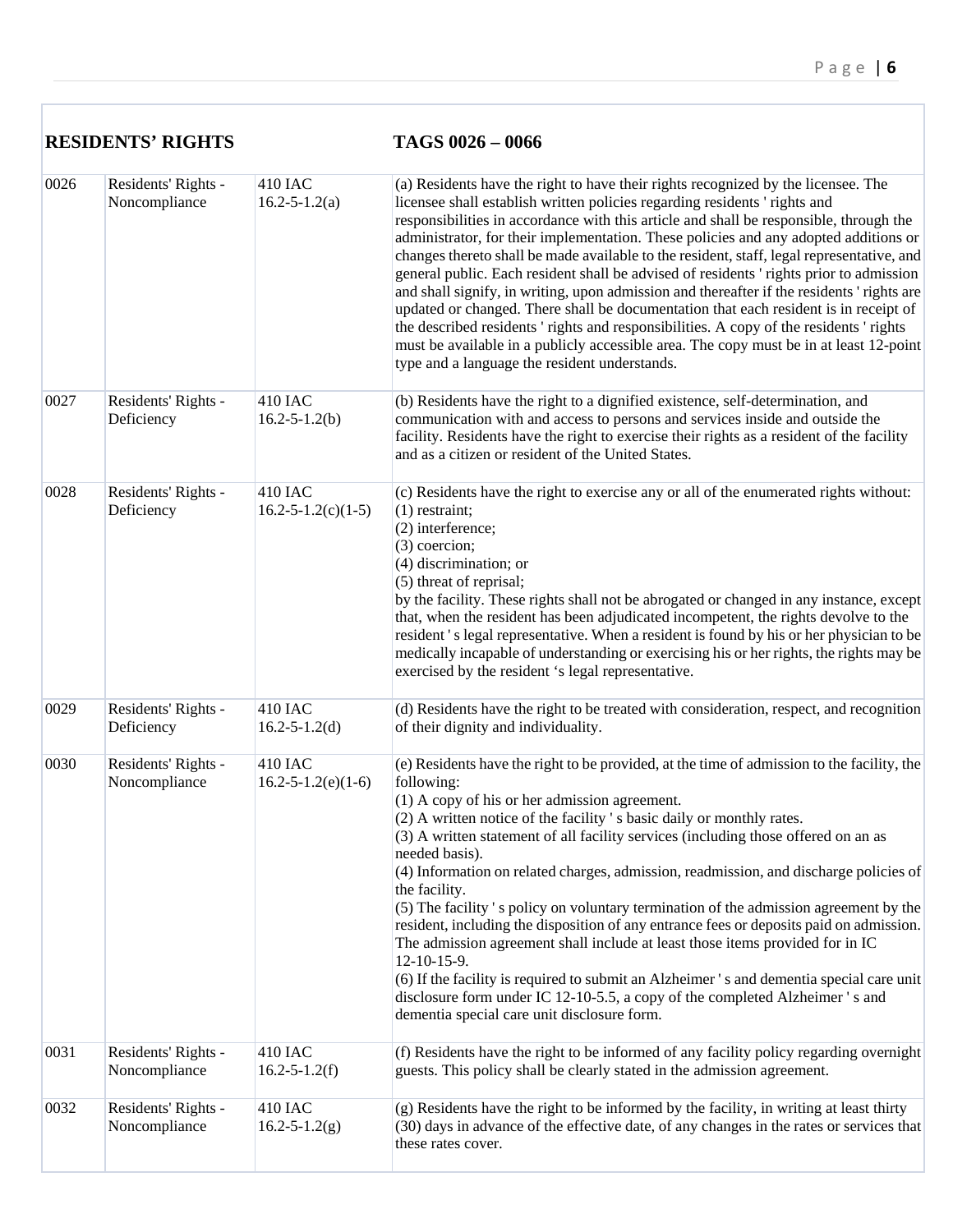| RESIDENTS' RIGHTS | | TAGS 0026 – 0066 | |
|---|---|---|---|
| 0026 | Residents' Rights - Noncompliance | 410 IAC 16.2-5-1.2(a) | (a) Residents have the right to have their rights recognized by the licensee. The licensee shall establish written policies regarding residents ' rights and responsibilities in accordance with this article and shall be responsible, through the administrator, for their implementation. These policies and any adopted additions or changes thereto shall be made available to the resident, staff, legal representative, and general public. Each resident shall be advised of residents ' rights prior to admission and shall signify, in writing, upon admission and thereafter if the residents ' rights are updated or changed. There shall be documentation that each resident is in receipt of the described residents ' rights and responsibilities. A copy of the residents ' rights must be available in a publicly accessible area. The copy must be in at least 12-point type and a language the resident understands. |
| 0027 | Residents' Rights - Deficiency | 410 IAC 16.2-5-1.2(b) | (b) Residents have the right to a dignified existence, self-determination, and communication with and access to persons and services inside and outside the facility. Residents have the right to exercise their rights as a resident of the facility and as a citizen or resident of the United States. |
| 0028 | Residents' Rights - Deficiency | 410 IAC 16.2-5-1.2(c)(1-5) | (c) Residents have the right to exercise any or all of the enumerated rights without:<br>(1) restraint;<br>(2) interference;<br>(3) coercion;<br>(4) discrimination; or<br>(5) threat of reprisal;<br>by the facility. These rights shall not be abrogated or changed in any instance, except that, when the resident has been adjudicated incompetent, the rights devolve to the resident ' s legal representative. When a resident is found by his or her physician to be medically incapable of understanding or exercising his or her rights, the rights may be exercised by the resident 's legal representative. |
| 0029 | Residents' Rights - Deficiency | 410 IAC 16.2-5-1.2(d) | (d) Residents have the right to be treated with consideration, respect, and recognition of their dignity and individuality. |
| 0030 | Residents' Rights - Noncompliance | 410 IAC 16.2-5-1.2(e)(1-6) | (e) Residents have the right to be provided, at the time of admission to the facility, the following:<br>(1) A copy of his or her admission agreement.<br>(2) A written notice of the facility ' s basic daily or monthly rates.<br>(3) A written statement of all facility services (including those offered on an as needed basis).<br>(4) Information on related charges, admission, readmission, and discharge policies of the facility.<br>(5) The facility ' s policy on voluntary termination of the admission agreement by the resident, including the disposition of any entrance fees or deposits paid on admission. The admission agreement shall include at least those items provided for in IC 12-10-15-9.<br>(6) If the facility is required to submit an Alzheimer ' s and dementia special care unit disclosure form under IC 12-10-5.5, a copy of the completed Alzheimer ' s and dementia special care unit disclosure form. |
| 0031 | Residents' Rights - Noncompliance | 410 IAC 16.2-5-1.2(f) | (f) Residents have the right to be informed of any facility policy regarding overnight guests. This policy shall be clearly stated in the admission agreement. |
| 0032 | Residents' Rights - Noncompliance | 410 IAC 16.2-5-1.2(g) | (g) Residents have the right to be informed by the facility, in writing at least thirty (30) days in advance of the effective date, of any changes in the rates or services that these rates cover. |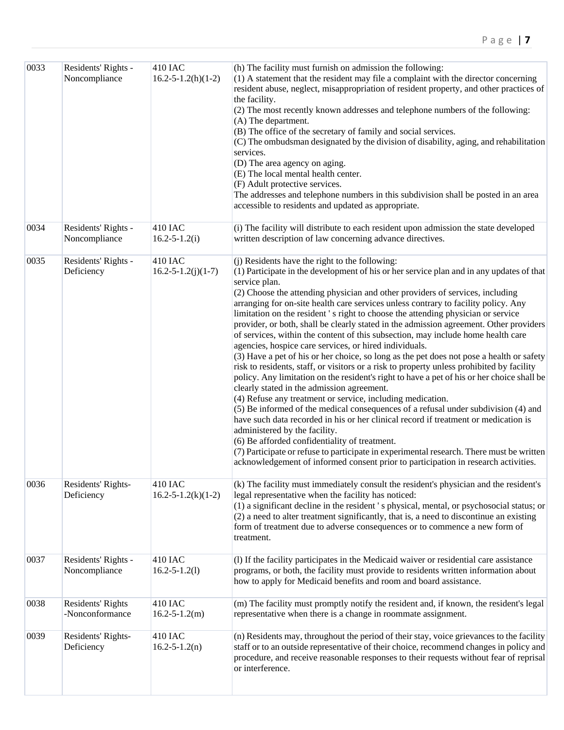| 0033 | Residents' Rights - Noncompliance | 410 IAC 16.2-5-1.2(h)(1-2) | (h) The facility must furnish on admission the following:<br>(1) A statement that the resident may file a complaint with the director concerning resident abuse, neglect, misappropriation of resident property, and other practices of the facility.<br>(2) The most recently known addresses and telephone numbers of the following:<br>(A) The department.<br>(B) The office of the secretary of family and social services.<br>(C) The ombudsman designated by the division of disability, aging, and rehabilitation services.<br>(D) The area agency on aging.<br>(E) The local mental health center.<br>(F) Adult protective services.<br>The addresses and telephone numbers in this subdivision shall be posted in an area accessible to residents and updated as appropriate. |
|---|---|---|---|
| 0034 | Residents' Rights - Noncompliance | 410 IAC 16.2-5-1.2(i) | (i) The facility will distribute to each resident upon admission the state developed written description of law concerning advance directives. |
| 0035 | Residents' Rights - Deficiency | 410 IAC 16.2-5-1.2(j)(1-7) | (j) Residents have the right to the following:<br>(1) Participate in the development of his or her service plan and in any updates of that service plan.<br>(2) Choose the attending physician and other providers of services, including arranging for on-site health care services unless contrary to facility policy. Any limitation on the resident ' s right to choose the attending physician or service provider, or both, shall be clearly stated in the admission agreement. Other providers of services, within the content of this subsection, may include home health care agencies, hospice care services, or hired individuals.<br>(3) Have a pet of his or her choice, so long as the pet does not pose a health or safety risk to residents, staff, or visitors or a risk to property unless prohibited by facility policy. Any limitation on the resident's right to have a pet of his or her choice shall be clearly stated in the admission agreement.<br>(4) Refuse any treatment or service, including medication.<br>(5) Be informed of the medical consequences of a refusal under subdivision (4) and have such data recorded in his or her clinical record if treatment or medication is administered by the facility.<br>(6) Be afforded confidentiality of treatment.<br>(7) Participate or refuse to participate in experimental research. There must be written acknowledgement of informed consent prior to participation in research activities. |
| 0036 | Residents' Rights-Deficiency | 410 IAC 16.2-5-1.2(k)(1-2) | (k) The facility must immediately consult the resident's physician and the resident's legal representative when the facility has noticed:<br>(1) a significant decline in the resident ' s physical, mental, or psychosocial status; or<br>(2) a need to alter treatment significantly, that is, a need to discontinue an existing form of treatment due to adverse consequences or to commence a new form of treatment. |
| 0037 | Residents' Rights - Noncompliance | 410 IAC 16.2-5-1.2(l) | (l) If the facility participates in the Medicaid waiver or residential care assistance programs, or both, the facility must provide to residents written information about how to apply for Medicaid benefits and room and board assistance. |
| 0038 | Residents' Rights -Nonconformance | 410 IAC 16.2-5-1.2(m) | (m) The facility must promptly notify the resident and, if known, the resident's legal representative when there is a change in roommate assignment. |
| 0039 | Residents' Rights-Deficiency | 410 IAC 16.2-5-1.2(n) | (n) Residents may, throughout the period of their stay, voice grievances to the facility staff or to an outside representative of their choice, recommend changes in policy and procedure, and receive reasonable responses to their requests without fear of reprisal or interference. |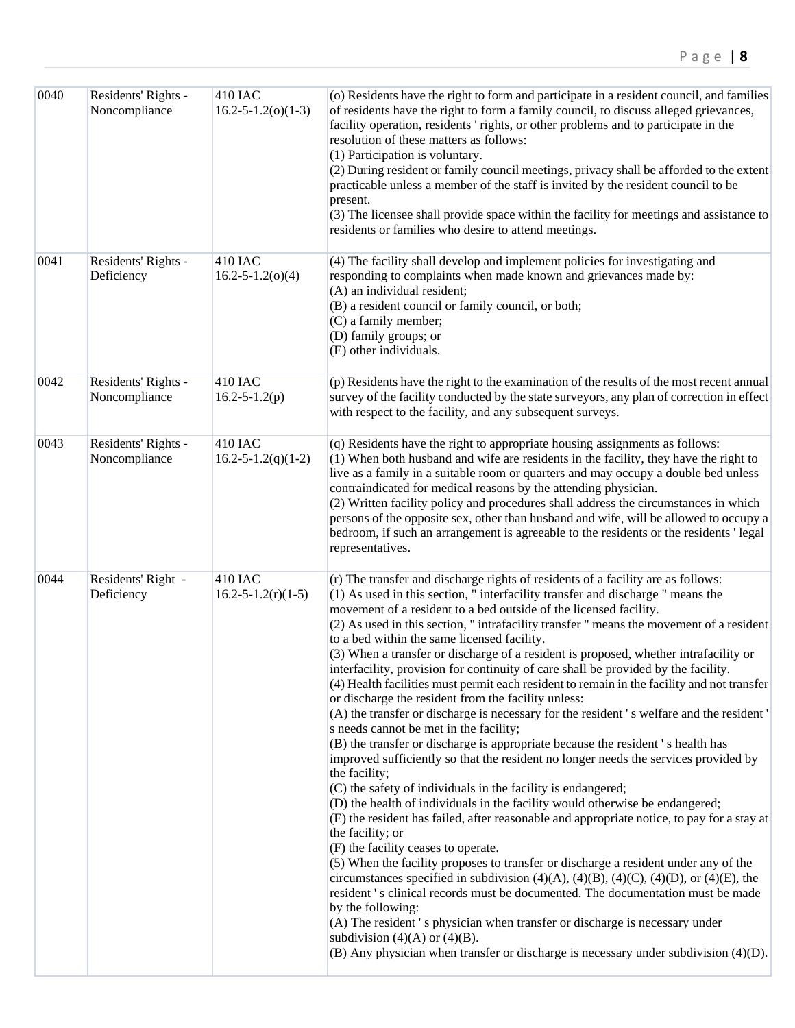| 0040 | Residents' Rights - Noncompliance | 410 IAC 16.2-5-1.2(o)(1-3) | (o) Residents have the right to form and participate in a resident council, and families of residents have the right to form a family council, to discuss alleged grievances, facility operation, residents ' rights, or other problems and to participate in the resolution of these matters as follows:<br>(1) Participation is voluntary.<br>(2) During resident or family council meetings, privacy shall be afforded to the extent practicable unless a member of the staff is invited by the resident council to be present.<br>(3) The licensee shall provide space within the facility for meetings and assistance to residents or families who desire to attend meetings. |
|---|---|---|---|
| 0041 | Residents' Rights - Deficiency | 410 IAC 16.2-5-1.2(o)(4) | (4) The facility shall develop and implement policies for investigating and responding to complaints when made known and grievances made by:<br>(A) an individual resident;<br>(B) a resident council or family council, or both;<br>(C) a family member;<br>(D) family groups; or<br>(E) other individuals. |
| 0042 | Residents' Rights - Noncompliance | 410 IAC 16.2-5-1.2(p) | (p) Residents have the right to the examination of the results of the most recent annual survey of the facility conducted by the state surveyors, any plan of correction in effect with respect to the facility, and any subsequent surveys. |
| 0043 | Residents' Rights - Noncompliance | 410 IAC 16.2-5-1.2(q)(1-2) | (q) Residents have the right to appropriate housing assignments as follows:<br>(1) When both husband and wife are residents in the facility, they have the right to live as a family in a suitable room or quarters and may occupy a double bed unless contraindicated for medical reasons by the attending physician.<br>(2) Written facility policy and procedures shall address the circumstances in which persons of the opposite sex, other than husband and wife, will be allowed to occupy a bedroom, if such an arrangement is agreeable to the residents or the residents ' legal representatives. |
| 0044 | Residents' Right - Deficiency | 410 IAC 16.2-5-1.2(r)(1-5) | (r) The transfer and discharge rights of residents of a facility are as follows:<br>(1) As used in this section, " interfacility transfer and discharge " means the movement of a resident to a bed outside of the licensed facility.<br>(2) As used in this section, " intrafacility transfer " means the movement of a resident to a bed within the same licensed facility.<br>(3) When a transfer or discharge of a resident is proposed, whether intrafacility or interfacility, provision for continuity of care shall be provided by the facility.<br>(4) Health facilities must permit each resident to remain in the facility and not transfer or discharge the resident from the facility unless:<br>(A) the transfer or discharge is necessary for the resident ' s welfare and the resident ' s needs cannot be met in the facility;<br>(B) the transfer or discharge is appropriate because the resident ' s health has improved sufficiently so that the resident no longer needs the services provided by the facility;<br>(C) the safety of individuals in the facility is endangered;<br>(D) the health of individuals in the facility would otherwise be endangered;<br>(E) the resident has failed, after reasonable and appropriate notice, to pay for a stay at the facility; or<br>(F) the facility ceases to operate.<br>(5) When the facility proposes to transfer or discharge a resident under any of the circumstances specified in subdivision (4)(A), (4)(B), (4)(C), (4)(D), or (4)(E), the resident ' s clinical records must be documented. The documentation must be made by the following:<br>(A) The resident ' s physician when transfer or discharge is necessary under subdivision (4)(A) or (4)(B).<br>(B) Any physician when transfer or discharge is necessary under subdivision (4)(D). |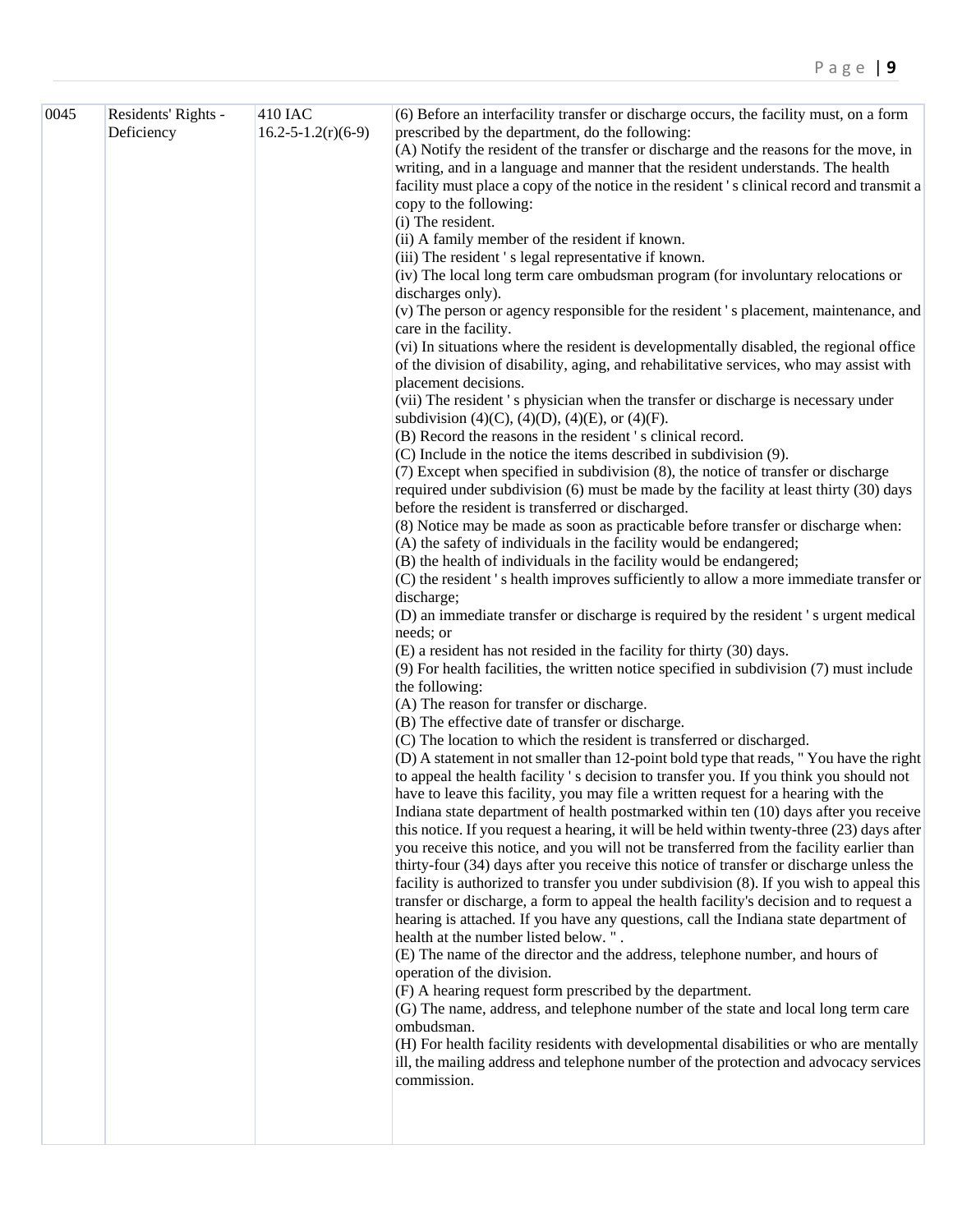| 0045 | Residents' Rights - Deficiency | 410 IAC 16.2-5-1.2(r)(6-9) | (6) Before an interfacility transfer or discharge occurs, the facility must, on a form prescribed by the department, do the following:<br>(A) Notify the resident of the transfer or discharge and the reasons for the move, in writing, and in a language and manner that the resident understands. The health facility must place a copy of the notice in the resident ' s clinical record and transmit a copy to the following:<br>(i) The resident.<br>(ii) A family member of the resident if known.<br>(iii) The resident ' s legal representative if known.<br>(iv) The local long term care ombudsman program (for involuntary relocations or discharges only).<br>(v) The person or agency responsible for the resident ' s placement, maintenance, and care in the facility.<br>(vi) In situations where the resident is developmentally disabled, the regional office of the division of disability, aging, and rehabilitative services, who may assist with placement decisions.<br>(vii) The resident ' s physician when the transfer or discharge is necessary under subdivision (4)(C), (4)(D), (4)(E), or (4)(F).<br>(B) Record the reasons in the resident ' s clinical record.<br>(C) Include in the notice the items described in subdivision (9).<br>(7) Except when specified in subdivision (8), the notice of transfer or discharge required under subdivision (6) must be made by the facility at least thirty (30) days before the resident is transferred or discharged.<br>(8) Notice may be made as soon as practicable before transfer or discharge when:<br>(A) the safety of individuals in the facility would be endangered;<br>(B) the health of individuals in the facility would be endangered;<br>(C) the resident ' s health improves sufficiently to allow a more immediate transfer or discharge;<br>(D) an immediate transfer or discharge is required by the resident ' s urgent medical needs; or<br>(E) a resident has not resided in the facility for thirty (30) days.<br>(9) For health facilities, the written notice specified in subdivision (7) must include the following:<br>(A) The reason for transfer or discharge.<br>(B) The effective date of transfer or discharge.<br>(C) The location to which the resident is transferred or discharged.<br>(D) A statement in not smaller than 12-point bold type that reads, " You have the right to appeal the health facility ' s decision to transfer you. If you think you should not have to leave this facility, you may file a written request for a hearing with the Indiana state department of health postmarked within ten (10) days after you receive this notice. If you request a hearing, it will be held within twenty-three (23) days after you receive this notice, and you will not be transferred from the facility earlier than thirty-four (34) days after you receive this notice of transfer or discharge unless the facility is authorized to transfer you under subdivision (8). If you wish to appeal this transfer or discharge, a form to appeal the health facility's decision and to request a hearing is attached. If you have any questions, call the Indiana state department of health at the number listed below. " .<br>(E) The name of the director and the address, telephone number, and hours of operation of the division.<br>(F) A hearing request form prescribed by the department.<br>(G) The name, address, and telephone number of the state and local long term care ombudsman.<br>(H) For health facility residents with developmental disabilities or who are mentally ill, the mailing address and telephone number of the protection and advocacy services commission. |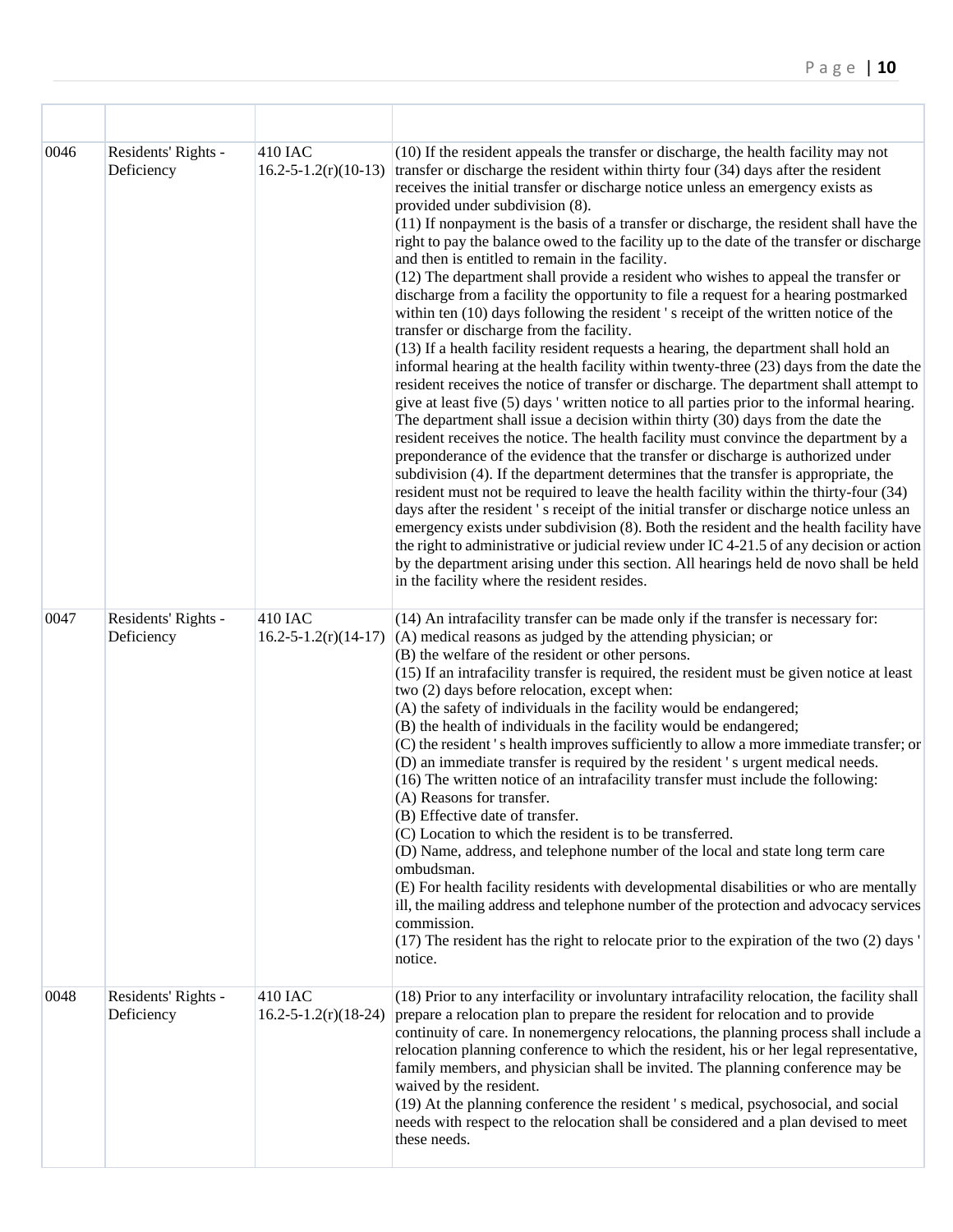| | | | |
|---|---|---|---|
| 0046 | Residents' Rights - Deficiency | 410 IAC 16.2-5-1.2(r)(10-13) | (10) If the resident appeals the transfer or discharge, the health facility may not transfer or discharge the resident within thirty four (34) days after the resident receives the initial transfer or discharge notice unless an emergency exists as provided under subdivision (8).<br>(11) If nonpayment is the basis of a transfer or discharge, the resident shall have the right to pay the balance owed to the facility up to the date of the transfer or discharge and then is entitled to remain in the facility.<br>(12) The department shall provide a resident who wishes to appeal the transfer or discharge from a facility the opportunity to file a request for a hearing postmarked within ten (10) days following the resident ' s receipt of the written notice of the transfer or discharge from the facility.<br>(13) If a health facility resident requests a hearing, the department shall hold an informal hearing at the health facility within twenty-three (23) days from the date the resident receives the notice of transfer or discharge. The department shall attempt to give at least five (5) days ' written notice to all parties prior to the informal hearing. The department shall issue a decision within thirty (30) days from the date the resident receives the notice. The health facility must convince the department by a preponderance of the evidence that the transfer or discharge is authorized under subdivision (4). If the department determines that the transfer is appropriate, the resident must not be required to leave the health facility within the thirty-four (34) days after the resident ' s receipt of the initial transfer or discharge notice unless an emergency exists under subdivision (8). Both the resident and the health facility have the right to administrative or judicial review under IC 4-21.5 of any decision or action by the department arising under this section. All hearings held de novo shall be held in the facility where the resident resides. |
| 0047 | Residents' Rights - Deficiency | 410 IAC 16.2-5-1.2(r)(14-17) | (14) An intrafacility transfer can be made only if the transfer is necessary for:<br>(A) medical reasons as judged by the attending physician; or<br>(B) the welfare of the resident or other persons.<br>(15) If an intrafacility transfer is required, the resident must be given notice at least two (2) days before relocation, except when:<br>(A) the safety of individuals in the facility would be endangered;<br>(B) the health of individuals in the facility would be endangered;<br>(C) the resident ' s health improves sufficiently to allow a more immediate transfer; or<br>(D) an immediate transfer is required by the resident ' s urgent medical needs.<br>(16) The written notice of an intrafacility transfer must include the following:<br>(A) Reasons for transfer.<br>(B) Effective date of transfer.<br>(C) Location to which the resident is to be transferred.<br>(D) Name, address, and telephone number of the local and state long term care ombudsman.<br>(E) For health facility residents with developmental disabilities or who are mentally ill, the mailing address and telephone number of the protection and advocacy services commission.<br>(17) The resident has the right to relocate prior to the expiration of the two (2) days ' notice. |
| 0048 | Residents' Rights - Deficiency | 410 IAC 16.2-5-1.2(r)(18-24) | (18) Prior to any interfacility or involuntary intrafacility relocation, the facility shall prepare a relocation plan to prepare the resident for relocation and to provide continuity of care. In nonemergency relocations, the planning process shall include a relocation planning conference to which the resident, his or her legal representative, family members, and physician shall be invited. The planning conference may be waived by the resident.<br>(19) At the planning conference the resident ' s medical, psychosocial, and social needs with respect to the relocation shall be considered and a plan devised to meet these needs. |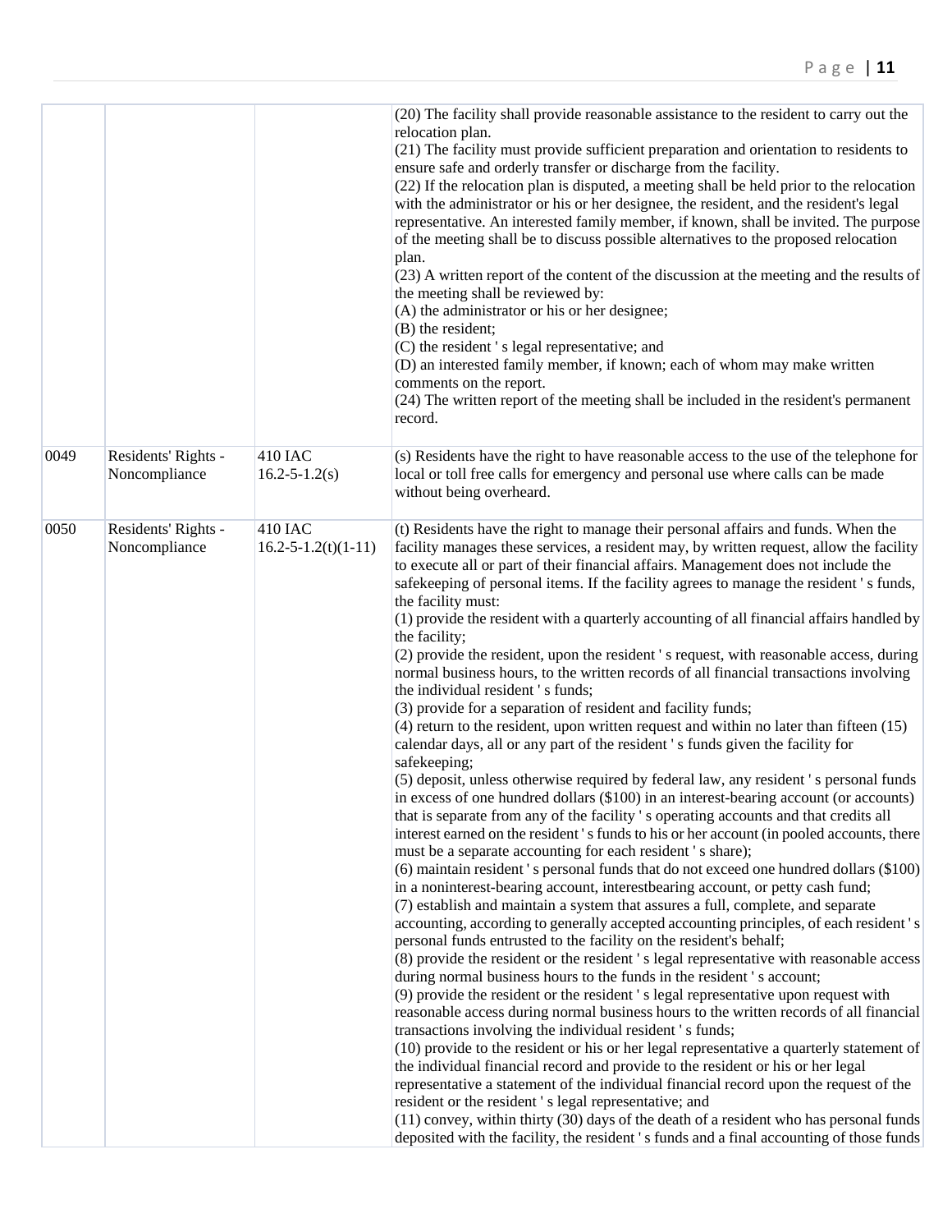| | | | |
|---|---|---|---|
| | | | (20) The facility shall provide reasonable assistance to the resident to carry out the relocation plan.<br>(21) The facility must provide sufficient preparation and orientation to residents to ensure safe and orderly transfer or discharge from the facility.<br>(22) If the relocation plan is disputed, a meeting shall be held prior to the relocation with the administrator or his or her designee, the resident, and the resident's legal representative. An interested family member, if known, shall be invited. The purpose of the meeting shall be to discuss possible alternatives to the proposed relocation plan.<br>(23) A written report of the content of the discussion at the meeting and the results of the meeting shall be reviewed by:<br>(A) the administrator or his or her designee;<br>(B) the resident;<br>(C) the resident ' s legal representative; and<br>(D) an interested family member, if known; each of whom may make written comments on the report.<br>(24) The written report of the meeting shall be included in the resident's permanent record. |
| 0049 | Residents' Rights - Noncompliance | 410 IAC 16.2-5-1.2(s) | (s) Residents have the right to have reasonable access to the use of the telephone for local or toll free calls for emergency and personal use where calls can be made without being overheard. |
| 0050 | Residents' Rights - Noncompliance | 410 IAC 16.2-5-1.2(t)(1-11) | (t) Residents have the right to manage their personal affairs and funds. When the facility manages these services, a resident may, by written request, allow the facility to execute all or part of their financial affairs. Management does not include the safekeeping of personal items. If the facility agrees to manage the resident ' s funds, the facility must:<br>(1) provide the resident with a quarterly accounting of all financial affairs handled by the facility;<br>(2) provide the resident, upon the resident ' s request, with reasonable access, during normal business hours, to the written records of all financial transactions involving the individual resident ' s funds;<br>(3) provide for a separation of resident and facility funds;<br>(4) return to the resident, upon written request and within no later than fifteen (15) calendar days, all or any part of the resident ' s funds given the facility for safekeeping;<br>(5) deposit, unless otherwise required by federal law, any resident ' s personal funds in excess of one hundred dollars ($100) in an interest-bearing account (or accounts) that is separate from any of the facility ' s operating accounts and that credits all interest earned on the resident ' s funds to his or her account (in pooled accounts, there must be a separate accounting for each resident ' s share);<br>(6) maintain resident ' s personal funds that do not exceed one hundred dollars ($100) in a noninterest-bearing account, interestbearing account, or petty cash fund;<br>(7) establish and maintain a system that assures a full, complete, and separate accounting, according to generally accepted accounting principles, of each resident ' s personal funds entrusted to the facility on the resident's behalf;<br>(8) provide the resident or the resident ' s legal representative with reasonable access during normal business hours to the funds in the resident ' s account;<br>(9) provide the resident or the resident ' s legal representative upon request with reasonable access during normal business hours to the written records of all financial transactions involving the individual resident ' s funds;<br>(10) provide to the resident or his or her legal representative a quarterly statement of the individual financial record and provide to the resident or his or her legal representative a statement of the individual financial record upon the request of the resident or the resident ' s legal representative; and<br>(11) convey, within thirty (30) days of the death of a resident who has personal funds deposited with the facility, the resident ' s funds and a final accounting of those funds |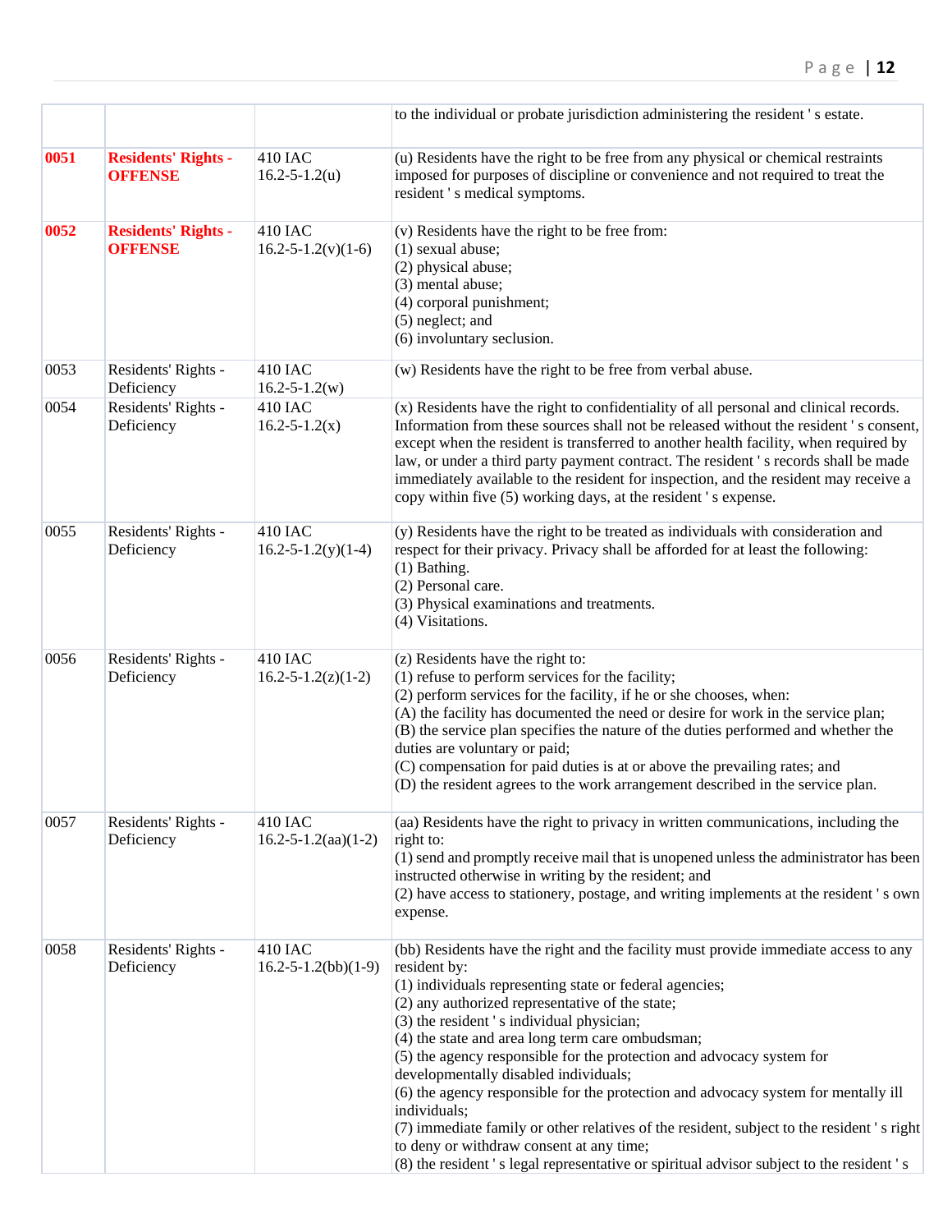| | | | |
|---|---|---|---|
| | | | to the individual or probate jurisdiction administering the resident ' s estate. |
| **0051** | **Residents' Rights - OFFENSE** | 410 IAC 16.2-5-1.2(u) | (u) Residents have the right to be free from any physical or chemical restraints imposed for purposes of discipline or convenience and not required to treat the resident ' s medical symptoms. |
| **0052** | **Residents' Rights - OFFENSE** | 410 IAC 16.2-5-1.2(v)(1-6) | (v) Residents have the right to be free from:<br>(1) sexual abuse;<br>(2) physical abuse;<br>(3) mental abuse;<br>(4) corporal punishment;<br>(5) neglect; and<br>(6) involuntary seclusion. |
| 0053 | Residents' Rights - Deficiency | 410 IAC 16.2-5-1.2(w) | (w) Residents have the right to be free from verbal abuse. |
| 0054 | Residents' Rights - Deficiency | 410 IAC 16.2-5-1.2(x) | (x) Residents have the right to confidentiality of all personal and clinical records. Information from these sources shall not be released without the resident ' s consent, except when the resident is transferred to another health facility, when required by law, or under a third party payment contract. The resident ' s records shall be made immediately available to the resident for inspection, and the resident may receive a copy within five (5) working days, at the resident ' s expense. |
| 0055 | Residents' Rights - Deficiency | 410 IAC 16.2-5-1.2(y)(1-4) | (y) Residents have the right to be treated as individuals with consideration and respect for their privacy. Privacy shall be afforded for at least the following:<br>(1) Bathing.<br>(2) Personal care.<br>(3) Physical examinations and treatments.<br>(4) Visitations. |
| 0056 | Residents' Rights - Deficiency | 410 IAC 16.2-5-1.2(z)(1-2) | (z) Residents have the right to:<br>(1) refuse to perform services for the facility;<br>(2) perform services for the facility, if he or she chooses, when:<br>(A) the facility has documented the need or desire for work in the service plan;<br>(B) the service plan specifies the nature of the duties performed and whether the duties are voluntary or paid;<br>(C) compensation for paid duties is at or above the prevailing rates; and<br>(D) the resident agrees to the work arrangement described in the service plan. |
| 0057 | Residents' Rights - Deficiency | 410 IAC 16.2-5-1.2(aa)(1-2) | (aa) Residents have the right to privacy in written communications, including the right to:<br>(1) send and promptly receive mail that is unopened unless the administrator has been instructed otherwise in writing by the resident; and<br>(2) have access to stationery, postage, and writing implements at the resident ' s own expense. |
| 0058 | Residents' Rights - Deficiency | 410 IAC 16.2-5-1.2(bb)(1-9) | (bb) Residents have the right and the facility must provide immediate access to any resident by:<br>(1) individuals representing state or federal agencies;<br>(2) any authorized representative of the state;<br>(3) the resident ' s individual physician;<br>(4) the state and area long term care ombudsman;<br>(5) the agency responsible for the protection and advocacy system for developmentally disabled individuals;<br>(6) the agency responsible for the protection and advocacy system for mentally ill individuals;<br>(7) immediate family or other relatives of the resident, subject to the resident ' s right to deny or withdraw consent at any time;<br>(8) the resident ' s legal representative or spiritual advisor subject to the resident ' s |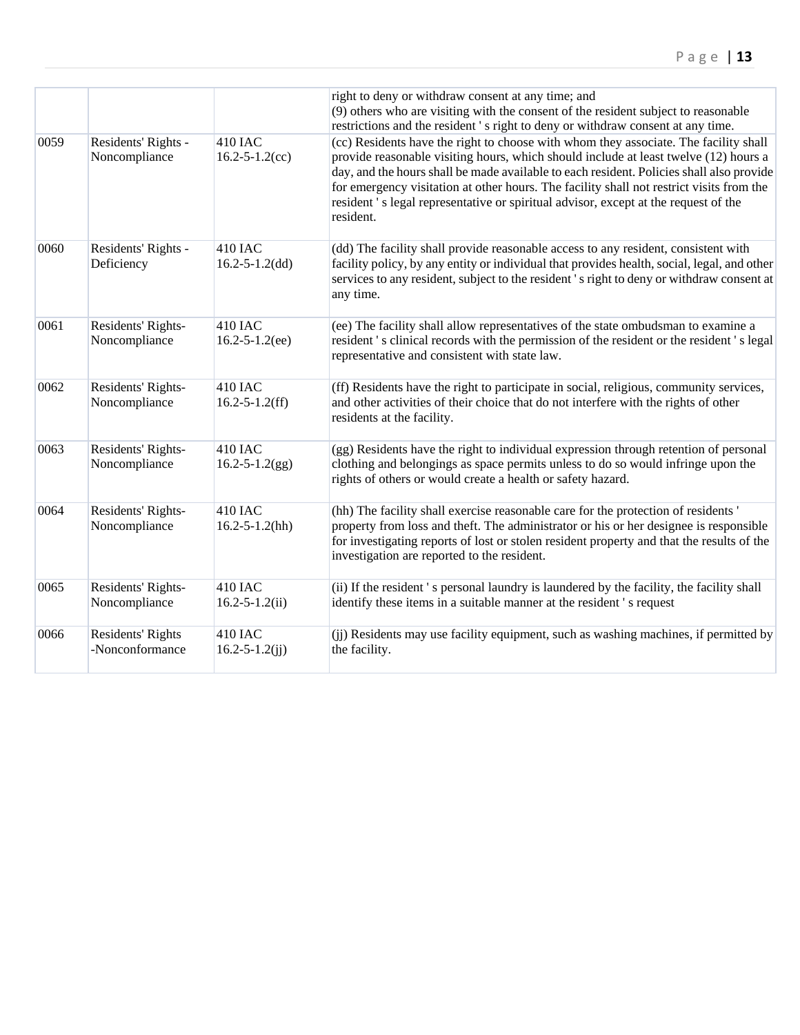| | | | |
|---|---|---|---|
| | | | right to deny or withdraw consent at any time; and (9) others who are visiting with the consent of the resident subject to reasonable restrictions and the resident ' s right to deny or withdraw consent at any time. |
| 0059 | Residents' Rights - Noncompliance | 410 IAC 16.2-5-1.2(cc) | (cc) Residents have the right to choose with whom they associate. The facility shall provide reasonable visiting hours, which should include at least twelve (12) hours a day, and the hours shall be made available to each resident. Policies shall also provide for emergency visitation at other hours. The facility shall not restrict visits from the resident ' s legal representative or spiritual advisor, except at the request of the resident. |
| 0060 | Residents' Rights - Deficiency | 410 IAC 16.2-5-1.2(dd) | (dd) The facility shall provide reasonable access to any resident, consistent with facility policy, by any entity or individual that provides health, social, legal, and other services to any resident, subject to the resident ' s right to deny or withdraw consent at any time. |
| 0061 | Residents' Rights-Noncompliance | 410 IAC 16.2-5-1.2(ee) | (ee) The facility shall allow representatives of the state ombudsman to examine a resident ' s clinical records with the permission of the resident or the resident ' s legal representative and consistent with state law. |
| 0062 | Residents' Rights-Noncompliance | 410 IAC 16.2-5-1.2(ff) | (ff) Residents have the right to participate in social, religious, community services, and other activities of their choice that do not interfere with the rights of other residents at the facility. |
| 0063 | Residents' Rights-Noncompliance | 410 IAC 16.2-5-1.2(gg) | (gg) Residents have the right to individual expression through retention of personal clothing and belongings as space permits unless to do so would infringe upon the rights of others or would create a health or safety hazard. |
| 0064 | Residents' Rights-Noncompliance | 410 IAC 16.2-5-1.2(hh) | (hh) The facility shall exercise reasonable care for the protection of residents ' property from loss and theft. The administrator or his or her designee is responsible for investigating reports of lost or stolen resident property and that the results of the investigation are reported to the resident. |
| 0065 | Residents' Rights-Noncompliance | 410 IAC 16.2-5-1.2(ii) | (ii) If the resident ' s personal laundry is laundered by the facility, the facility shall identify these items in a suitable manner at the resident ' s request |
| 0066 | Residents' Rights -Nonconformance | 410 IAC 16.2-5-1.2(jj) | (jj) Residents may use facility equipment, such as washing machines, if permitted by the facility. |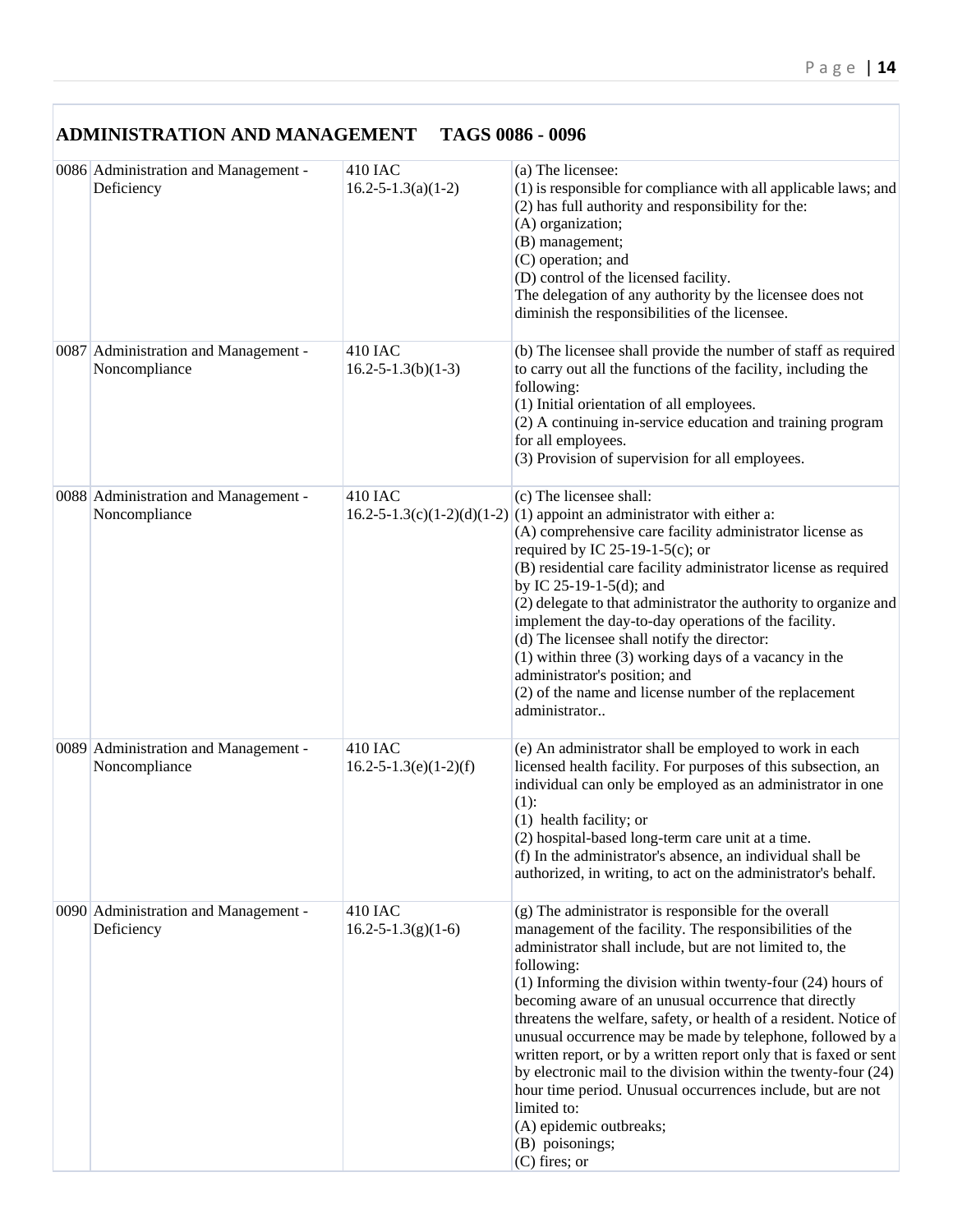## ADMINISTRATION AND MANAGEMENT TAGS 0086 - 0096

| | | | |
|---|---|---|---|
| 0086 | Administration and Management - Deficiency | 410 IAC 16.2-5-1.3(a)(1-2) | (a) The licensee:<br>(1) is responsible for compliance with all applicable laws; and<br>(2) has full authority and responsibility for the:<br>(A) organization;<br>(B) management;<br>(C) operation; and<br>(D) control of the licensed facility.<br>The delegation of any authority by the licensee does not diminish the responsibilities of the licensee. |
| 0087 | Administration and Management - Noncompliance | 410 IAC 16.2-5-1.3(b)(1-3) | (b) The licensee shall provide the number of staff as required to carry out all the functions of the facility, including the following:<br>(1) Initial orientation of all employees.<br>(2) A continuing in-service education and training program for all employees.<br>(3) Provision of supervision for all employees. |
| 0088 | Administration and Management - Noncompliance | 410 IAC 16.2-5-1.3(c)(1-2)(d)(1-2) | (c) The licensee shall:<br>(1) appoint an administrator with either a:<br>(A) comprehensive care facility administrator license as required by IC 25-19-1-5(c); or<br>(B) residential care facility administrator license as required by IC 25-19-1-5(d); and<br>(2) delegate to that administrator the authority to organize and implement the day-to-day operations of the facility.<br>(d) The licensee shall notify the director:<br>(1) within three (3) working days of a vacancy in the administrator's position; and<br>(2) of the name and license number of the replacement administrator.. |
| 0089 | Administration and Management - Noncompliance | 410 IAC 16.2-5-1.3(e)(1-2)(f) | (e) An administrator shall be employed to work in each licensed health facility. For purposes of this subsection, an individual can only be employed as an administrator in one (1):<br>(1) health facility; or<br>(2) hospital-based long-term care unit at a time.<br>(f) In the administrator's absence, an individual shall be authorized, in writing, to act on the administrator's behalf. |
| 0090 | Administration and Management - Deficiency | 410 IAC 16.2-5-1.3(g)(1-6) | (g) The administrator is responsible for the overall management of the facility. The responsibilities of the administrator shall include, but are not limited to, the following:<br>(1) Informing the division within twenty-four (24) hours of becoming aware of an unusual occurrence that directly threatens the welfare, safety, or health of a resident. Notice of unusual occurrence may be made by telephone, followed by a written report, or by a written report only that is faxed or sent by electronic mail to the division within the twenty-four (24) hour time period. Unusual occurrences include, but are not limited to:<br>(A) epidemic outbreaks;<br>(B) poisonings;<br>(C) fires; or |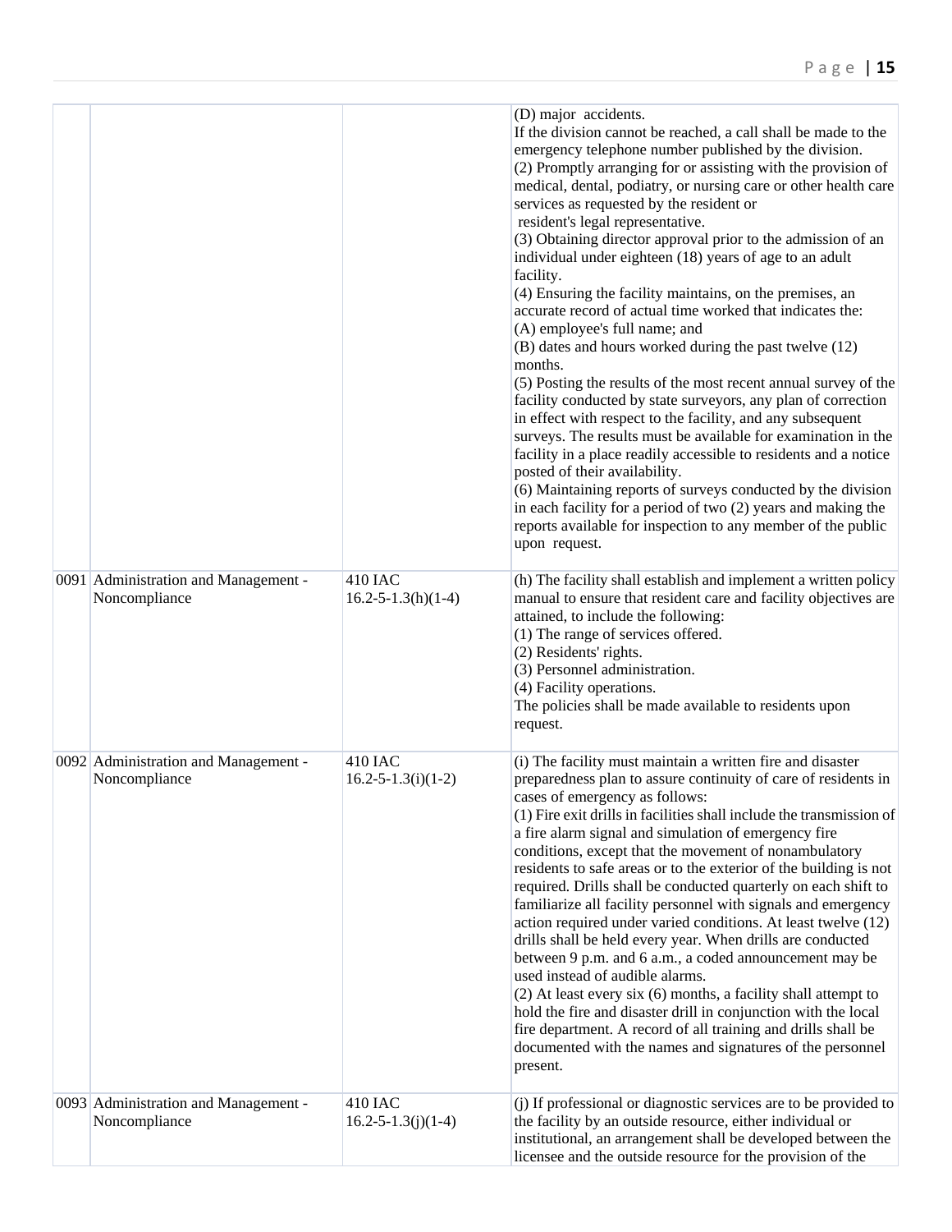| | | | |
|---|---|---|---|
| | | | (D) major accidents.<br>If the division cannot be reached, a call shall be made to the emergency telephone number published by the division.<br>(2) Promptly arranging for or assisting with the provision of medical, dental, podiatry, or nursing care or other health care services as requested by the resident or resident's legal representative.<br>(3) Obtaining director approval prior to the admission of an individual under eighteen (18) years of age to an adult facility.<br>(4) Ensuring the facility maintains, on the premises, an accurate record of actual time worked that indicates the:<br>(A) employee's full name; and<br>(B) dates and hours worked during the past twelve (12) months.<br>(5) Posting the results of the most recent annual survey of the facility conducted by state surveyors, any plan of correction in effect with respect to the facility, and any subsequent surveys. The results must be available for examination in the facility in a place readily accessible to residents and a notice posted of their availability.<br>(6) Maintaining reports of surveys conducted by the division in each facility for a period of two (2) years and making the reports available for inspection to any member of the public upon request. |
| 0091 | Administration and Management - Noncompliance | 410 IAC 16.2-5-1.3(h)(1-4) | (h) The facility shall establish and implement a written policy manual to ensure that resident care and facility objectives are attained, to include the following:<br>(1) The range of services offered.<br>(2) Residents' rights.<br>(3) Personnel administration.<br>(4) Facility operations.<br>The policies shall be made available to residents upon request. |
| 0092 | Administration and Management - Noncompliance | 410 IAC 16.2-5-1.3(i)(1-2) | (i) The facility must maintain a written fire and disaster preparedness plan to assure continuity of care of residents in cases of emergency as follows:<br>(1) Fire exit drills in facilities shall include the transmission of a fire alarm signal and simulation of emergency fire conditions, except that the movement of nonambulatory residents to safe areas or to the exterior of the building is not required. Drills shall be conducted quarterly on each shift to familiarize all facility personnel with signals and emergency action required under varied conditions. At least twelve (12) drills shall be held every year. When drills are conducted between 9 p.m. and 6 a.m., a coded announcement may be used instead of audible alarms.<br>(2) At least every six (6) months, a facility shall attempt to hold the fire and disaster drill in conjunction with the local fire department. A record of all training and drills shall be documented with the names and signatures of the personnel present. |
| 0093 | Administration and Management - Noncompliance | 410 IAC 16.2-5-1.3(j)(1-4) | (j) If professional or diagnostic services are to be provided to the facility by an outside resource, either individual or institutional, an arrangement shall be developed between the licensee and the outside resource for the provision of the |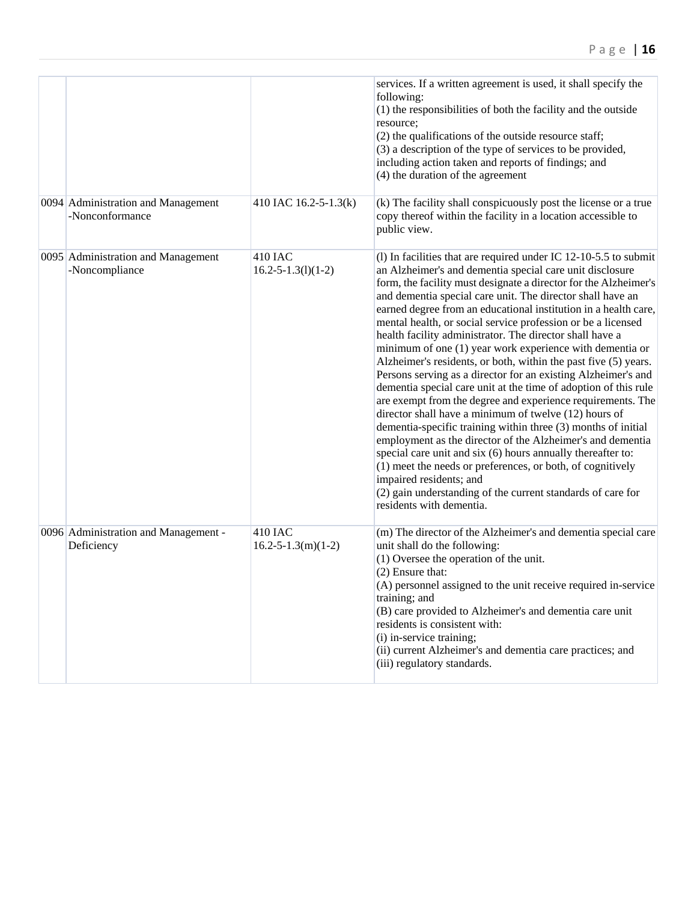| | | | |
|---|---|---|---|
| | | | services. If a written agreement is used, it shall specify the following:<br>(1) the responsibilities of both the facility and the outside resource;<br>(2) the qualifications of the outside resource staff;<br>(3) a description of the type of services to be provided, including action taken and reports of findings; and<br>(4) the duration of the agreement |
| 0094 | Administration and Management -Nonconformance | 410 IAC 16.2-5-1.3(k) | (k) The facility shall conspicuously post the license or a true copy thereof within the facility in a location accessible to public view. |
| 0095 | Administration and Management -Noncompliance | 410 IAC 16.2-5-1.3(l)(1-2) | (l) In facilities that are required under IC 12-10-5.5 to submit an Alzheimer's and dementia special care unit disclosure form, the facility must designate a director for the Alzheimer's and dementia special care unit. The director shall have an earned degree from an educational institution in a health care, mental health, or social service profession or be a licensed health facility administrator. The director shall have a minimum of one (1) year work experience with dementia or Alzheimer's residents, or both, within the past five (5) years. Persons serving as a director for an existing Alzheimer's and dementia special care unit at the time of adoption of this rule are exempt from the degree and experience requirements. The director shall have a minimum of twelve (12) hours of dementia-specific training within three (3) months of initial employment as the director of the Alzheimer's and dementia special care unit and six (6) hours annually thereafter to:<br>(1) meet the needs or preferences, or both, of cognitively impaired residents; and<br>(2) gain understanding of the current standards of care for residents with dementia. |
| 0096 | Administration and Management - Deficiency | 410 IAC 16.2-5-1.3(m)(1-2) | (m) The director of the Alzheimer's and dementia special care unit shall do the following:<br>(1) Oversee the operation of the unit.<br>(2) Ensure that:<br>(A) personnel assigned to the unit receive required in-service training; and<br>(B) care provided to Alzheimer's and dementia care unit residents is consistent with:<br>(i) in-service training;<br>(ii) current Alzheimer's and dementia care practices; and<br>(iii) regulatory standards. |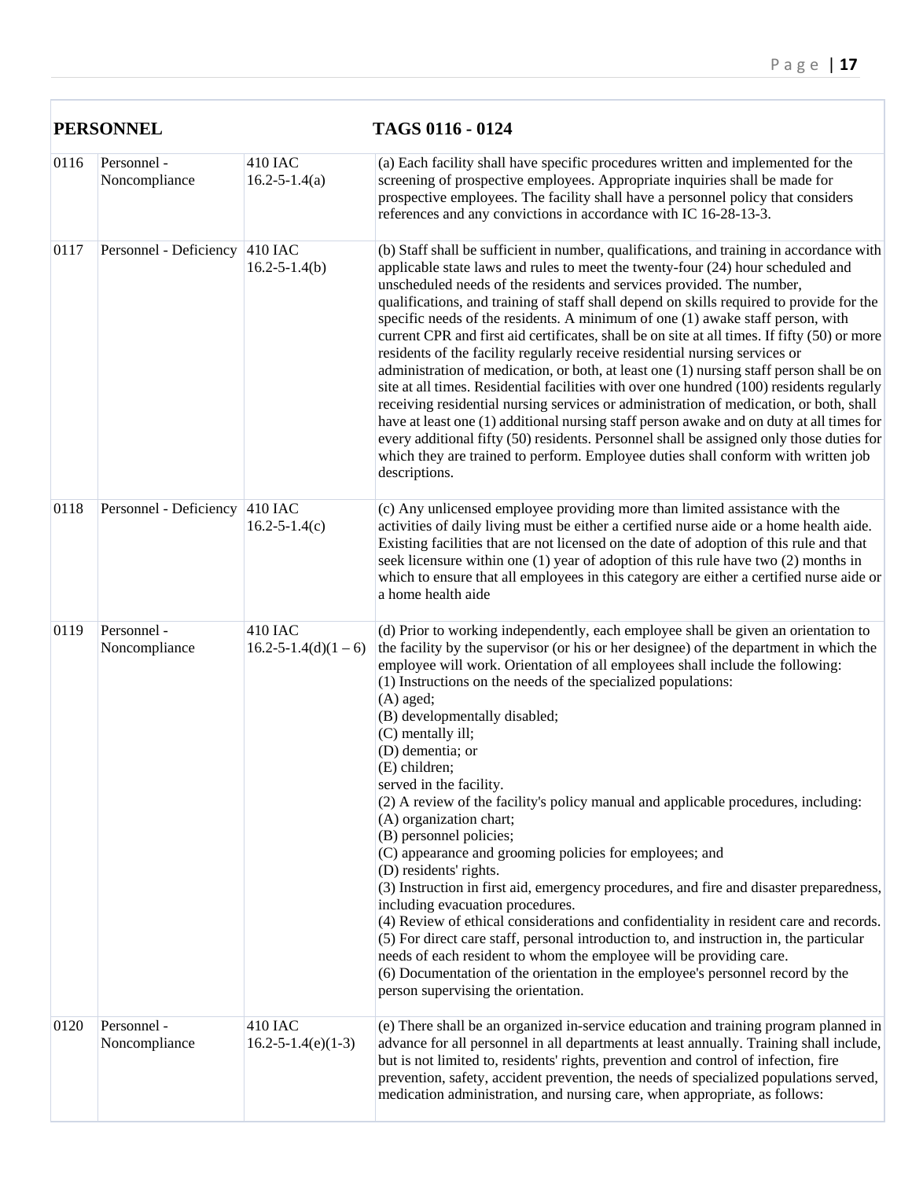| PERSONNEL | | | TAGS 0116 - 0124 |
|---|---|---|---|
| 0116 | Personnel - Noncompliance | 410 IAC 16.2-5-1.4(a) | (a) Each facility shall have specific procedures written and implemented for the screening of prospective employees. Appropriate inquiries shall be made for prospective employees. The facility shall have a personnel policy that considers references and any convictions in accordance with IC 16-28-13-3. |
| 0117 | Personnel - Deficiency | 410 IAC 16.2-5-1.4(b) | (b) Staff shall be sufficient in number, qualifications, and training in accordance with applicable state laws and rules to meet the twenty-four (24) hour scheduled and unscheduled needs of the residents and services provided. The number, qualifications, and training of staff shall depend on skills required to provide for the specific needs of the residents. A minimum of one (1) awake staff person, with current CPR and first aid certificates, shall be on site at all times. If fifty (50) or more residents of the facility regularly receive residential nursing services or administration of medication, or both, at least one (1) nursing staff person shall be on site at all times. Residential facilities with over one hundred (100) residents regularly receiving residential nursing services or administration of medication, or both, shall have at least one (1) additional nursing staff person awake and on duty at all times for every additional fifty (50) residents. Personnel shall be assigned only those duties for which they are trained to perform. Employee duties shall conform with written job descriptions. |
| 0118 | Personnel - Deficiency | 410 IAC 16.2-5-1.4(c) | (c) Any unlicensed employee providing more than limited assistance with the activities of daily living must be either a certified nurse aide or a home health aide. Existing facilities that are not licensed on the date of adoption of this rule and that seek licensure within one (1) year of adoption of this rule have two (2) months in which to ensure that all employees in this category are either a certified nurse aide or a home health aide |
| 0119 | Personnel - Noncompliance | 410 IAC 16.2-5-1.4(d)(1 – 6) | (d) Prior to working independently, each employee shall be given an orientation to the facility by the supervisor (or his or her designee) of the department in which the employee will work. Orientation of all employees shall include the following:<br>(1) Instructions on the needs of the specialized populations:<br>(A) aged;<br>(B) developmentally disabled;<br>(C) mentally ill;<br>(D) dementia; or<br>(E) children;<br>served in the facility.<br>(2) A review of the facility's policy manual and applicable procedures, including:<br>(A) organization chart;<br>(B) personnel policies;<br>(C) appearance and grooming policies for employees; and<br>(D) residents' rights.<br>(3) Instruction in first aid, emergency procedures, and fire and disaster preparedness, including evacuation procedures.<br>(4) Review of ethical considerations and confidentiality in resident care and records.<br>(5) For direct care staff, personal introduction to, and instruction in, the particular needs of each resident to whom the employee will be providing care.<br>(6) Documentation of the orientation in the employee's personnel record by the person supervising the orientation. |
| 0120 | Personnel - Noncompliance | 410 IAC 16.2-5-1.4(e)(1-3) | (e) There shall be an organized in-service education and training program planned in advance for all personnel in all departments at least annually. Training shall include, but is not limited to, residents' rights, prevention and control of infection, fire prevention, safety, accident prevention, the needs of specialized populations served, medication administration, and nursing care, when appropriate, as follows: |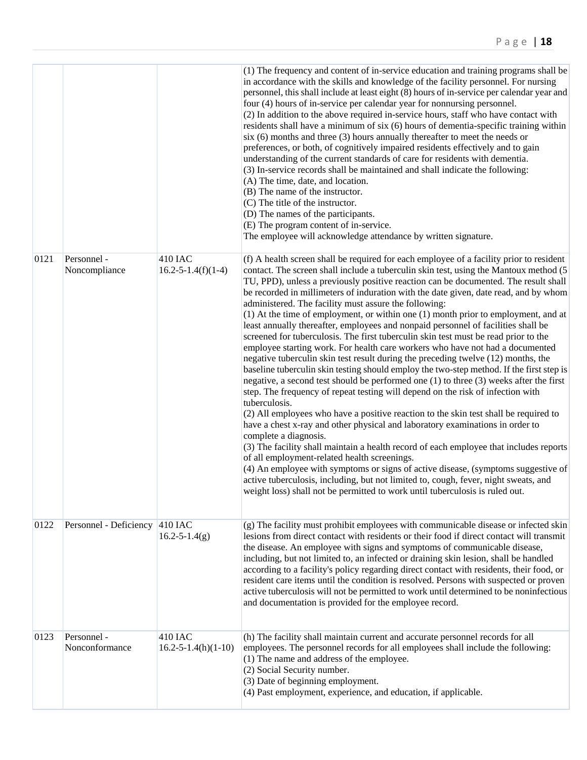|  |  |  |  |
|---|---|---|---|
|  |  |  | (1) The frequency and content of in-service education and training programs shall be in accordance with the skills and knowledge of the facility personnel. For nursing personnel, this shall include at least eight (8) hours of in-service per calendar year and four (4) hours of in-service per calendar year for nonnursing personnel.<br>(2) In addition to the above required in-service hours, staff who have contact with residents shall have a minimum of six (6) hours of dementia-specific training within six (6) months and three (3) hours annually thereafter to meet the needs or preferences, or both, of cognitively impaired residents effectively and to gain understanding of the current standards of care for residents with dementia.<br>(3) In-service records shall be maintained and shall indicate the following:<br>(A) The time, date, and location.<br>(B) The name of the instructor.<br>(C) The title of the instructor.<br>(D) The names of the participants.<br>(E) The program content of in-service.<br>The employee will acknowledge attendance by written signature. |
| 0121 | Personnel - Noncompliance | 410 IAC 16.2-5-1.4(f)(1-4) | (f) A health screen shall be required for each employee of a facility prior to resident contact. The screen shall include a tuberculin skin test, using the Mantoux method (5 TU, PPD), unless a previously positive reaction can be documented. The result shall be recorded in millimeters of induration with the date given, date read, and by whom administered. The facility must assure the following:<br>(1) At the time of employment, or within one (1) month prior to employment, and at least annually thereafter, employees and nonpaid personnel of facilities shall be screened for tuberculosis. The first tuberculin skin test must be read prior to the employee starting work. For health care workers who have not had a documented negative tuberculin skin test result during the preceding twelve (12) months, the baseline tuberculin skin testing should employ the two-step method. If the first step is negative, a second test should be performed one (1) to three (3) weeks after the first step. The frequency of repeat testing will depend on the risk of infection with tuberculosis.<br>(2) All employees who have a positive reaction to the skin test shall be required to have a chest x-ray and other physical and laboratory examinations in order to complete a diagnosis.<br>(3) The facility shall maintain a health record of each employee that includes reports of all employment-related health screenings.<br>(4) An employee with symptoms or signs of active disease, (symptoms suggestive of active tuberculosis, including, but not limited to, cough, fever, night sweats, and weight loss) shall not be permitted to work until tuberculosis is ruled out. |
| 0122 | Personnel - Deficiency | 410 IAC 16.2-5-1.4(g) | (g) The facility must prohibit employees with communicable disease or infected skin lesions from direct contact with residents or their food if direct contact will transmit the disease. An employee with signs and symptoms of communicable disease, including, but not limited to, an infected or draining skin lesion, shall be handled according to a facility's policy regarding direct contact with residents, their food, or resident care items until the condition is resolved. Persons with suspected or proven active tuberculosis will not be permitted to work until determined to be noninfectious and documentation is provided for the employee record. |
| 0123 | Personnel - Nonconformance | 410 IAC 16.2-5-1.4(h)(1-10) | (h) The facility shall maintain current and accurate personnel records for all employees. The personnel records for all employees shall include the following:<br>(1) The name and address of the employee.<br>(2) Social Security number.<br>(3) Date of beginning employment.<br>(4) Past employment, experience, and education, if applicable. |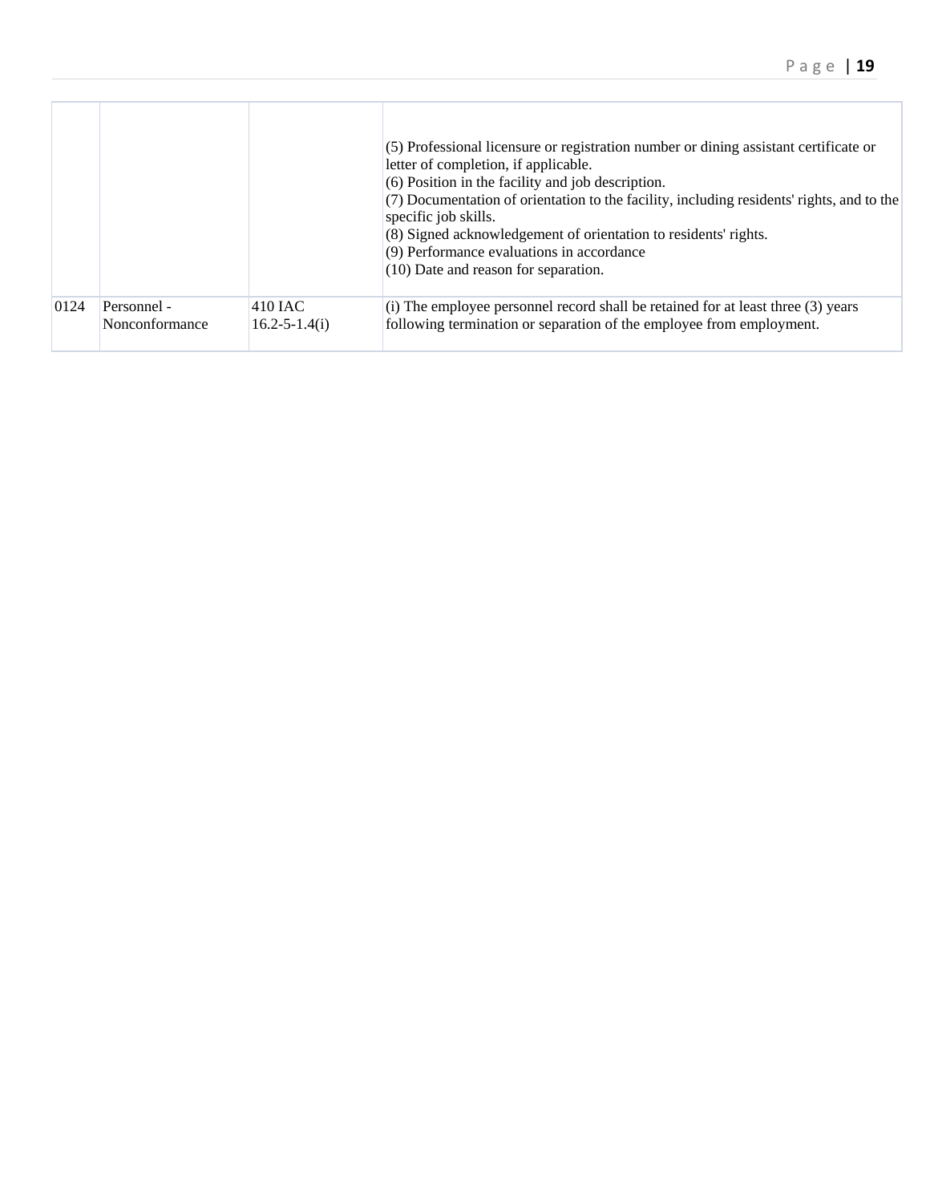| | | | |
|---|---|---|---|
| | | | (5) Professional licensure or registration number or dining assistant certificate or letter of completion, if applicable.<br>(6) Position in the facility and job description.<br>(7) Documentation of orientation to the facility, including residents' rights, and to the specific job skills.<br>(8) Signed acknowledgement of orientation to residents' rights.<br>(9) Performance evaluations in accordance<br>(10) Date and reason for separation. |
| 0124 | Personnel - Nonconformance | 410 IAC 16.2-5-1.4(i) | (i) The employee personnel record shall be retained for at least three (3) years following termination or separation of the employee from employment. |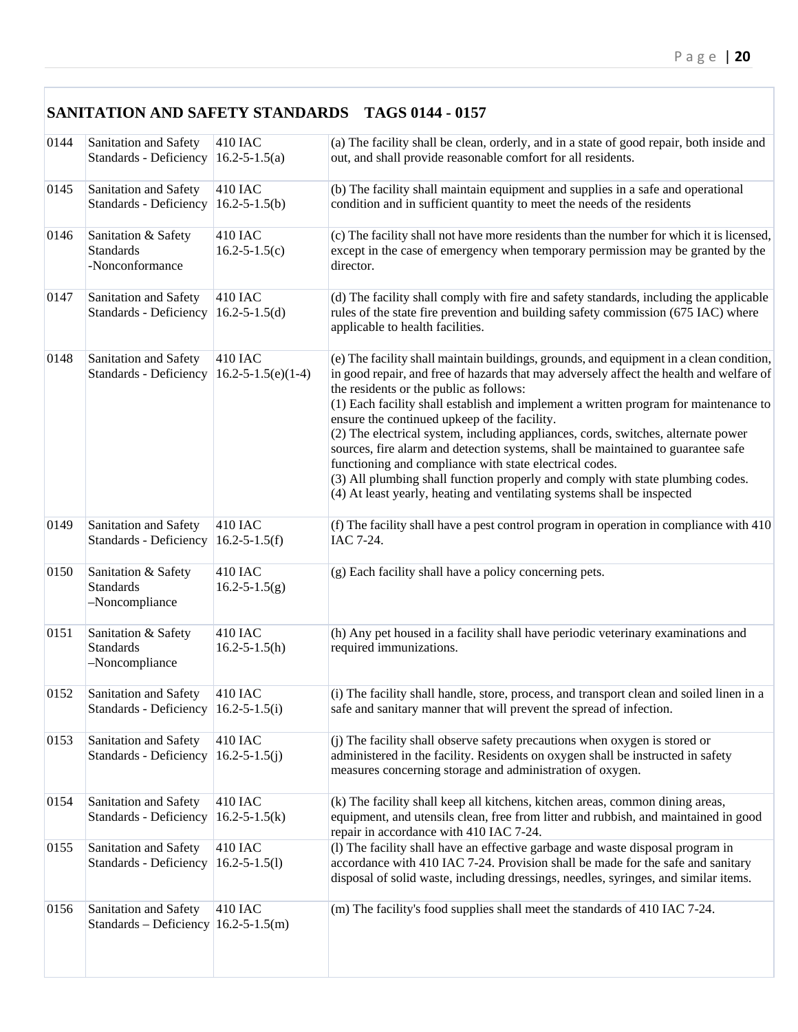## SANITATION AND SAFETY STANDARDS TAGS 0144 - 0157

| | | | |
|---|---|---|---|
| 0144 | Sanitation and Safety Standards - Deficiency | 410 IAC 16.2-5-1.5(a) | (a) The facility shall be clean, orderly, and in a state of good repair, both inside and out, and shall provide reasonable comfort for all residents. |
| 0145 | Sanitation and Safety Standards - Deficiency | 410 IAC 16.2-5-1.5(b) | (b) The facility shall maintain equipment and supplies in a safe and operational condition and in sufficient quantity to meet the needs of the residents |
| 0146 | Sanitation & Safety Standards -Nonconformance | 410 IAC 16.2-5-1.5(c) | (c) The facility shall not have more residents than the number for which it is licensed, except in the case of emergency when temporary permission may be granted by the director. |
| 0147 | Sanitation and Safety Standards - Deficiency | 410 IAC 16.2-5-1.5(d) | (d) The facility shall comply with fire and safety standards, including the applicable rules of the state fire prevention and building safety commission (675 IAC) where applicable to health facilities. |
| 0148 | Sanitation and Safety Standards - Deficiency | 410 IAC 16.2-5-1.5(e)(1-4) | (e) The facility shall maintain buildings, grounds, and equipment in a clean condition, in good repair, and free of hazards that may adversely affect the health and welfare of the residents or the public as follows:<br>(1) Each facility shall establish and implement a written program for maintenance to ensure the continued upkeep of the facility.<br>(2) The electrical system, including appliances, cords, switches, alternate power sources, fire alarm and detection systems, shall be maintained to guarantee safe functioning and compliance with state electrical codes.<br>(3) All plumbing shall function properly and comply with state plumbing codes.<br>(4) At least yearly, heating and ventilating systems shall be inspected |
| 0149 | Sanitation and Safety Standards - Deficiency | 410 IAC 16.2-5-1.5(f) | (f) The facility shall have a pest control program in operation in compliance with 410 IAC 7-24. |
| 0150 | Sanitation & Safety Standards –Noncompliance | 410 IAC 16.2-5-1.5(g) | (g) Each facility shall have a policy concerning pets. |
| 0151 | Sanitation & Safety Standards –Noncompliance | 410 IAC 16.2-5-1.5(h) | (h) Any pet housed in a facility shall have periodic veterinary examinations and required immunizations. |
| 0152 | Sanitation and Safety Standards - Deficiency | 410 IAC 16.2-5-1.5(i) | (i) The facility shall handle, store, process, and transport clean and soiled linen in a safe and sanitary manner that will prevent the spread of infection. |
| 0153 | Sanitation and Safety Standards - Deficiency | 410 IAC 16.2-5-1.5(j) | (j) The facility shall observe safety precautions when oxygen is stored or administered in the facility. Residents on oxygen shall be instructed in safety measures concerning storage and administration of oxygen. |
| 0154 | Sanitation and Safety Standards - Deficiency | 410 IAC 16.2-5-1.5(k) | (k) The facility shall keep all kitchens, kitchen areas, common dining areas, equipment, and utensils clean, free from litter and rubbish, and maintained in good repair in accordance with 410 IAC 7-24. |
| 0155 | Sanitation and Safety Standards - Deficiency | 410 IAC 16.2-5-1.5(l) | (l) The facility shall have an effective garbage and waste disposal program in accordance with 410 IAC 7-24. Provision shall be made for the safe and sanitary disposal of solid waste, including dressings, needles, syringes, and similar items. |
| 0156 | Sanitation and Safety Standards – Deficiency | 410 IAC 16.2-5-1.5(m) | (m) The facility's food supplies shall meet the standards of 410 IAC 7-24. |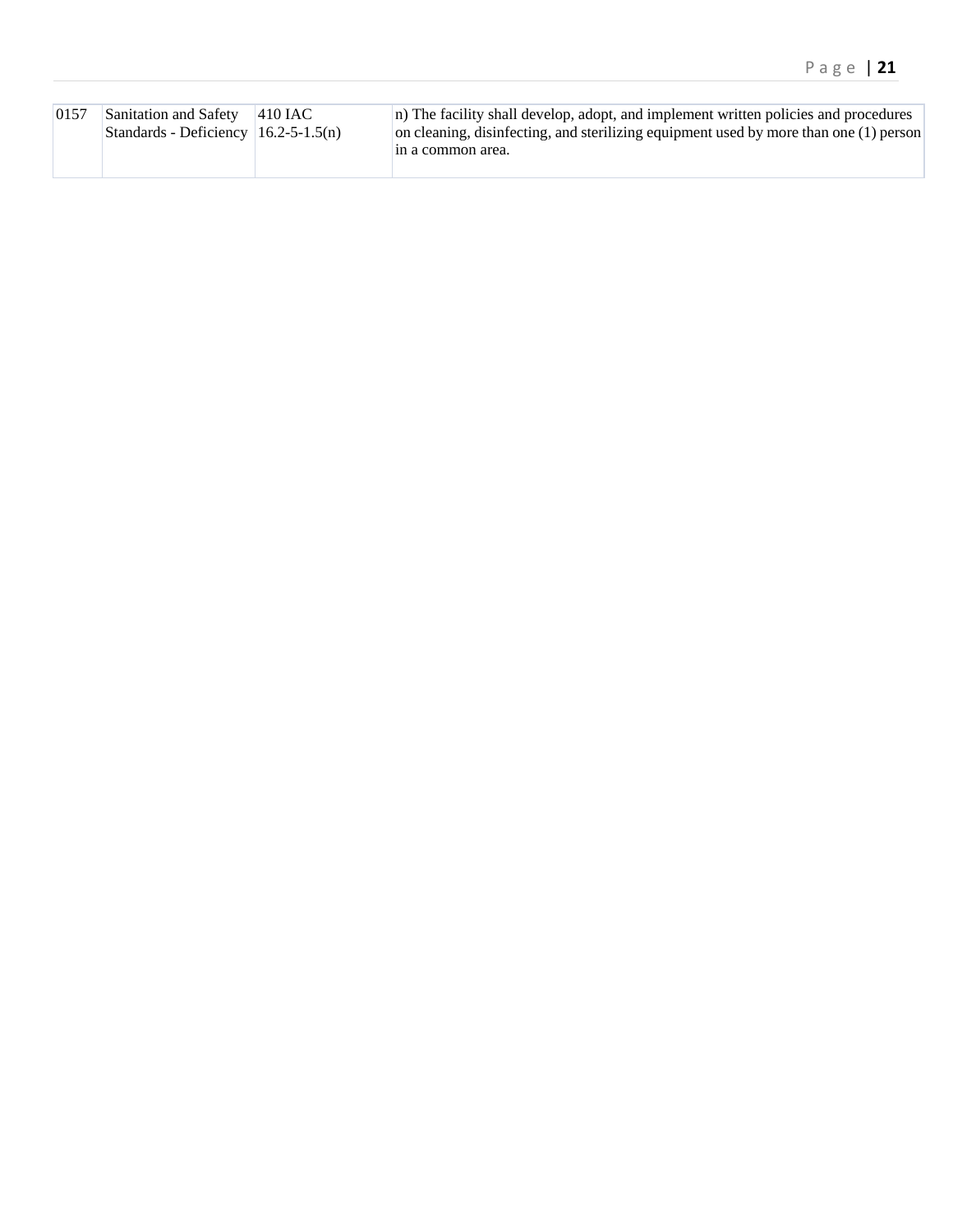| 0157 | Sanitation and Safety Standards - Deficiency | 410 IAC 16.2-5-1.5(n) | n) The facility shall develop, adopt, and implement written policies and procedures on cleaning, disinfecting, and sterilizing equipment used by more than one (1) person in a common area. |
|---|---|---|---|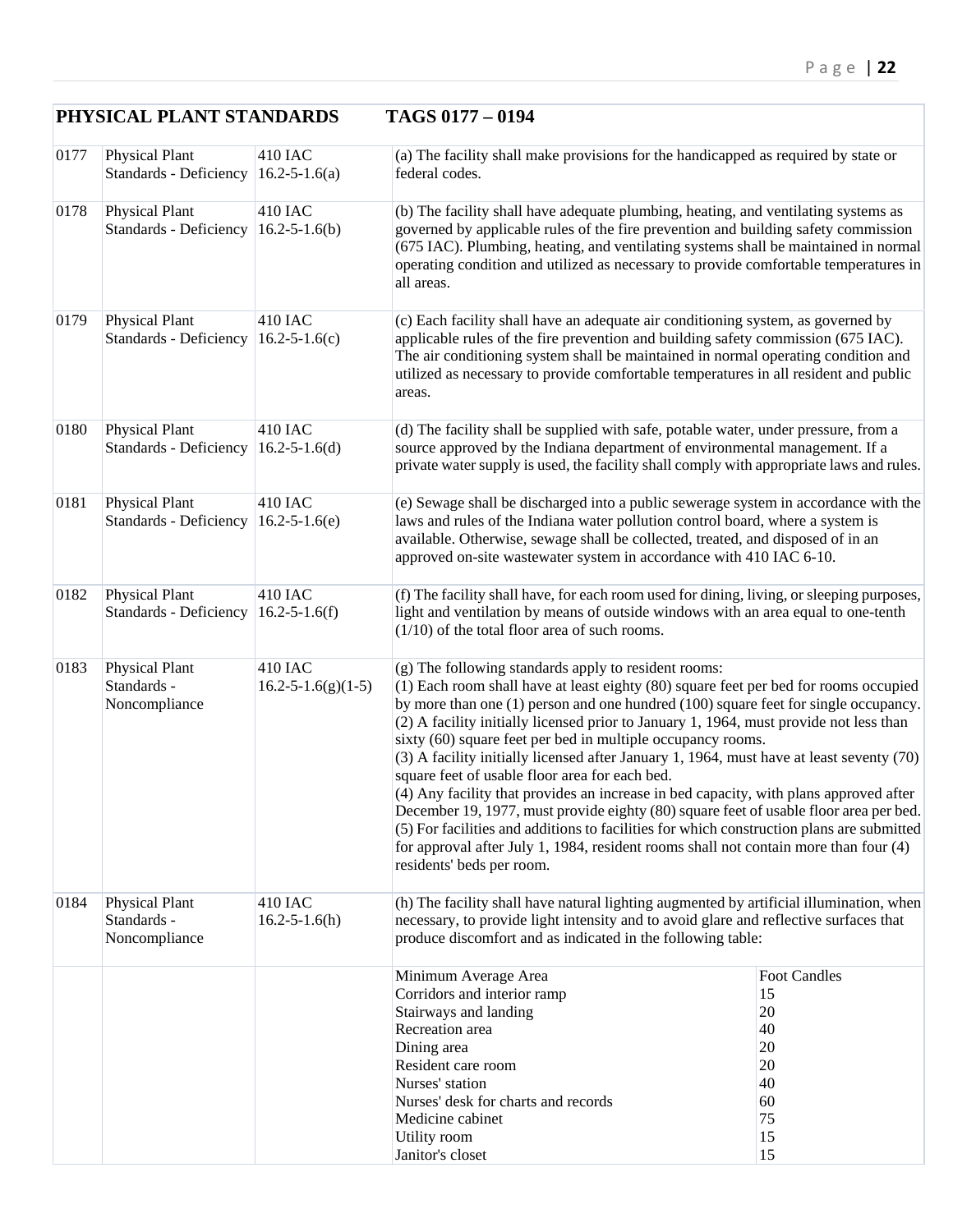| PHYSICAL PLANT STANDARDS | | | TAGS 0177 – 0194 |
|---|---|---|---|
| 0177 | Physical Plant Standards - Deficiency | 410 IAC 16.2-5-1.6(a) | (a) The facility shall make provisions for the handicapped as required by state or federal codes. |
| 0178 | Physical Plant Standards - Deficiency | 410 IAC 16.2-5-1.6(b) | (b) The facility shall have adequate plumbing, heating, and ventilating systems as governed by applicable rules of the fire prevention and building safety commission (675 IAC). Plumbing, heating, and ventilating systems shall be maintained in normal operating condition and utilized as necessary to provide comfortable temperatures in all areas. |
| 0179 | Physical Plant Standards - Deficiency | 410 IAC 16.2-5-1.6(c) | (c) Each facility shall have an adequate air conditioning system, as governed by applicable rules of the fire prevention and building safety commission (675 IAC). The air conditioning system shall be maintained in normal operating condition and utilized as necessary to provide comfortable temperatures in all resident and public areas. |
| 0180 | Physical Plant Standards - Deficiency | 410 IAC 16.2-5-1.6(d) | (d) The facility shall be supplied with safe, potable water, under pressure, from a source approved by the Indiana department of environmental management. If a private water supply is used, the facility shall comply with appropriate laws and rules. |
| 0181 | Physical Plant Standards - Deficiency | 410 IAC 16.2-5-1.6(e) | (e) Sewage shall be discharged into a public sewerage system in accordance with the laws and rules of the Indiana water pollution control board, where a system is available. Otherwise, sewage shall be collected, treated, and disposed of in an approved on-site wastewater system in accordance with 410 IAC 6-10. |
| 0182 | Physical Plant Standards - Deficiency | 410 IAC 16.2-5-1.6(f) | (f) The facility shall have, for each room used for dining, living, or sleeping purposes, light and ventilation by means of outside windows with an area equal to one-tenth (1/10) of the total floor area of such rooms. |
| 0183 | Physical Plant Standards - Noncompliance | 410 IAC 16.2-5-1.6(g)(1-5) | (g) The following standards apply to resident rooms:<br>(1) Each room shall have at least eighty (80) square feet per bed for rooms occupied by more than one (1) person and one hundred (100) square feet for single occupancy.<br>(2) A facility initially licensed prior to January 1, 1964, must provide not less than sixty (60) square feet per bed in multiple occupancy rooms.<br>(3) A facility initially licensed after January 1, 1964, must have at least seventy (70) square feet of usable floor area for each bed.<br>(4) Any facility that provides an increase in bed capacity, with plans approved after December 19, 1977, must provide eighty (80) square feet of usable floor area per bed.<br>(5) For facilities and additions to facilities for which construction plans are submitted for approval after July 1, 1984, resident rooms shall not contain more than four (4) residents' beds per room. |
| 0184 | Physical Plant Standards - Noncompliance | 410 IAC 16.2-5-1.6(h) | (h) The facility shall have natural lighting augmented by artificial illumination, when necessary, to provide light intensity and to avoid glare and reflective surfaces that produce discomfort and as indicated in the following table: |

| Minimum Average Area | Foot Candles |
|---|---|
| Corridors and interior ramp | 15 |
| Stairways and landing | 20 |
| Recreation area | 40 |
| Dining area | 20 |
| Resident care room | 20 |
| Nurses' station | 40 |
| Nurses' desk for charts and records | 60 |
| Medicine cabinet | 75 |
| Utility room | 15 |
| Janitor's closet | 15 |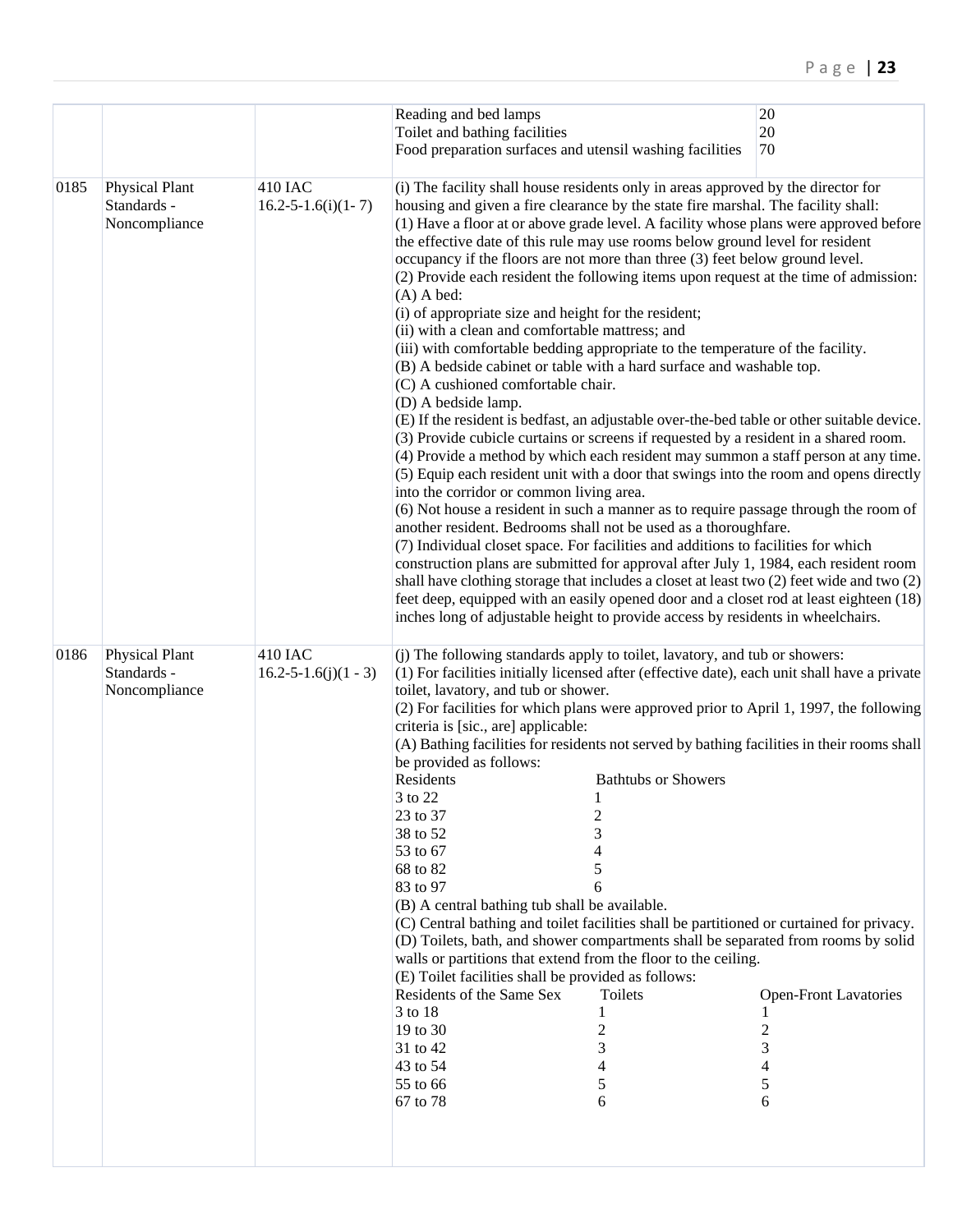| | | | |
|---|---|---|---|
| | | | Reading and bed lamps 20<br>Toilet and bathing facilities 20<br>Food preparation surfaces and utensil washing facilities 70 |
| 0185 | Physical Plant Standards - Noncompliance | 410 IAC 16.2-5-1.6(i)(1- 7) | (i) The facility shall house residents only in areas approved by the director for housing and given a fire clearance by the state fire marshal. The facility shall:<br>(1) Have a floor at or above grade level. A facility whose plans were approved before the effective date of this rule may use rooms below ground level for resident occupancy if the floors are not more than three (3) feet below ground level.<br>(2) Provide each resident the following items upon request at the time of admission:<br>(A) A bed:<br>(i) of appropriate size and height for the resident;<br>(ii) with a clean and comfortable mattress; and<br>(iii) with comfortable bedding appropriate to the temperature of the facility.<br>(B) A bedside cabinet or table with a hard surface and washable top.<br>(C) A cushioned comfortable chair.<br>(D) A bedside lamp.<br>(E) If the resident is bedfast, an adjustable over-the-bed table or other suitable device.<br>(3) Provide cubicle curtains or screens if requested by a resident in a shared room.<br>(4) Provide a method by which each resident may summon a staff person at any time.<br>(5) Equip each resident unit with a door that swings into the room and opens directly into the corridor or common living area.<br>(6) Not house a resident in such a manner as to require passage through the room of another resident. Bedrooms shall not be used as a thoroughfare.<br>(7) Individual closet space. For facilities and additions to facilities for which construction plans are submitted for approval after July 1, 1984, each resident room shall have clothing storage that includes a closet at least two (2) feet wide and two (2) feet deep, equipped with an easily opened door and a closet rod at least eighteen (18) inches long of adjustable height to provide access by residents in wheelchairs. |
| 0186 | Physical Plant Standards - Noncompliance | 410 IAC 16.2-5-1.6(j)(1 - 3) | (j) The following standards apply to toilet, lavatory, and tub or showers:<br>(1) For facilities initially licensed after (effective date), each unit shall have a private toilet, lavatory, and tub or shower.<br>(2) For facilities for which plans were approved prior to April 1, 1997, the following criteria is [sic., are] applicable:<br>(A) Bathing facilities for residents not served by bathing facilities in their rooms shall be provided as follows:<br>Residents — Bathtubs or Showers<br>3 to 22 — 1<br>23 to 37 — 2<br>38 to 52 — 3<br>53 to 67 — 4<br>68 to 82 — 5<br>83 to 97 — 6<br>(B) A central bathing tub shall be available.<br>(C) Central bathing and toilet facilities shall be partitioned or curtained for privacy.<br>(D) Toilets, bath, and shower compartments shall be separated from rooms by solid walls or partitions that extend from the floor to the ceiling.<br>(E) Toilet facilities shall be provided as follows:<br>Residents of the Same Sex — Toilets — Open-Front Lavatories<br>3 to 18 — 1 — 1<br>19 to 30 — 2 — 2<br>31 to 42 — 3 — 3<br>43 to 54 — 4 — 4<br>55 to 66 — 5 — 5<br>67 to 78 — 6 — 6 |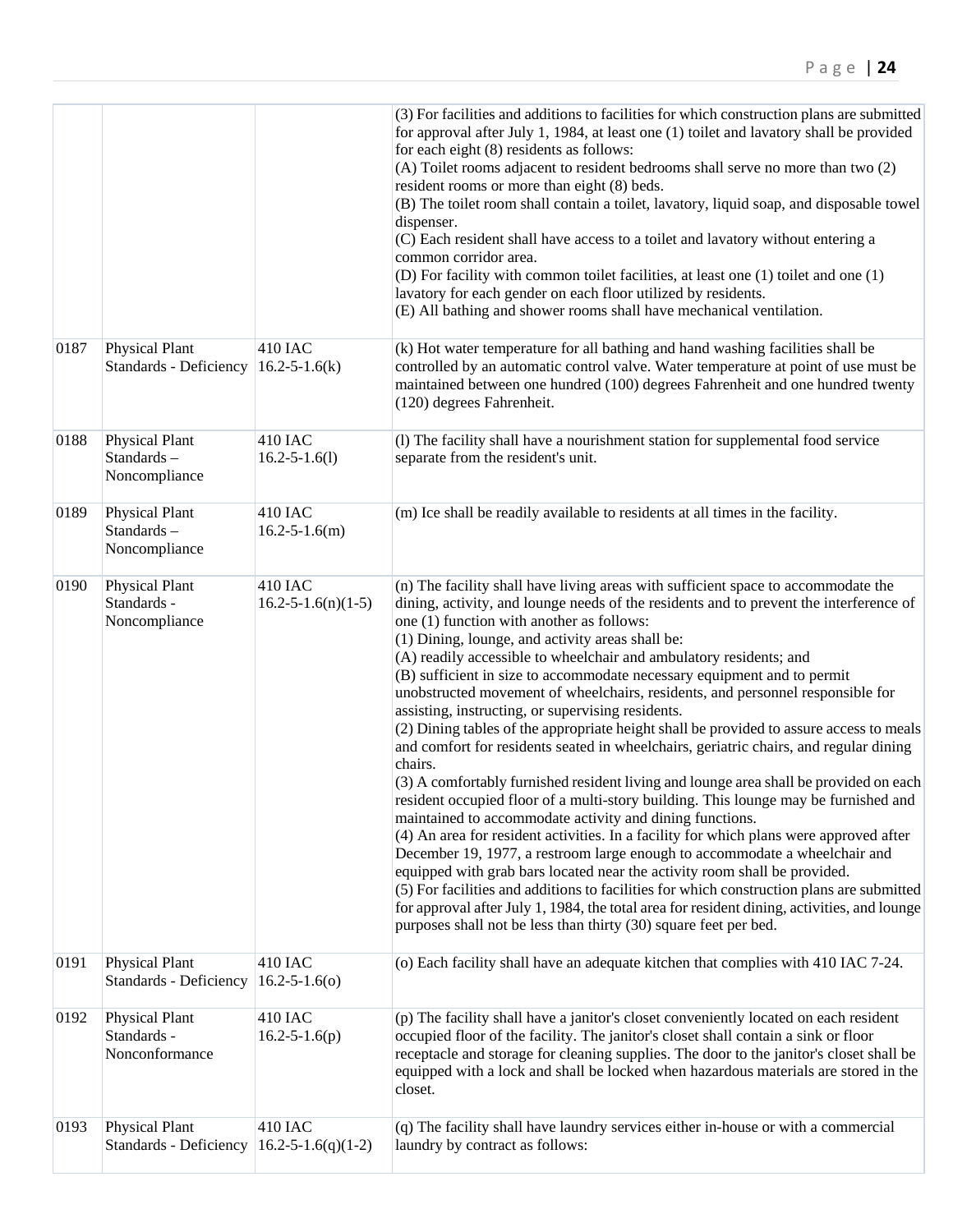| | | | (3) For facilities and additions to facilities for which construction plans are submitted for approval after July 1, 1984, at least one (1) toilet and lavatory shall be provided for each eight (8) residents as follows:<br>(A) Toilet rooms adjacent to resident bedrooms shall serve no more than two (2) resident rooms or more than eight (8) beds.<br>(B) The toilet room shall contain a toilet, lavatory, liquid soap, and disposable towel dispenser.<br>(C) Each resident shall have access to a toilet and lavatory without entering a common corridor area.<br>(D) For facility with common toilet facilities, at least one (1) toilet and one (1) lavatory for each gender on each floor utilized by residents.<br>(E) All bathing and shower rooms shall have mechanical ventilation. |
|---|---|---|---|
| 0187 | Physical Plant Standards - Deficiency | 410 IAC 16.2-5-1.6(k) | (k) Hot water temperature for all bathing and hand washing facilities shall be controlled by an automatic control valve. Water temperature at point of use must be maintained between one hundred (100) degrees Fahrenheit and one hundred twenty (120) degrees Fahrenheit. |
| 0188 | Physical Plant Standards – Noncompliance | 410 IAC 16.2-5-1.6(l) | (l) The facility shall have a nourishment station for supplemental food service separate from the resident's unit. |
| 0189 | Physical Plant Standards – Noncompliance | 410 IAC 16.2-5-1.6(m) | (m) Ice shall be readily available to residents at all times in the facility. |
| 0190 | Physical Plant Standards - Noncompliance | 410 IAC 16.2-5-1.6(n)(1-5) | (n) The facility shall have living areas with sufficient space to accommodate the dining, activity, and lounge needs of the residents and to prevent the interference of one (1) function with another as follows:<br>(1) Dining, lounge, and activity areas shall be:<br>(A) readily accessible to wheelchair and ambulatory residents; and<br>(B) sufficient in size to accommodate necessary equipment and to permit unobstructed movement of wheelchairs, residents, and personnel responsible for assisting, instructing, or supervising residents.<br>(2) Dining tables of the appropriate height shall be provided to assure access to meals and comfort for residents seated in wheelchairs, geriatric chairs, and regular dining chairs.<br>(3) A comfortably furnished resident living and lounge area shall be provided on each resident occupied floor of a multi-story building. This lounge may be furnished and maintained to accommodate activity and dining functions.<br>(4) An area for resident activities. In a facility for which plans were approved after December 19, 1977, a restroom large enough to accommodate a wheelchair and equipped with grab bars located near the activity room shall be provided.<br>(5) For facilities and additions to facilities for which construction plans are submitted for approval after July 1, 1984, the total area for resident dining, activities, and lounge purposes shall not be less than thirty (30) square feet per bed. |
| 0191 | Physical Plant Standards - Deficiency | 410 IAC 16.2-5-1.6(o) | (o) Each facility shall have an adequate kitchen that complies with 410 IAC 7-24. |
| 0192 | Physical Plant Standards - Nonconformance | 410 IAC 16.2-5-1.6(p) | (p) The facility shall have a janitor's closet conveniently located on each resident occupied floor of the facility. The janitor's closet shall contain a sink or floor receptacle and storage for cleaning supplies. The door to the janitor's closet shall be equipped with a lock and shall be locked when hazardous materials are stored in the closet. |
| 0193 | Physical Plant Standards - Deficiency | 410 IAC 16.2-5-1.6(q)(1-2) | (q) The facility shall have laundry services either in-house or with a commercial laundry by contract as follows: |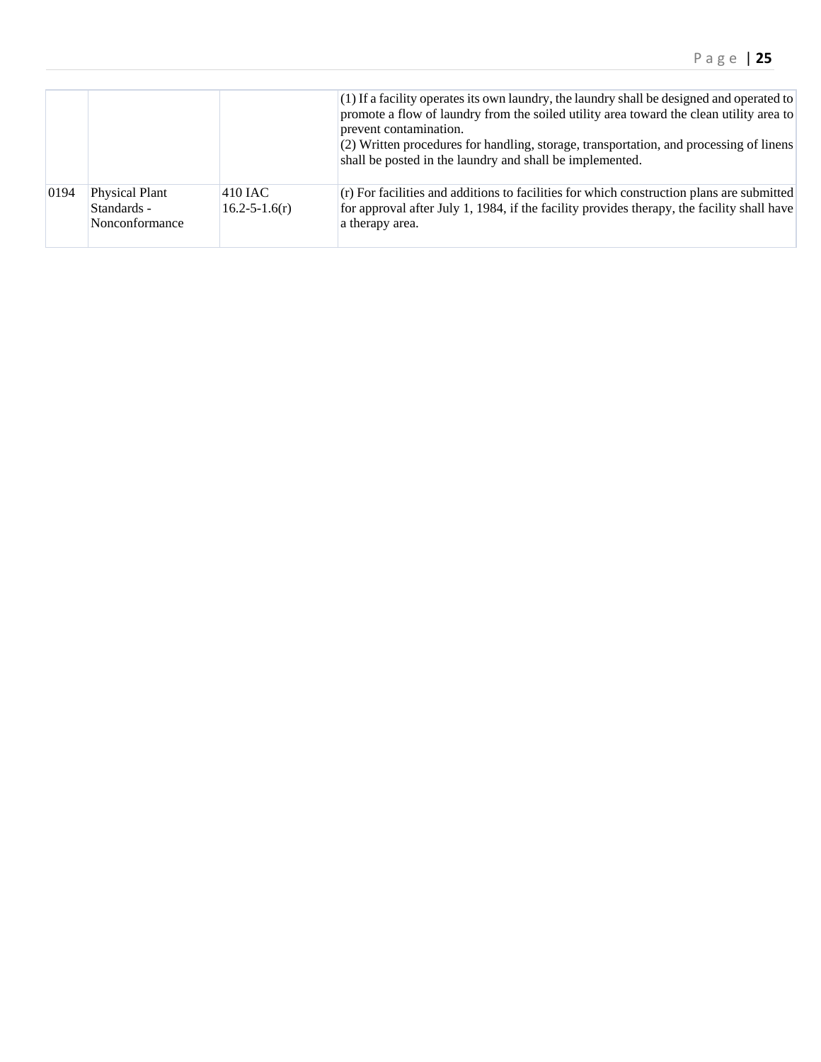| | | | |
|---|---|---|---|
| | | | (1) If a facility operates its own laundry, the laundry shall be designed and operated to promote a flow of laundry from the soiled utility area toward the clean utility area to prevent contamination.<br>(2) Written procedures for handling, storage, transportation, and processing of linens shall be posted in the laundry and shall be implemented. |
| 0194 | Physical Plant Standards - Nonconformance | 410 IAC 16.2-5-1.6(r) | (r) For facilities and additions to facilities for which construction plans are submitted for approval after July 1, 1984, if the facility provides therapy, the facility shall have a therapy area. |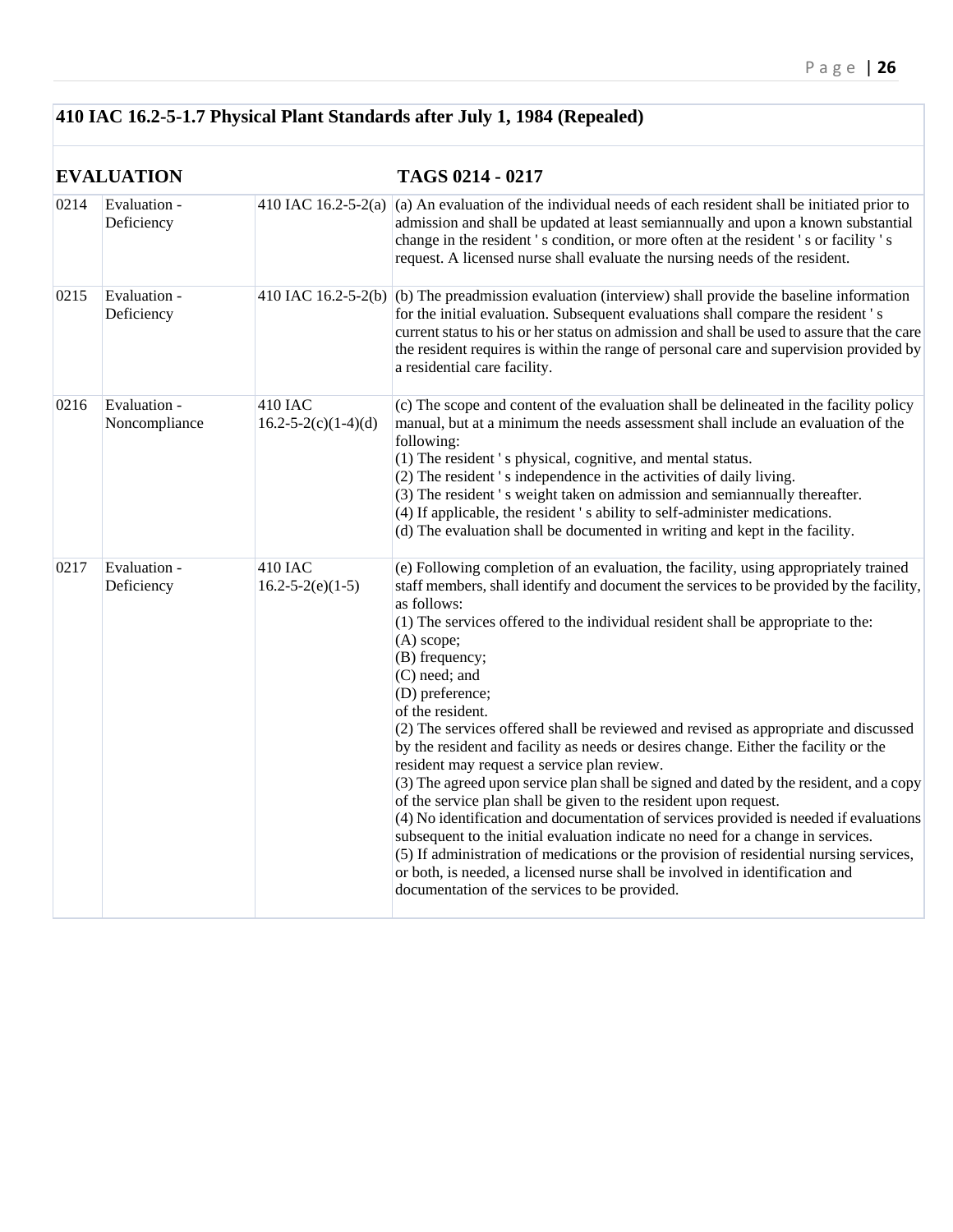## 410 IAC 16.2-5-1.7 Physical Plant Standards after July 1, 1984 (Repealed)

| EVALUATION | | | TAGS 0214 - 0217 |
|---|---|---|---|
| 0214 | Evaluation - Deficiency | 410 IAC 16.2-5-2(a) | (a) An evaluation of the individual needs of each resident shall be initiated prior to admission and shall be updated at least semiannually and upon a known substantial change in the resident ' s condition, or more often at the resident ' s or facility ' s request. A licensed nurse shall evaluate the nursing needs of the resident. |
| 0215 | Evaluation - Deficiency | 410 IAC 16.2-5-2(b) | (b) The preadmission evaluation (interview) shall provide the baseline information for the initial evaluation. Subsequent evaluations shall compare the resident ' s current status to his or her status on admission and shall be used to assure that the care the resident requires is within the range of personal care and supervision provided by a residential care facility. |
| 0216 | Evaluation - Noncompliance | 410 IAC 16.2-5-2(c)(1-4)(d) | (c) The scope and content of the evaluation shall be delineated in the facility policy manual, but at a minimum the needs assessment shall include an evaluation of the following:<br>(1) The resident ' s physical, cognitive, and mental status.<br>(2) The resident ' s independence in the activities of daily living.<br>(3) The resident ' s weight taken on admission and semiannually thereafter.<br>(4) If applicable, the resident ' s ability to self-administer medications.<br>(d) The evaluation shall be documented in writing and kept in the facility. |
| 0217 | Evaluation - Deficiency | 410 IAC 16.2-5-2(e)(1-5) | (e) Following completion of an evaluation, the facility, using appropriately trained staff members, shall identify and document the services to be provided by the facility, as follows:<br>(1) The services offered to the individual resident shall be appropriate to the:<br>(A) scope;<br>(B) frequency;<br>(C) need; and<br>(D) preference;<br>of the resident.<br>(2) The services offered shall be reviewed and revised as appropriate and discussed by the resident and facility as needs or desires change. Either the facility or the resident may request a service plan review.<br>(3) The agreed upon service plan shall be signed and dated by the resident, and a copy of the service plan shall be given to the resident upon request.<br>(4) No identification and documentation of services provided is needed if evaluations subsequent to the initial evaluation indicate no need for a change in services.<br>(5) If administration of medications or the provision of residential nursing services, or both, is needed, a licensed nurse shall be involved in identification and documentation of the services to be provided. |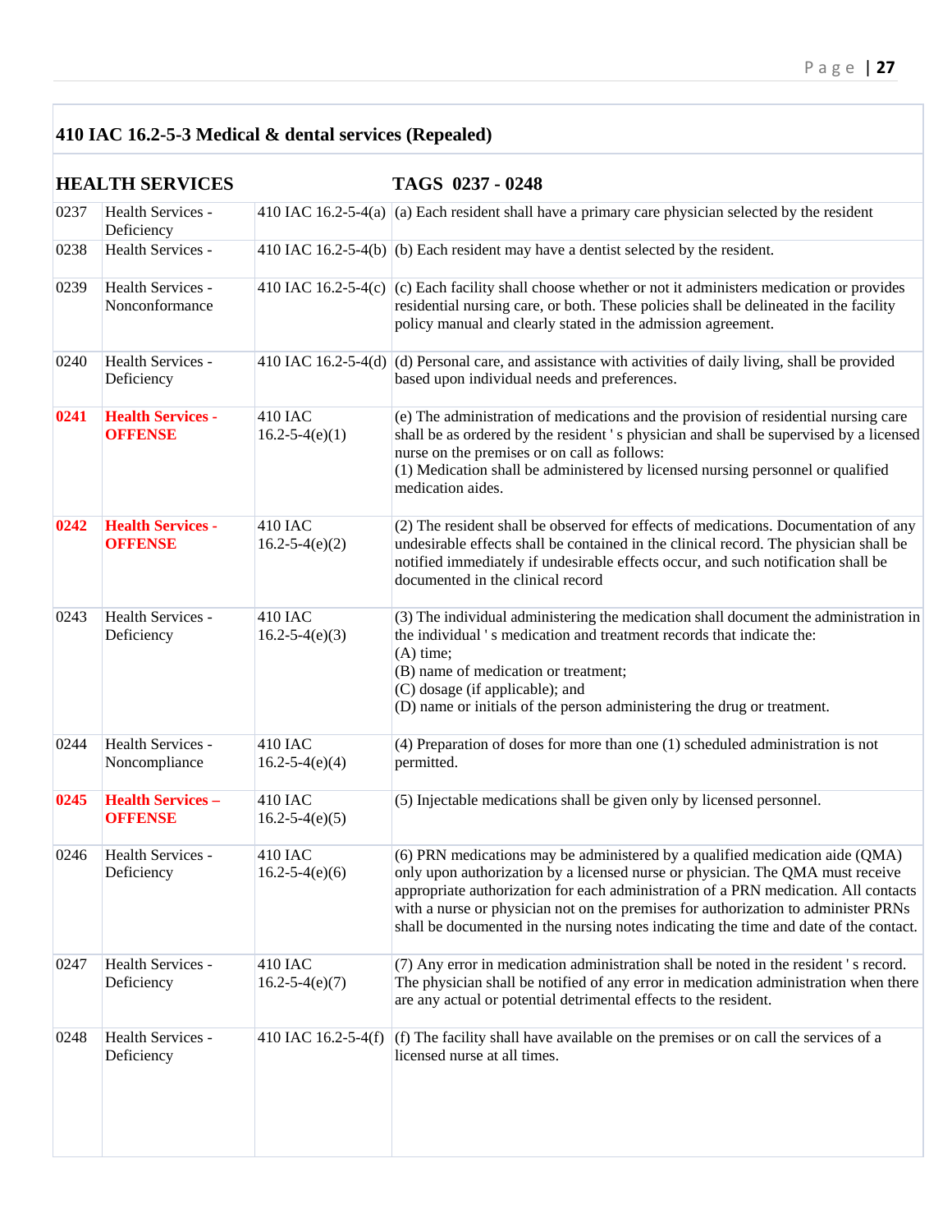## 410 IAC 16.2-5-3 Medical & dental services (Repealed)

| HEALTH SERVICES | | | TAGS 0237 - 0248 |
|---|---|---|---|
| 0237 | Health Services - Deficiency | 410 IAC 16.2-5-4(a) | (a) Each resident shall have a primary care physician selected by the resident |
| 0238 | Health Services - | 410 IAC 16.2-5-4(b) | (b) Each resident may have a dentist selected by the resident. |
| 0239 | Health Services - Nonconformance | 410 IAC 16.2-5-4(c) | (c) Each facility shall choose whether or not it administers medication or provides residential nursing care, or both. These policies shall be delineated in the facility policy manual and clearly stated in the admission agreement. |
| 0240 | Health Services - Deficiency | 410 IAC 16.2-5-4(d) | (d) Personal care, and assistance with activities of daily living, shall be provided based upon individual needs and preferences. |
| **0241** | **Health Services - OFFENSE** | 410 IAC 16.2-5-4(e)(1) | (e) The administration of medications and the provision of residential nursing care shall be as ordered by the resident ' s physician and shall be supervised by a licensed nurse on the premises or on call as follows:<br>(1) Medication shall be administered by licensed nursing personnel or qualified medication aides. |
| **0242** | **Health Services - OFFENSE** | 410 IAC 16.2-5-4(e)(2) | (2) The resident shall be observed for effects of medications. Documentation of any undesirable effects shall be contained in the clinical record. The physician shall be notified immediately if undesirable effects occur, and such notification shall be documented in the clinical record |
| 0243 | Health Services - Deficiency | 410 IAC 16.2-5-4(e)(3) | (3) The individual administering the medication shall document the administration in the individual ' s medication and treatment records that indicate the:<br>(A) time;<br>(B) name of medication or treatment;<br>(C) dosage (if applicable); and<br>(D) name or initials of the person administering the drug or treatment. |
| 0244 | Health Services - Noncompliance | 410 IAC 16.2-5-4(e)(4) | (4) Preparation of doses for more than one (1) scheduled administration is not permitted. |
| **0245** | **Health Services – OFFENSE** | 410 IAC 16.2-5-4(e)(5) | (5) Injectable medications shall be given only by licensed personnel. |
| 0246 | Health Services - Deficiency | 410 IAC 16.2-5-4(e)(6) | (6) PRN medications may be administered by a qualified medication aide (QMA) only upon authorization by a licensed nurse or physician. The QMA must receive appropriate authorization for each administration of a PRN medication. All contacts with a nurse or physician not on the premises for authorization to administer PRNs shall be documented in the nursing notes indicating the time and date of the contact. |
| 0247 | Health Services - Deficiency | 410 IAC 16.2-5-4(e)(7) | (7) Any error in medication administration shall be noted in the resident ' s record. The physician shall be notified of any error in medication administration when there are any actual or potential detrimental effects to the resident. |
| 0248 | Health Services - Deficiency | 410 IAC 16.2-5-4(f) | (f) The facility shall have available on the premises or on call the services of a licensed nurse at all times. |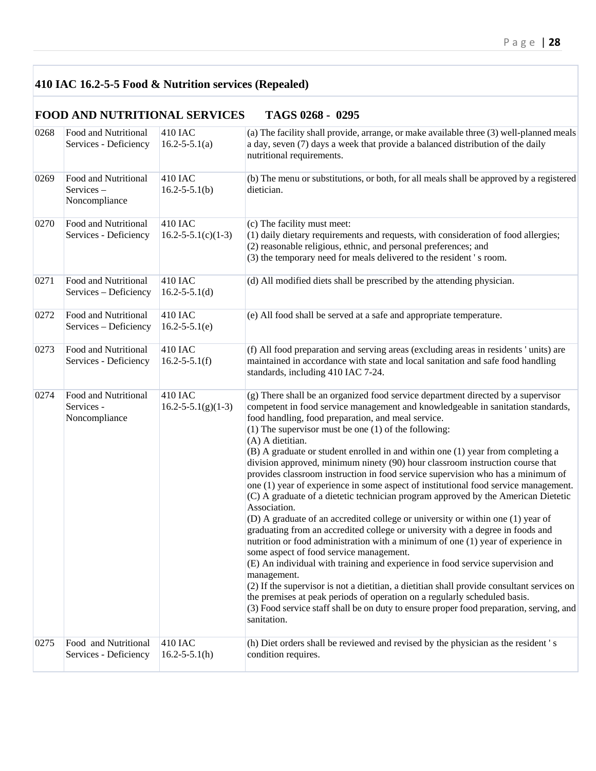## 410 IAC 16.2-5-5 Food & Nutrition services (Repealed)

### FOOD AND NUTRITIONAL SERVICES TAGS 0268 - 0295

| | | | |
|---|---|---|---|
| 0268 | Food and Nutritional Services - Deficiency | 410 IAC 16.2-5-5.1(a) | (a) The facility shall provide, arrange, or make available three (3) well-planned meals a day, seven (7) days a week that provide a balanced distribution of the daily nutritional requirements. |
| 0269 | Food and Nutritional Services – Noncompliance | 410 IAC 16.2-5-5.1(b) | (b) The menu or substitutions, or both, for all meals shall be approved by a registered dietician. |
| 0270 | Food and Nutritional Services - Deficiency | 410 IAC 16.2-5-5.1(c)(1-3) | (c) The facility must meet:<br>(1) daily dietary requirements and requests, with consideration of food allergies;<br>(2) reasonable religious, ethnic, and personal preferences; and<br>(3) the temporary need for meals delivered to the resident ' s room. |
| 0271 | Food and Nutritional Services – Deficiency | 410 IAC 16.2-5-5.1(d) | (d) All modified diets shall be prescribed by the attending physician. |
| 0272 | Food and Nutritional Services – Deficiency | 410 IAC 16.2-5-5.1(e) | (e) All food shall be served at a safe and appropriate temperature. |
| 0273 | Food and Nutritional Services - Deficiency | 410 IAC 16.2-5-5.1(f) | (f) All food preparation and serving areas (excluding areas in residents ' units) are maintained in accordance with state and local sanitation and safe food handling standards, including 410 IAC 7-24. |
| 0274 | Food and Nutritional Services - Noncompliance | 410 IAC 16.2-5-5.1(g)(1-3) | (g) There shall be an organized food service department directed by a supervisor competent in food service management and knowledgeable in sanitation standards, food handling, food preparation, and meal service.<br>(1) The supervisor must be one (1) of the following:<br>(A) A dietitian.<br>(B) A graduate or student enrolled in and within one (1) year from completing a division approved, minimum ninety (90) hour classroom instruction course that provides classroom instruction in food service supervision who has a minimum of one (1) year of experience in some aspect of institutional food service management.<br>(C) A graduate of a dietetic technician program approved by the American Dietetic Association.<br>(D) A graduate of an accredited college or university or within one (1) year of graduating from an accredited college or university with a degree in foods and nutrition or food administration with a minimum of one (1) year of experience in some aspect of food service management.<br>(E) An individual with training and experience in food service supervision and management.<br>(2) If the supervisor is not a dietitian, a dietitian shall provide consultant services on the premises at peak periods of operation on a regularly scheduled basis.<br>(3) Food service staff shall be on duty to ensure proper food preparation, serving, and sanitation. |
| 0275 | Food and Nutritional Services - Deficiency | 410 IAC 16.2-5-5.1(h) | (h) Diet orders shall be reviewed and revised by the physician as the resident ' s condition requires. |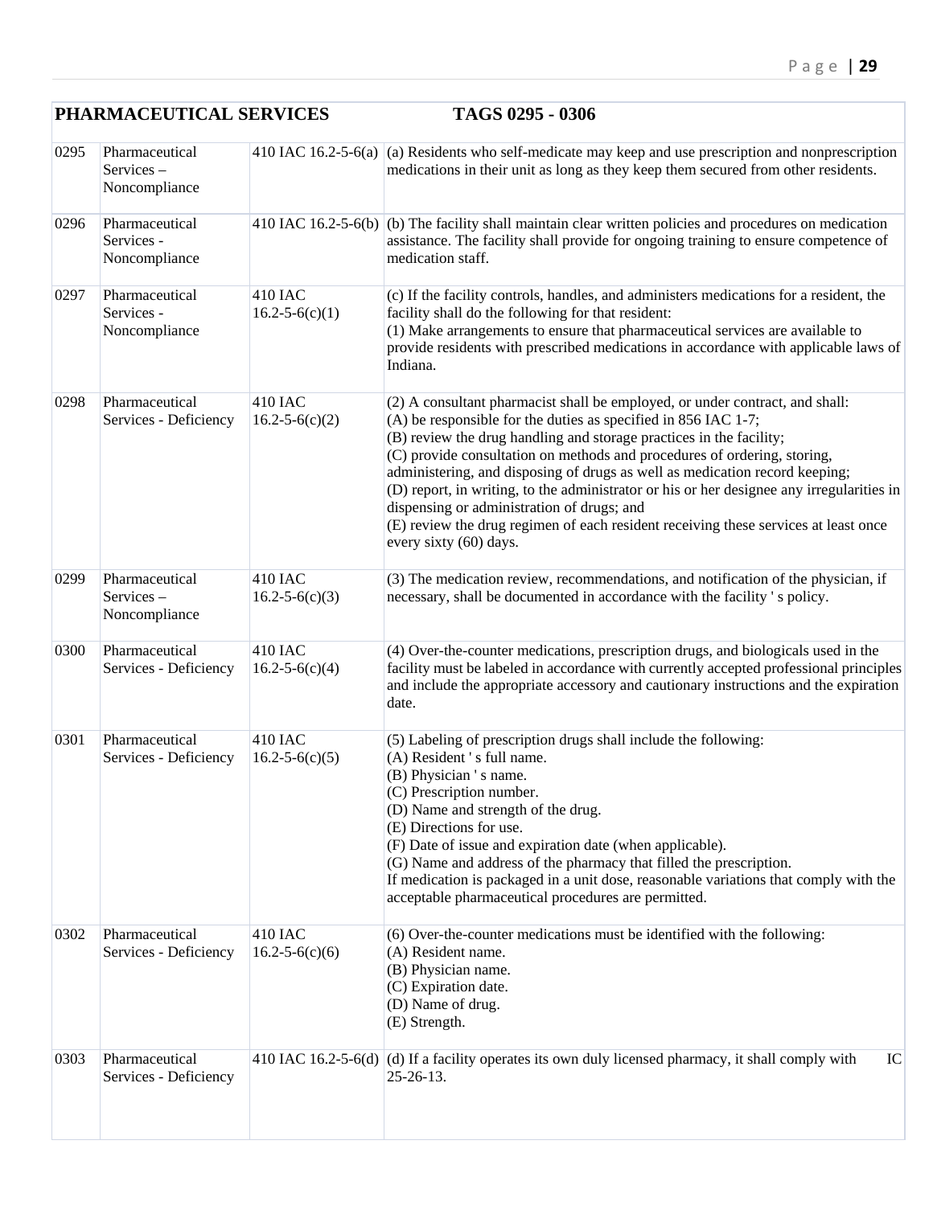| PHARMACEUTICAL SERVICES | | TAGS 0295 - 0306 | |
|---|---|---|---|
| 0295 | Pharmaceutical Services – Noncompliance | 410 IAC 16.2-5-6(a) | (a) Residents who self-medicate may keep and use prescription and nonprescription medications in their unit as long as they keep them secured from other residents. |
| 0296 | Pharmaceutical Services - Noncompliance | 410 IAC 16.2-5-6(b) | (b) The facility shall maintain clear written policies and procedures on medication assistance. The facility shall provide for ongoing training to ensure competence of medication staff. |
| 0297 | Pharmaceutical Services - Noncompliance | 410 IAC 16.2-5-6(c)(1) | (c) If the facility controls, handles, and administers medications for a resident, the facility shall do the following for that resident:<br>(1) Make arrangements to ensure that pharmaceutical services are available to provide residents with prescribed medications in accordance with applicable laws of Indiana. |
| 0298 | Pharmaceutical Services - Deficiency | 410 IAC 16.2-5-6(c)(2) | (2) A consultant pharmacist shall be employed, or under contract, and shall:<br>(A) be responsible for the duties as specified in 856 IAC 1-7;<br>(B) review the drug handling and storage practices in the facility;<br>(C) provide consultation on methods and procedures of ordering, storing, administering, and disposing of drugs as well as medication record keeping;<br>(D) report, in writing, to the administrator or his or her designee any irregularities in dispensing or administration of drugs; and<br>(E) review the drug regimen of each resident receiving these services at least once every sixty (60) days. |
| 0299 | Pharmaceutical Services – Noncompliance | 410 IAC 16.2-5-6(c)(3) | (3) The medication review, recommendations, and notification of the physician, if necessary, shall be documented in accordance with the facility ' s policy. |
| 0300 | Pharmaceutical Services - Deficiency | 410 IAC 16.2-5-6(c)(4) | (4) Over-the-counter medications, prescription drugs, and biologicals used in the facility must be labeled in accordance with currently accepted professional principles and include the appropriate accessory and cautionary instructions and the expiration date. |
| 0301 | Pharmaceutical Services - Deficiency | 410 IAC 16.2-5-6(c)(5) | (5) Labeling of prescription drugs shall include the following:<br>(A) Resident ' s full name.<br>(B) Physician ' s name.<br>(C) Prescription number.<br>(D) Name and strength of the drug.<br>(E) Directions for use.<br>(F) Date of issue and expiration date (when applicable).<br>(G) Name and address of the pharmacy that filled the prescription.<br>If medication is packaged in a unit dose, reasonable variations that comply with the acceptable pharmaceutical procedures are permitted. |
| 0302 | Pharmaceutical Services - Deficiency | 410 IAC 16.2-5-6(c)(6) | (6) Over-the-counter medications must be identified with the following:<br>(A) Resident name.<br>(B) Physician name.<br>(C) Expiration date.<br>(D) Name of drug.<br>(E) Strength. |
| 0303 | Pharmaceutical Services - Deficiency | 410 IAC 16.2-5-6(d) | (d) If a facility operates its own duly licensed pharmacy, it shall comply with IC 25-26-13. |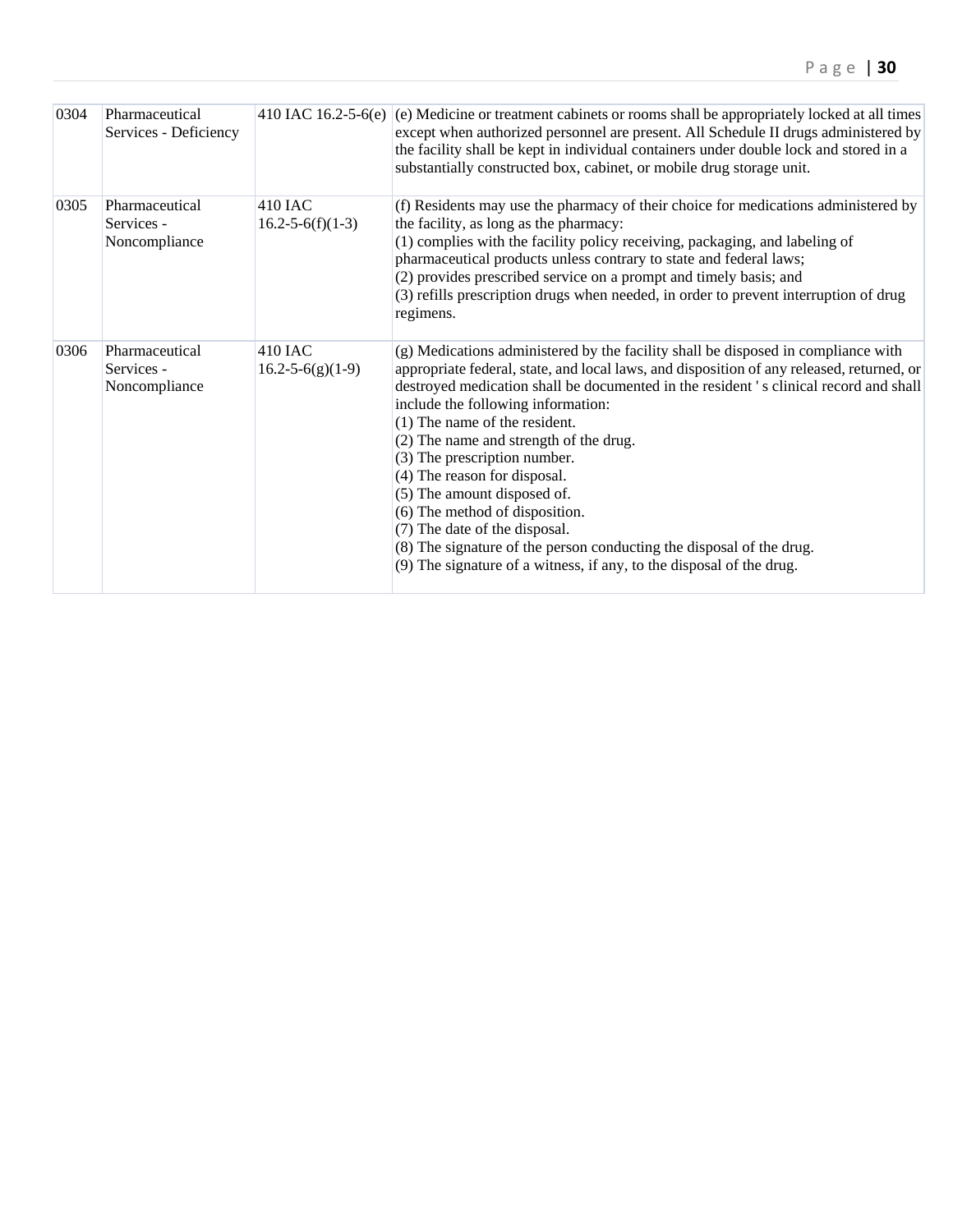| 0304 | Pharmaceutical Services - Deficiency | 410 IAC 16.2-5-6(e) | (e) Medicine or treatment cabinets or rooms shall be appropriately locked at all times except when authorized personnel are present. All Schedule II drugs administered by the facility shall be kept in individual containers under double lock and stored in a substantially constructed box, cabinet, or mobile drug storage unit. |
|---|---|---|---|
| 0305 | Pharmaceutical Services - Noncompliance | 410 IAC 16.2-5-6(f)(1-3) | (f) Residents may use the pharmacy of their choice for medications administered by the facility, as long as the pharmacy:<br>(1) complies with the facility policy receiving, packaging, and labeling of pharmaceutical products unless contrary to state and federal laws;<br>(2) provides prescribed service on a prompt and timely basis; and<br>(3) refills prescription drugs when needed, in order to prevent interruption of drug regimens. |
| 0306 | Pharmaceutical Services - Noncompliance | 410 IAC 16.2-5-6(g)(1-9) | (g) Medications administered by the facility shall be disposed in compliance with appropriate federal, state, and local laws, and disposition of any released, returned, or destroyed medication shall be documented in the resident ' s clinical record and shall include the following information:<br>(1) The name of the resident.<br>(2) The name and strength of the drug.<br>(3) The prescription number.<br>(4) The reason for disposal.<br>(5) The amount disposed of.<br>(6) The method of disposition.<br>(7) The date of the disposal.<br>(8) The signature of the person conducting the disposal of the drug.<br>(9) The signature of a witness, if any, to the disposal of the drug. |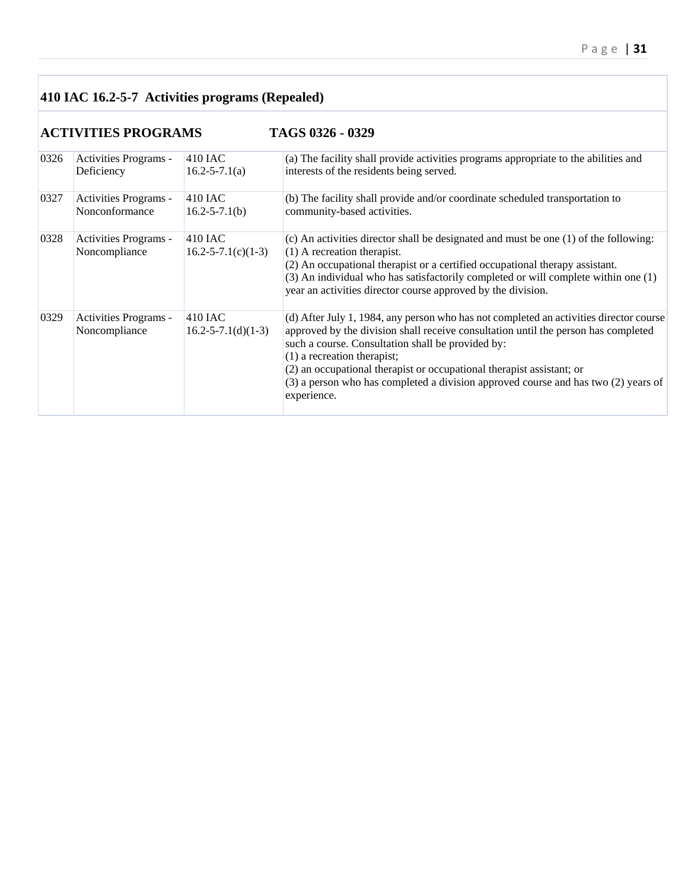## 410 IAC 16.2-5-7 Activities programs (Repealed)

### ACTIVITIES PROGRAMS TAGS 0326 - 0329

| | | | |
|---|---|---|---|
| 0326 | Activities Programs - Deficiency | 410 IAC 16.2-5-7.1(a) | (a) The facility shall provide activities programs appropriate to the abilities and interests of the residents being served. |
| 0327 | Activities Programs - Nonconformance | 410 IAC 16.2-5-7.1(b) | (b) The facility shall provide and/or coordinate scheduled transportation to community-based activities. |
| 0328 | Activities Programs - Noncompliance | 410 IAC 16.2-5-7.1(c)(1-3) | (c) An activities director shall be designated and must be one (1) of the following:<br>(1) A recreation therapist.<br>(2) An occupational therapist or a certified occupational therapy assistant.<br>(3) An individual who has satisfactorily completed or will complete within one (1) year an activities director course approved by the division. |
| 0329 | Activities Programs - Noncompliance | 410 IAC 16.2-5-7.1(d)(1-3) | (d) After July 1, 1984, any person who has not completed an activities director course approved by the division shall receive consultation until the person has completed such a course. Consultation shall be provided by:<br>(1) a recreation therapist;<br>(2) an occupational therapist or occupational therapist assistant; or<br>(3) a person who has completed a division approved course and has two (2) years of experience. |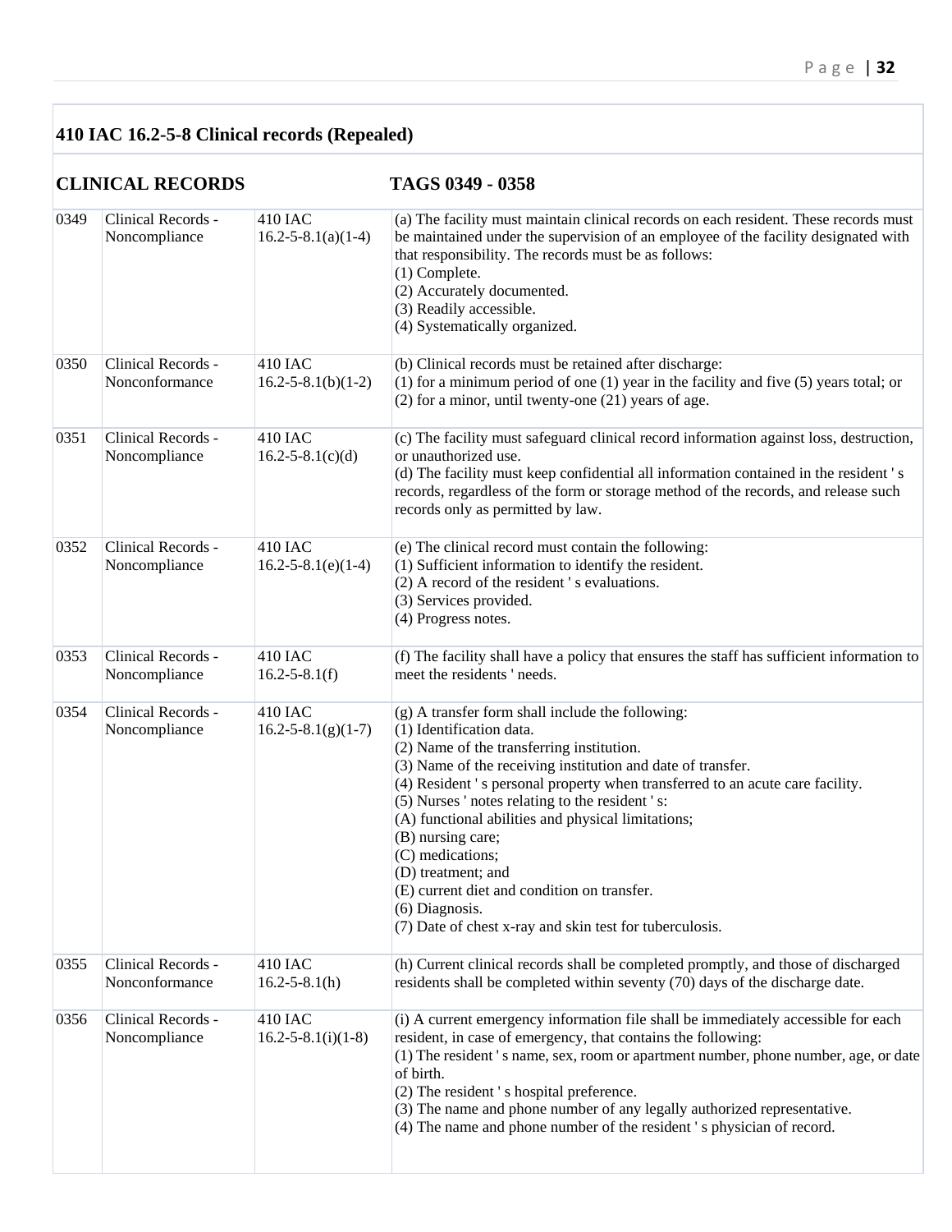## 410 IAC 16.2-5-8 Clinical records (Repealed)

| CLINICAL RECORDS | | | TAGS 0349 - 0358 |
|---|---|---|---|
| 0349 | Clinical Records - Noncompliance | 410 IAC 16.2-5-8.1(a)(1-4) | (a) The facility must maintain clinical records on each resident. These records must be maintained under the supervision of an employee of the facility designated with that responsibility. The records must be as follows:<br>(1) Complete.<br>(2) Accurately documented.<br>(3) Readily accessible.<br>(4) Systematically organized. |
| 0350 | Clinical Records - Nonconformance | 410 IAC 16.2-5-8.1(b)(1-2) | (b) Clinical records must be retained after discharge:<br>(1) for a minimum period of one (1) year in the facility and five (5) years total; or<br>(2) for a minor, until twenty-one (21) years of age. |
| 0351 | Clinical Records - Noncompliance | 410 IAC 16.2-5-8.1(c)(d) | (c) The facility must safeguard clinical record information against loss, destruction, or unauthorized use.<br>(d) The facility must keep confidential all information contained in the resident ' s records, regardless of the form or storage method of the records, and release such records only as permitted by law. |
| 0352 | Clinical Records - Noncompliance | 410 IAC 16.2-5-8.1(e)(1-4) | (e) The clinical record must contain the following:<br>(1) Sufficient information to identify the resident.<br>(2) A record of the resident ' s evaluations.<br>(3) Services provided.<br>(4) Progress notes. |
| 0353 | Clinical Records - Noncompliance | 410 IAC 16.2-5-8.1(f) | (f) The facility shall have a policy that ensures the staff has sufficient information to meet the residents ' needs. |
| 0354 | Clinical Records - Noncompliance | 410 IAC 16.2-5-8.1(g)(1-7) | (g) A transfer form shall include the following:<br>(1) Identification data.<br>(2) Name of the transferring institution.<br>(3) Name of the receiving institution and date of transfer.<br>(4) Resident ' s personal property when transferred to an acute care facility.<br>(5) Nurses ' notes relating to the resident ' s:<br>(A) functional abilities and physical limitations;<br>(B) nursing care;<br>(C) medications;<br>(D) treatment; and<br>(E) current diet and condition on transfer.<br>(6) Diagnosis.<br>(7) Date of chest x-ray and skin test for tuberculosis. |
| 0355 | Clinical Records - Nonconformance | 410 IAC 16.2-5-8.1(h) | (h) Current clinical records shall be completed promptly, and those of discharged residents shall be completed within seventy (70) days of the discharge date. |
| 0356 | Clinical Records - Noncompliance | 410 IAC 16.2-5-8.1(i)(1-8) | (i) A current emergency information file shall be immediately accessible for each resident, in case of emergency, that contains the following:<br>(1) The resident ' s name, sex, room or apartment number, phone number, age, or date of birth.<br>(2) The resident ' s hospital preference.<br>(3) The name and phone number of any legally authorized representative.<br>(4) The name and phone number of the resident ' s physician of record. |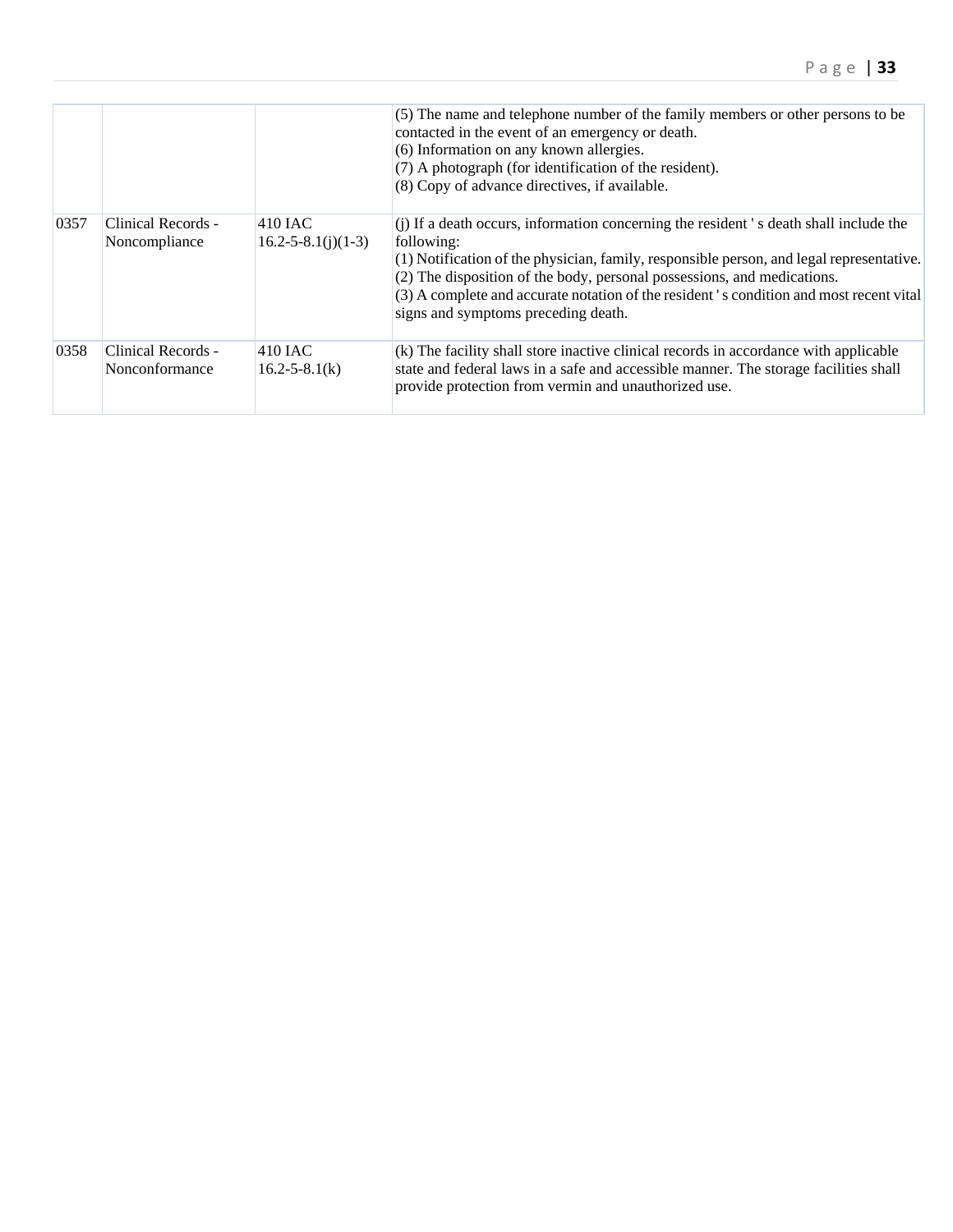| | | | |
|---|---|---|---|
| | | | (5) The name and telephone number of the family members or other persons to be contacted in the event of an emergency or death.<br>(6) Information on any known allergies.<br>(7) A photograph (for identification of the resident).<br>(8) Copy of advance directives, if available. |
| 0357 | Clinical Records - Noncompliance | 410 IAC 16.2-5-8.1(j)(1-3) | (j) If a death occurs, information concerning the resident ' s death shall include the following:<br>(1) Notification of the physician, family, responsible person, and legal representative.<br>(2) The disposition of the body, personal possessions, and medications.<br>(3) A complete and accurate notation of the resident ' s condition and most recent vital signs and symptoms preceding death. |
| 0358 | Clinical Records - Nonconformance | 410 IAC 16.2-5-8.1(k) | (k) The facility shall store inactive clinical records in accordance with applicable state and federal laws in a safe and accessible manner. The storage facilities shall provide protection from vermin and unauthorized use. |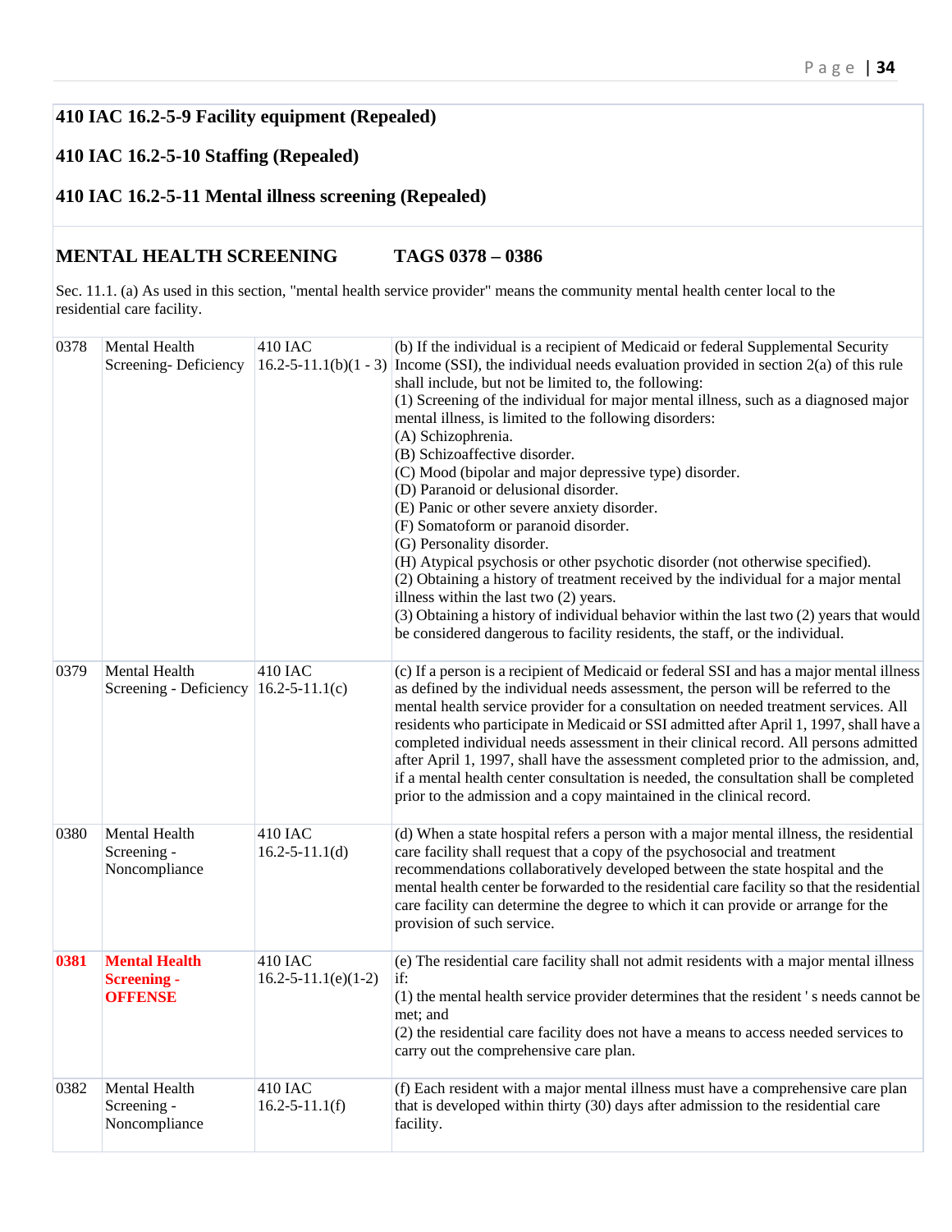**410 IAC 16.2-5-9 Facility equipment (Repealed)**

**410 IAC 16.2-5-10 Staffing (Repealed)**

**410 IAC 16.2-5-11 Mental illness screening (Repealed)**

## MENTAL HEALTH SCREENING TAGS 0378 – 0386

Sec. 11.1. (a) As used in this section, "mental health service provider" means the community mental health center local to the residential care facility.

| | | | |
|---|---|---|---|
| 0378 | Mental Health Screening- Deficiency | 410 IAC 16.2-5-11.1(b)(1 - 3) | (b) If the individual is a recipient of Medicaid or federal Supplemental Security Income (SSI), the individual needs evaluation provided in section 2(a) of this rule shall include, but not be limited to, the following:<br>(1) Screening of the individual for major mental illness, such as a diagnosed major mental illness, is limited to the following disorders:<br>(A) Schizophrenia.<br>(B) Schizoaffective disorder.<br>(C) Mood (bipolar and major depressive type) disorder.<br>(D) Paranoid or delusional disorder.<br>(E) Panic or other severe anxiety disorder.<br>(F) Somatoform or paranoid disorder.<br>(G) Personality disorder.<br>(H) Atypical psychosis or other psychotic disorder (not otherwise specified).<br>(2) Obtaining a history of treatment received by the individual for a major mental illness within the last two (2) years.<br>(3) Obtaining a history of individual behavior within the last two (2) years that would be considered dangerous to facility residents, the staff, or the individual. |
| 0379 | Mental Health Screening - Deficiency | 410 IAC 16.2-5-11.1(c) | (c) If a person is a recipient of Medicaid or federal SSI and has a major mental illness as defined by the individual needs assessment, the person will be referred to the mental health service provider for a consultation on needed treatment services. All residents who participate in Medicaid or SSI admitted after April 1, 1997, shall have a completed individual needs assessment in their clinical record. All persons admitted after April 1, 1997, shall have the assessment completed prior to the admission, and, if a mental health center consultation is needed, the consultation shall be completed prior to the admission and a copy maintained in the clinical record. |
| 0380 | Mental Health Screening - Noncompliance | 410 IAC 16.2-5-11.1(d) | (d) When a state hospital refers a person with a major mental illness, the residential care facility shall request that a copy of the psychosocial and treatment recommendations collaboratively developed between the state hospital and the mental health center be forwarded to the residential care facility so that the residential care facility can determine the degree to which it can provide or arrange for the provision of such service. |
| **0381** | **Mental Health Screening - OFFENSE** | 410 IAC 16.2-5-11.1(e)(1-2) | (e) The residential care facility shall not admit residents with a major mental illness if:<br>(1) the mental health service provider determines that the resident ' s needs cannot be met; and<br>(2) the residential care facility does not have a means to access needed services to carry out the comprehensive care plan. |
| 0382 | Mental Health Screening - Noncompliance | 410 IAC 16.2-5-11.1(f) | (f) Each resident with a major mental illness must have a comprehensive care plan that is developed within thirty (30) days after admission to the residential care facility. |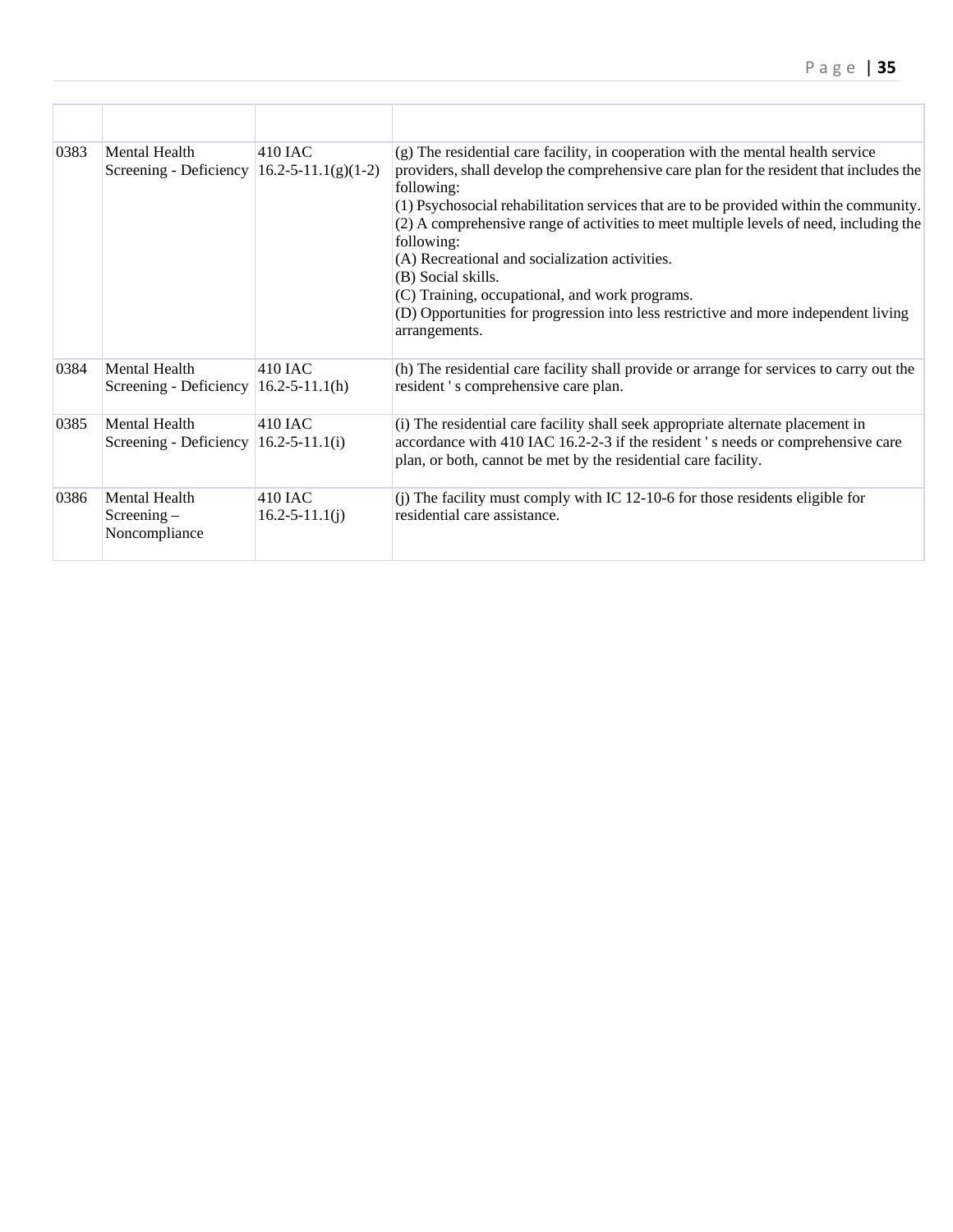| | | | |
|---|---|---|---|
| 0383 | Mental Health Screening - Deficiency | 410 IAC 16.2-5-11.1(g)(1-2) | (g) The residential care facility, in cooperation with the mental health service providers, shall develop the comprehensive care plan for the resident that includes the following:<br>(1) Psychosocial rehabilitation services that are to be provided within the community.<br>(2) A comprehensive range of activities to meet multiple levels of need, including the following:<br>(A) Recreational and socialization activities.<br>(B) Social skills.<br>(C) Training, occupational, and work programs.<br>(D) Opportunities for progression into less restrictive and more independent living arrangements. |
| 0384 | Mental Health Screening - Deficiency | 410 IAC 16.2-5-11.1(h) | (h) The residential care facility shall provide or arrange for services to carry out the resident ' s comprehensive care plan. |
| 0385 | Mental Health Screening - Deficiency | 410 IAC 16.2-5-11.1(i) | (i) The residential care facility shall seek appropriate alternate placement in accordance with 410 IAC 16.2-2-3 if the resident ' s needs or comprehensive care plan, or both, cannot be met by the residential care facility. |
| 0386 | Mental Health Screening – Noncompliance | 410 IAC 16.2-5-11.1(j) | (j) The facility must comply with IC 12-10-6 for those residents eligible for residential care assistance. |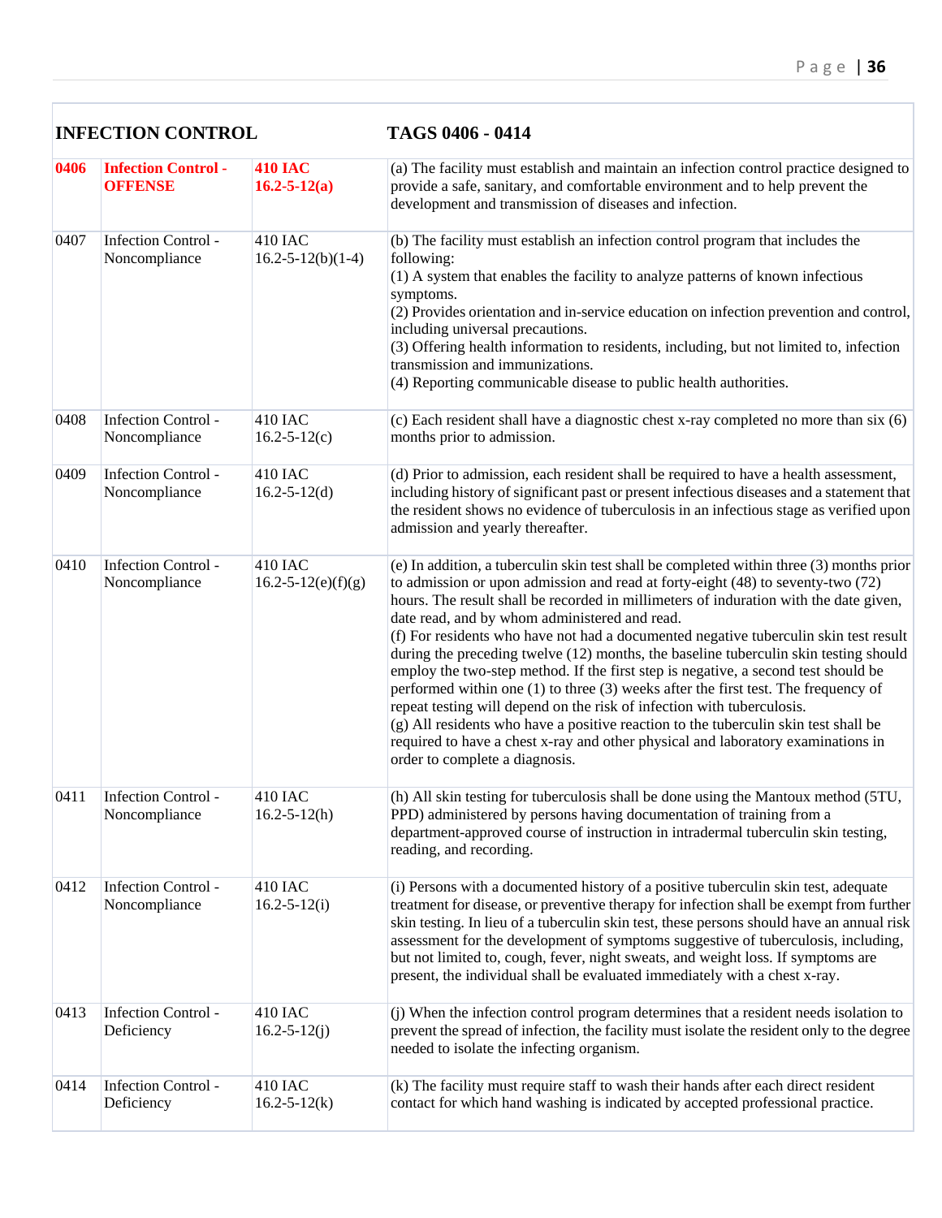| INFECTION CONTROL | | | TAGS 0406 - 0414 |
|---|---|---|---|
| **0406** | **Infection Control - OFFENSE** | **410 IAC 16.2-5-12(a)** | (a) The facility must establish and maintain an infection control practice designed to provide a safe, sanitary, and comfortable environment and to help prevent the development and transmission of diseases and infection. |
| 0407 | Infection Control - Noncompliance | 410 IAC 16.2-5-12(b)(1-4) | (b) The facility must establish an infection control program that includes the following:<br>(1) A system that enables the facility to analyze patterns of known infectious symptoms.<br>(2) Provides orientation and in-service education on infection prevention and control, including universal precautions.<br>(3) Offering health information to residents, including, but not limited to, infection transmission and immunizations.<br>(4) Reporting communicable disease to public health authorities. |
| 0408 | Infection Control - Noncompliance | 410 IAC 16.2-5-12(c) | (c) Each resident shall have a diagnostic chest x-ray completed no more than six (6) months prior to admission. |
| 0409 | Infection Control - Noncompliance | 410 IAC 16.2-5-12(d) | (d) Prior to admission, each resident shall be required to have a health assessment, including history of significant past or present infectious diseases and a statement that the resident shows no evidence of tuberculosis in an infectious stage as verified upon admission and yearly thereafter. |
| 0410 | Infection Control - Noncompliance | 410 IAC 16.2-5-12(e)(f)(g) | (e) In addition, a tuberculin skin test shall be completed within three (3) months prior to admission or upon admission and read at forty-eight (48) to seventy-two (72) hours. The result shall be recorded in millimeters of induration with the date given, date read, and by whom administered and read.<br>(f) For residents who have not had a documented negative tuberculin skin test result during the preceding twelve (12) months, the baseline tuberculin skin testing should employ the two-step method. If the first step is negative, a second test should be performed within one (1) to three (3) weeks after the first test. The frequency of repeat testing will depend on the risk of infection with tuberculosis.<br>(g) All residents who have a positive reaction to the tuberculin skin test shall be required to have a chest x-ray and other physical and laboratory examinations in order to complete a diagnosis. |
| 0411 | Infection Control - Noncompliance | 410 IAC 16.2-5-12(h) | (h) All skin testing for tuberculosis shall be done using the Mantoux method (5TU, PPD) administered by persons having documentation of training from a department-approved course of instruction in intradermal tuberculin skin testing, reading, and recording. |
| 0412 | Infection Control - Noncompliance | 410 IAC 16.2-5-12(i) | (i) Persons with a documented history of a positive tuberculin skin test, adequate treatment for disease, or preventive therapy for infection shall be exempt from further skin testing. In lieu of a tuberculin skin test, these persons should have an annual risk assessment for the development of symptoms suggestive of tuberculosis, including, but not limited to, cough, fever, night sweats, and weight loss. If symptoms are present, the individual shall be evaluated immediately with a chest x-ray. |
| 0413 | Infection Control - Deficiency | 410 IAC 16.2-5-12(j) | (j) When the infection control program determines that a resident needs isolation to prevent the spread of infection, the facility must isolate the resident only to the degree needed to isolate the infecting organism. |
| 0414 | Infection Control - Deficiency | 410 IAC 16.2-5-12(k) | (k) The facility must require staff to wash their hands after each direct resident contact for which hand washing is indicated by accepted professional practice. |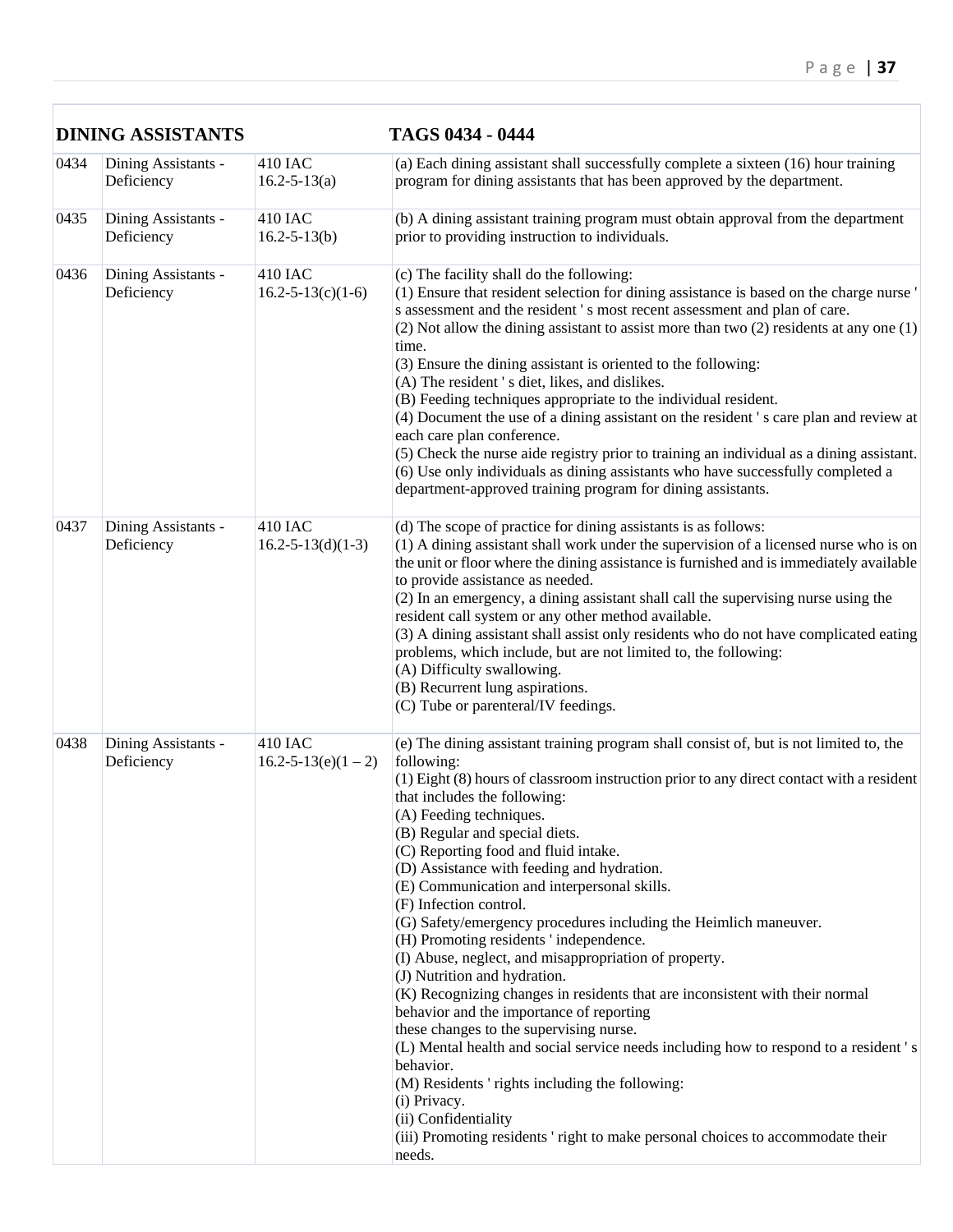| DINING ASSISTANTS | | TAGS 0434 - 0444 | |
|---|---|---|---|
| 0434 | Dining Assistants - Deficiency | 410 IAC 16.2-5-13(a) | (a) Each dining assistant shall successfully complete a sixteen (16) hour training program for dining assistants that has been approved by the department. |
| 0435 | Dining Assistants - Deficiency | 410 IAC 16.2-5-13(b) | (b) A dining assistant training program must obtain approval from the department prior to providing instruction to individuals. |
| 0436 | Dining Assistants - Deficiency | 410 IAC 16.2-5-13(c)(1-6) | (c) The facility shall do the following:<br>(1) Ensure that resident selection for dining assistance is based on the charge nurse ' s assessment and the resident ' s most recent assessment and plan of care.<br>(2) Not allow the dining assistant to assist more than two (2) residents at any one (1) time.<br>(3) Ensure the dining assistant is oriented to the following:<br>(A) The resident ' s diet, likes, and dislikes.<br>(B) Feeding techniques appropriate to the individual resident.<br>(4) Document the use of a dining assistant on the resident ' s care plan and review at each care plan conference.<br>(5) Check the nurse aide registry prior to training an individual as a dining assistant.<br>(6) Use only individuals as dining assistants who have successfully completed a department-approved training program for dining assistants. |
| 0437 | Dining Assistants - Deficiency | 410 IAC 16.2-5-13(d)(1-3) | (d) The scope of practice for dining assistants is as follows:<br>(1) A dining assistant shall work under the supervision of a licensed nurse who is on the unit or floor where the dining assistance is furnished and is immediately available to provide assistance as needed.<br>(2) In an emergency, a dining assistant shall call the supervising nurse using the resident call system or any other method available.<br>(3) A dining assistant shall assist only residents who do not have complicated eating problems, which include, but are not limited to, the following:<br>(A) Difficulty swallowing.<br>(B) Recurrent lung aspirations.<br>(C) Tube or parenteral/IV feedings. |
| 0438 | Dining Assistants - Deficiency | 410 IAC 16.2-5-13(e)(1 – 2) | (e) The dining assistant training program shall consist of, but is not limited to, the following:<br>(1) Eight (8) hours of classroom instruction prior to any direct contact with a resident that includes the following:<br>(A) Feeding techniques.<br>(B) Regular and special diets.<br>(C) Reporting food and fluid intake.<br>(D) Assistance with feeding and hydration.<br>(E) Communication and interpersonal skills.<br>(F) Infection control.<br>(G) Safety/emergency procedures including the Heimlich maneuver.<br>(H) Promoting residents ' independence.<br>(I) Abuse, neglect, and misappropriation of property.<br>(J) Nutrition and hydration.<br>(K) Recognizing changes in residents that are inconsistent with their normal behavior and the importance of reporting these changes to the supervising nurse.<br>(L) Mental health and social service needs including how to respond to a resident ' s behavior.<br>(M) Residents ' rights including the following:<br>(i) Privacy.<br>(ii) Confidentiality<br>(iii) Promoting residents ' right to make personal choices to accommodate their needs. |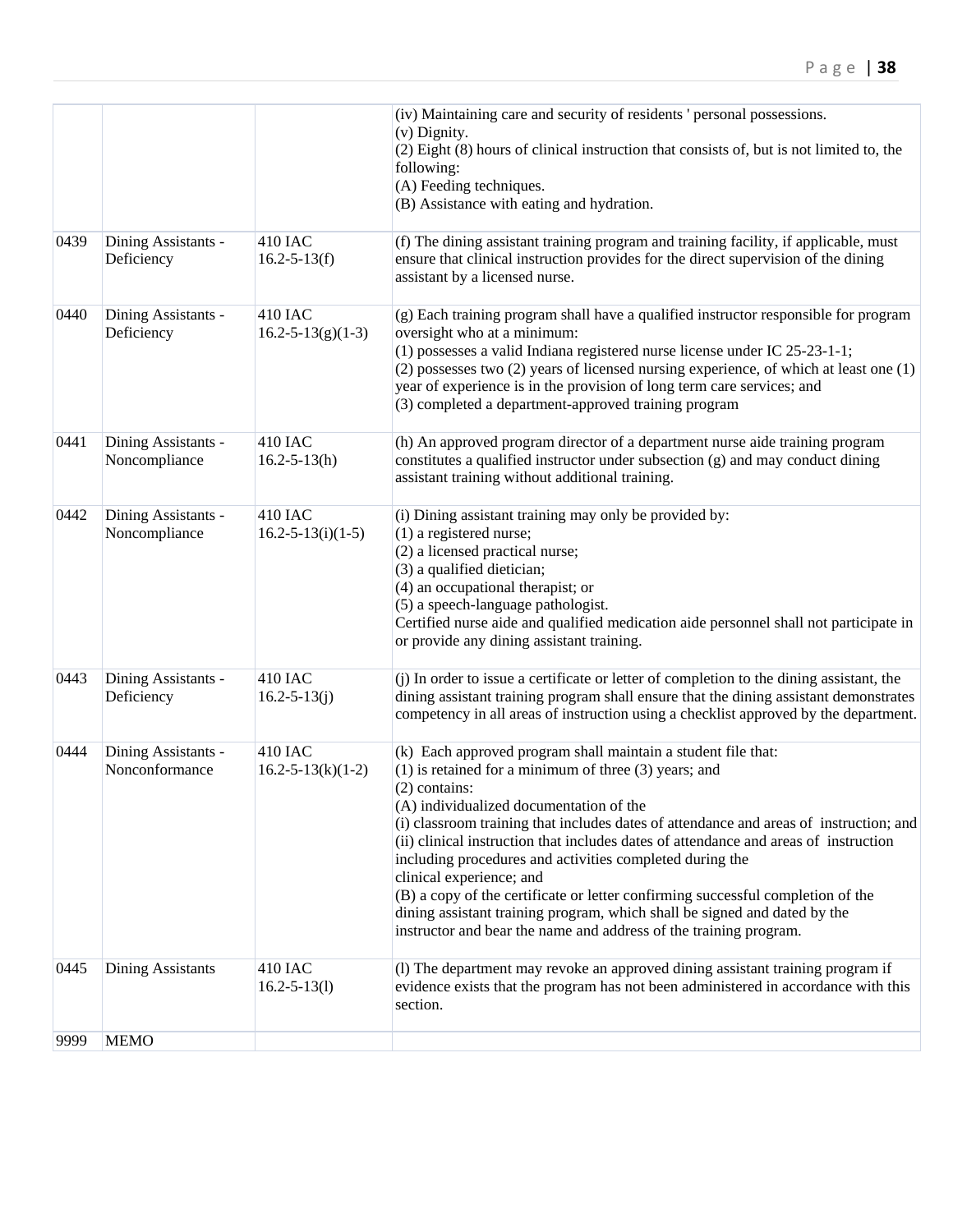| | | | |
|---|---|---|---|
| | | | (iv) Maintaining care and security of residents ' personal possessions.<br>(v) Dignity.<br>(2) Eight (8) hours of clinical instruction that consists of, but is not limited to, the following:<br>(A) Feeding techniques.<br>(B) Assistance with eating and hydration. |
| 0439 | Dining Assistants - Deficiency | 410 IAC 16.2-5-13(f) | (f) The dining assistant training program and training facility, if applicable, must ensure that clinical instruction provides for the direct supervision of the dining assistant by a licensed nurse. |
| 0440 | Dining Assistants - Deficiency | 410 IAC 16.2-5-13(g)(1-3) | (g) Each training program shall have a qualified instructor responsible for program oversight who at a minimum:<br>(1) possesses a valid Indiana registered nurse license under IC 25-23-1-1;<br>(2) possesses two (2) years of licensed nursing experience, of which at least one (1) year of experience is in the provision of long term care services; and<br>(3) completed a department-approved training program |
| 0441 | Dining Assistants - Noncompliance | 410 IAC 16.2-5-13(h) | (h) An approved program director of a department nurse aide training program constitutes a qualified instructor under subsection (g) and may conduct dining assistant training without additional training. |
| 0442 | Dining Assistants - Noncompliance | 410 IAC 16.2-5-13(i)(1-5) | (i) Dining assistant training may only be provided by:<br>(1) a registered nurse;<br>(2) a licensed practical nurse;<br>(3) a qualified dietician;<br>(4) an occupational therapist; or<br>(5) a speech-language pathologist.<br>Certified nurse aide and qualified medication aide personnel shall not participate in or provide any dining assistant training. |
| 0443 | Dining Assistants - Deficiency | 410 IAC 16.2-5-13(j) | (j) In order to issue a certificate or letter of completion to the dining assistant, the dining assistant training program shall ensure that the dining assistant demonstrates competency in all areas of instruction using a checklist approved by the department. |
| 0444 | Dining Assistants - Nonconformance | 410 IAC 16.2-5-13(k)(1-2) | (k) Each approved program shall maintain a student file that:<br>(1) is retained for a minimum of three (3) years; and<br>(2) contains:<br>(A) individualized documentation of the<br>(i) classroom training that includes dates of attendance and areas of instruction; and<br>(ii) clinical instruction that includes dates of attendance and areas of instruction including procedures and activities completed during the clinical experience; and<br>(B) a copy of the certificate or letter confirming successful completion of the dining assistant training program, which shall be signed and dated by the instructor and bear the name and address of the training program. |
| 0445 | Dining Assistants | 410 IAC 16.2-5-13(l) | (l) The department may revoke an approved dining assistant training program if evidence exists that the program has not been administered in accordance with this section. |
| 9999 | MEMO | | |